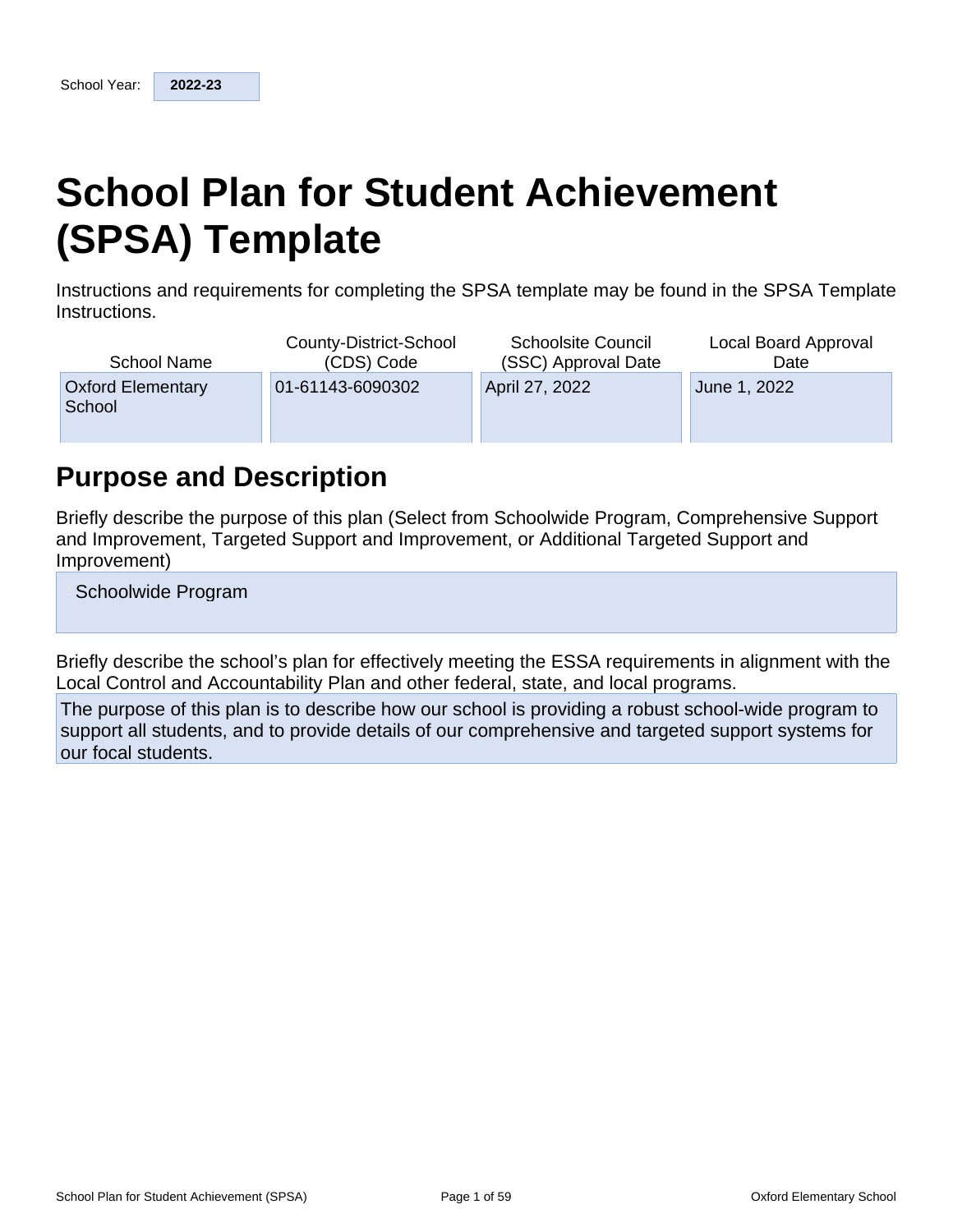School Year: **2022-23**

# School Plan for Student Achievement (SPSA) Template

Instructions and requirements for completing the SPSA template may be found in the SPSA Template Instructions.

| School Name | County-District-School (CDS) Code | Schoolsite Council (SSC) Approval Date | Local Board Approval Date |
|---|---|---|---|
| Oxford Elementary School | 01-61143-6090302 | April 27, 2022 | June 1, 2022 |

## Purpose and Description

Briefly describe the purpose of this plan (Select from Schoolwide Program, Comprehensive Support and Improvement, Targeted Support and Improvement, or Additional Targeted Support and Improvement)

Schoolwide Program

Briefly describe the school's plan for effectively meeting the ESSA requirements in alignment with the Local Control and Accountability Plan and other federal, state, and local programs.

The purpose of this plan is to describe how our school is providing a robust school-wide program to support all students, and to provide details of our comprehensive and targeted support systems for our focal students.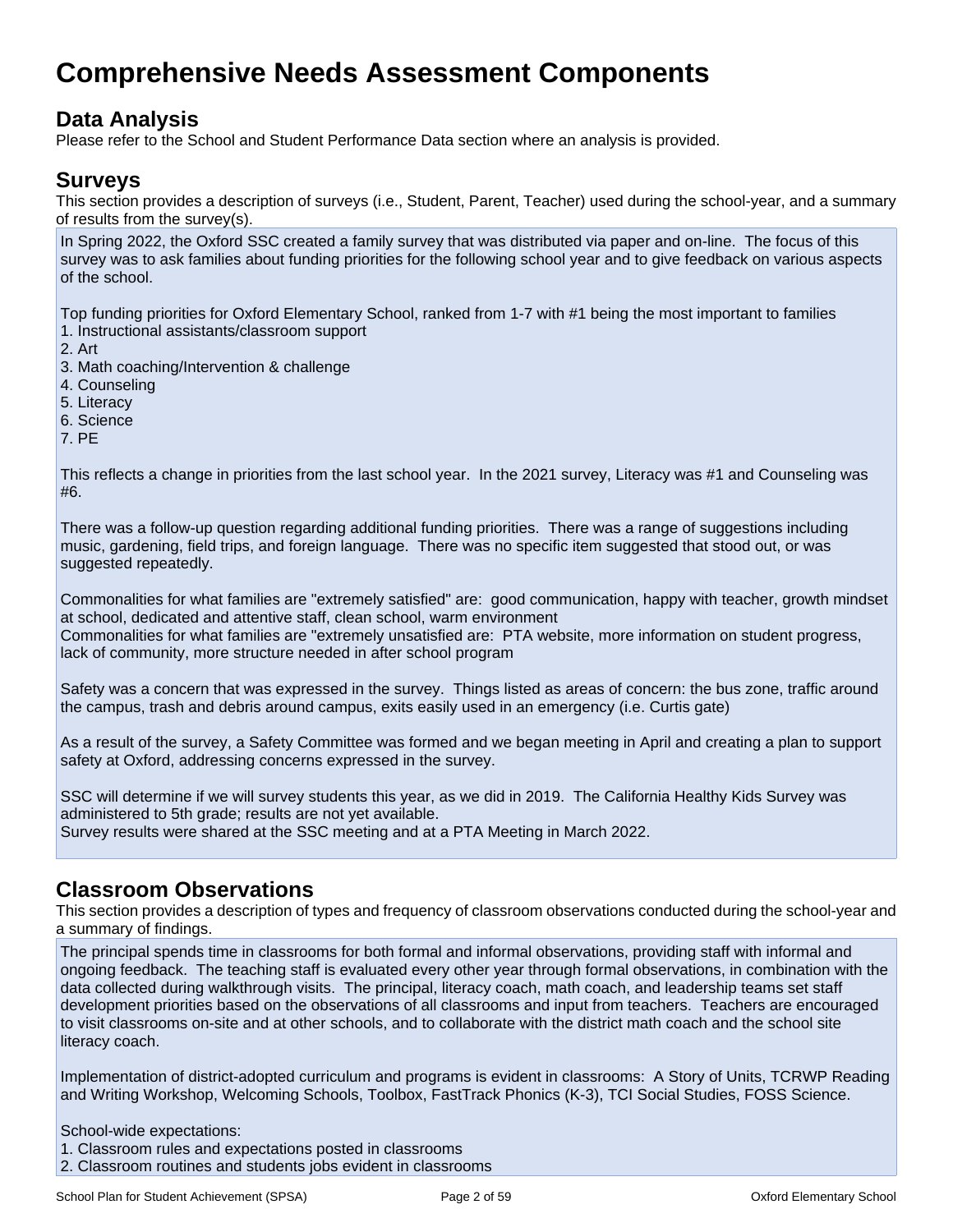# Comprehensive Needs Assessment Components

## Data Analysis

Please refer to the School and Student Performance Data section where an analysis is provided.

## Surveys

This section provides a description of surveys (i.e., Student, Parent, Teacher) used during the school-year, and a summary of results from the survey(s).

In Spring 2022, the Oxford SSC created a family survey that was distributed via paper and on-line. The focus of this survey was to ask families about funding priorities for the following school year and to give feedback on various aspects of the school.

Top funding priorities for Oxford Elementary School, ranked from 1-7 with #1 being the most important to families

1. Instructional assistants/classroom support
2. Art
3. Math coaching/Intervention & challenge
4. Counseling
5. Literacy
6. Science
7. PE

This reflects a change in priorities from the last school year. In the 2021 survey, Literacy was #1 and Counseling was #6.

There was a follow-up question regarding additional funding priorities. There was a range of suggestions including music, gardening, field trips, and foreign language. There was no specific item suggested that stood out, or was suggested repeatedly.

Commonalities for what families are "extremely satisfied" are: good communication, happy with teacher, growth mindset at school, dedicated and attentive staff, clean school, warm environment
Commonalities for what families are "extremely unsatisfied are: PTA website, more information on student progress, lack of community, more structure needed in after school program

Safety was a concern that was expressed in the survey. Things listed as areas of concern: the bus zone, traffic around the campus, trash and debris around campus, exits easily used in an emergency (i.e. Curtis gate)

As a result of the survey, a Safety Committee was formed and we began meeting in April and creating a plan to support safety at Oxford, addressing concerns expressed in the survey.

SSC will determine if we will survey students this year, as we did in 2019. The California Healthy Kids Survey was administered to 5th grade; results are not yet available.
Survey results were shared at the SSC meeting and at a PTA Meeting in March 2022.

## Classroom Observations

This section provides a description of types and frequency of classroom observations conducted during the school-year and a summary of findings.

The principal spends time in classrooms for both formal and informal observations, providing staff with informal and ongoing feedback. The teaching staff is evaluated every other year through formal observations, in combination with the data collected during walkthrough visits. The principal, literacy coach, math coach, and leadership teams set staff development priorities based on the observations of all classrooms and input from teachers. Teachers are encouraged to visit classrooms on-site and at other schools, and to collaborate with the district math coach and the school site literacy coach.

Implementation of district-adopted curriculum and programs is evident in classrooms: A Story of Units, TCRWP Reading and Writing Workshop, Welcoming Schools, Toolbox, FastTrack Phonics (K-3), TCI Social Studies, FOSS Science.

School-wide expectations:

1. Classroom rules and expectations posted in classrooms
2. Classroom routines and students jobs evident in classrooms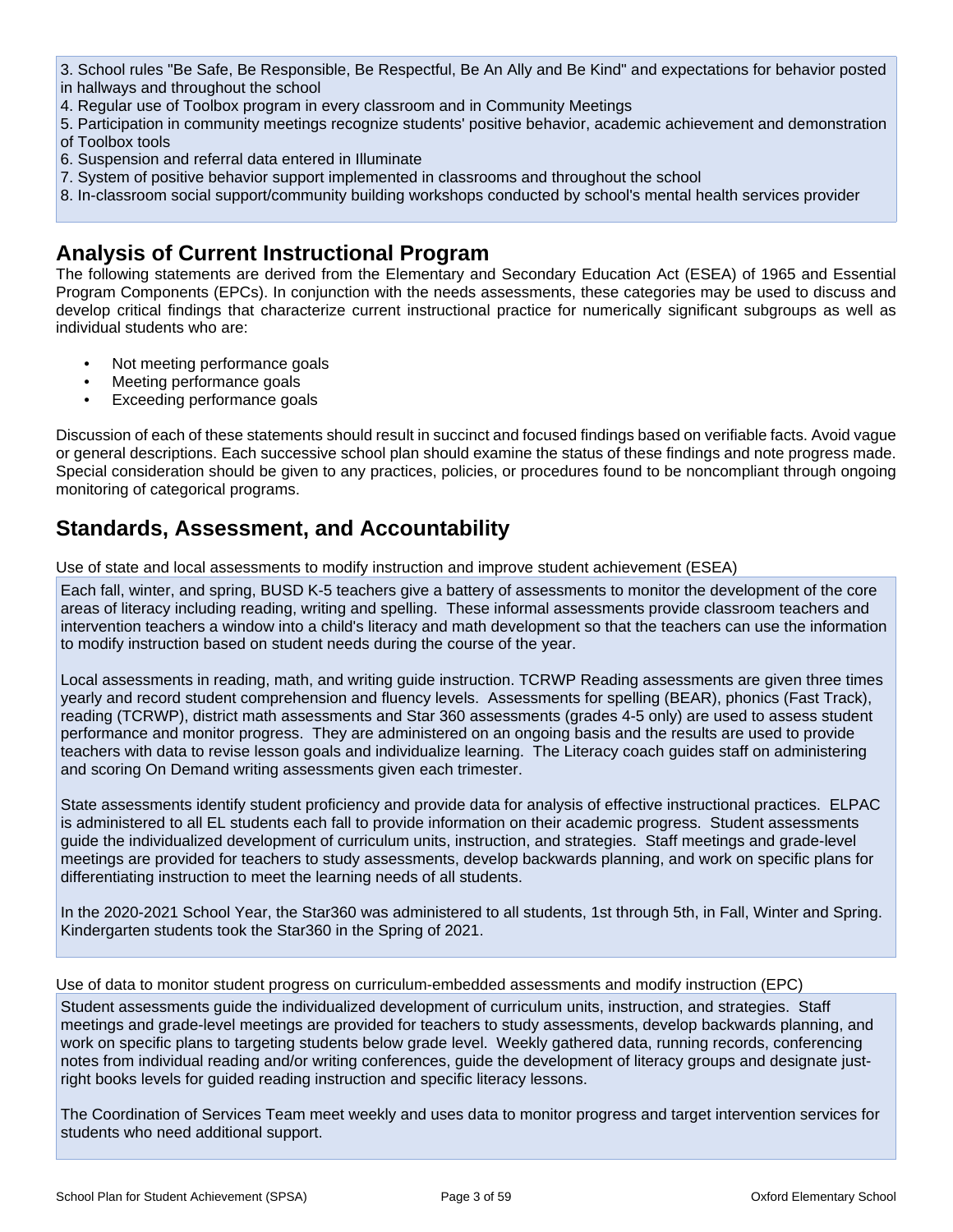3. School rules "Be Safe, Be Responsible, Be Respectful, Be An Ally and Be Kind" and expectations for behavior posted in hallways and throughout the school
4. Regular use of Toolbox program in every classroom and in Community Meetings
5. Participation in community meetings recognize students' positive behavior, academic achievement and demonstration of Toolbox tools
6. Suspension and referral data entered in Illuminate
7. System of positive behavior support implemented in classrooms and throughout the school
8. In-classroom social support/community building workshops conducted by school's mental health services provider

## Analysis of Current Instructional Program

The following statements are derived from the Elementary and Secondary Education Act (ESEA) of 1965 and Essential Program Components (EPCs). In conjunction with the needs assessments, these categories may be used to discuss and develop critical findings that characterize current instructional practice for numerically significant subgroups as well as individual students who are:

- Not meeting performance goals
- Meeting performance goals
- Exceeding performance goals

Discussion of each of these statements should result in succinct and focused findings based on verifiable facts. Avoid vague or general descriptions. Each successive school plan should examine the status of these findings and note progress made. Special consideration should be given to any practices, policies, or procedures found to be noncompliant through ongoing monitoring of categorical programs.

## Standards, Assessment, and Accountability

Use of state and local assessments to modify instruction and improve student achievement (ESEA)

Each fall, winter, and spring, BUSD K-5 teachers give a battery of assessments to monitor the development of the core areas of literacy including reading, writing and spelling. These informal assessments provide classroom teachers and intervention teachers a window into a child's literacy and math development so that the teachers can use the information to modify instruction based on student needs during the course of the year.

Local assessments in reading, math, and writing guide instruction. TCRWP Reading assessments are given three times yearly and record student comprehension and fluency levels. Assessments for spelling (BEAR), phonics (Fast Track), reading (TCRWP), district math assessments and Star 360 assessments (grades 4-5 only) are used to assess student performance and monitor progress. They are administered on an ongoing basis and the results are used to provide teachers with data to revise lesson goals and individualize learning. The Literacy coach guides staff on administering and scoring On Demand writing assessments given each trimester.

State assessments identify student proficiency and provide data for analysis of effective instructional practices. ELPAC is administered to all EL students each fall to provide information on their academic progress. Student assessments guide the individualized development of curriculum units, instruction, and strategies. Staff meetings and grade-level meetings are provided for teachers to study assessments, develop backwards planning, and work on specific plans for differentiating instruction to meet the learning needs of all students.

In the 2020-2021 School Year, the Star360 was administered to all students, 1st through 5th, in Fall, Winter and Spring. Kindergarten students took the Star360 in the Spring of 2021.

Use of data to monitor student progress on curriculum-embedded assessments and modify instruction (EPC)

Student assessments guide the individualized development of curriculum units, instruction, and strategies. Staff meetings and grade-level meetings are provided for teachers to study assessments, develop backwards planning, and work on specific plans to targeting students below grade level. Weekly gathered data, running records, conferencing notes from individual reading and/or writing conferences, guide the development of literacy groups and designate just-right books levels for guided reading instruction and specific literacy lessons.

The Coordination of Services Team meet weekly and uses data to monitor progress and target intervention services for students who need additional support.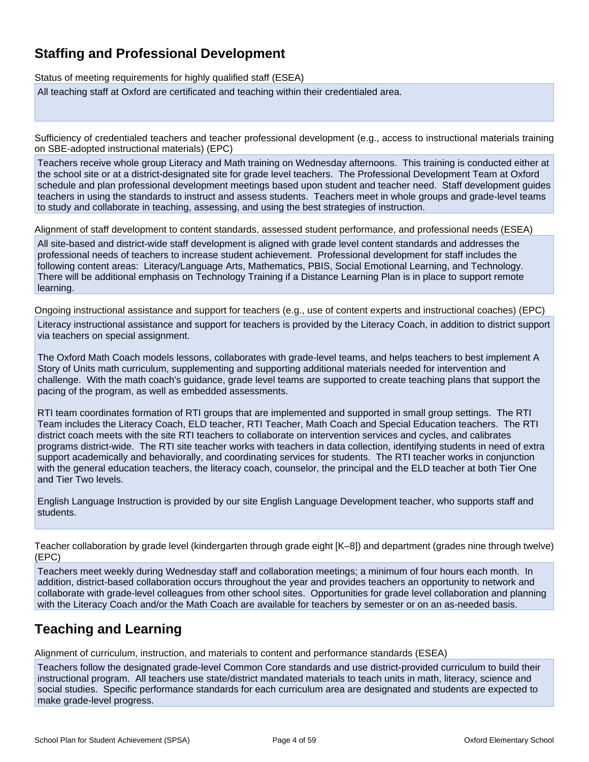## Staffing and Professional Development

Status of meeting requirements for highly qualified staff (ESEA)

All teaching staff at Oxford are certificated and teaching within their credentialed area.

Sufficiency of credentialed teachers and teacher professional development (e.g., access to instructional materials training on SBE-adopted instructional materials) (EPC)

Teachers receive whole group Literacy and Math training on Wednesday afternoons. This training is conducted either at the school site or at a district-designated site for grade level teachers. The Professional Development Team at Oxford schedule and plan professional development meetings based upon student and teacher need. Staff development guides teachers in using the standards to instruct and assess students. Teachers meet in whole groups and grade-level teams to study and collaborate in teaching, assessing, and using the best strategies of instruction.

Alignment of staff development to content standards, assessed student performance, and professional needs (ESEA)

All site-based and district-wide staff development is aligned with grade level content standards and addresses the professional needs of teachers to increase student achievement. Professional development for staff includes the following content areas: Literacy/Language Arts, Mathematics, PBIS, Social Emotional Learning, and Technology. There will be additional emphasis on Technology Training if a Distance Learning Plan is in place to support remote learning.

Ongoing instructional assistance and support for teachers (e.g., use of content experts and instructional coaches) (EPC)

Literacy instructional assistance and support for teachers is provided by the Literacy Coach, in addition to district support via teachers on special assignment.

The Oxford Math Coach models lessons, collaborates with grade-level teams, and helps teachers to best implement A Story of Units math curriculum, supplementing and supporting additional materials needed for intervention and challenge. With the math coach's guidance, grade level teams are supported to create teaching plans that support the pacing of the program, as well as embedded assessments.

RTI team coordinates formation of RTI groups that are implemented and supported in small group settings. The RTI Team includes the Literacy Coach, ELD teacher, RTI Teacher, Math Coach and Special Education teachers. The RTI district coach meets with the site RTI teachers to collaborate on intervention services and cycles, and calibrates programs district-wide. The RTI site teacher works with teachers in data collection, identifying students in need of extra support academically and behaviorally, and coordinating services for students. The RTI teacher works in conjunction with the general education teachers, the literacy coach, counselor, the principal and the ELD teacher at both Tier One and Tier Two levels.

English Language Instruction is provided by our site English Language Development teacher, who supports staff and students.

Teacher collaboration by grade level (kindergarten through grade eight [K–8]) and department (grades nine through twelve) (EPC)

Teachers meet weekly during Wednesday staff and collaboration meetings; a minimum of four hours each month. In addition, district-based collaboration occurs throughout the year and provides teachers an opportunity to network and collaborate with grade-level colleagues from other school sites. Opportunities for grade level collaboration and planning with the Literacy Coach and/or the Math Coach are available for teachers by semester or on an as-needed basis.

## Teaching and Learning

Alignment of curriculum, instruction, and materials to content and performance standards (ESEA)

Teachers follow the designated grade-level Common Core standards and use district-provided curriculum to build their instructional program. All teachers use state/district mandated materials to teach units in math, literacy, science and social studies. Specific performance standards for each curriculum area are designated and students are expected to make grade-level progress.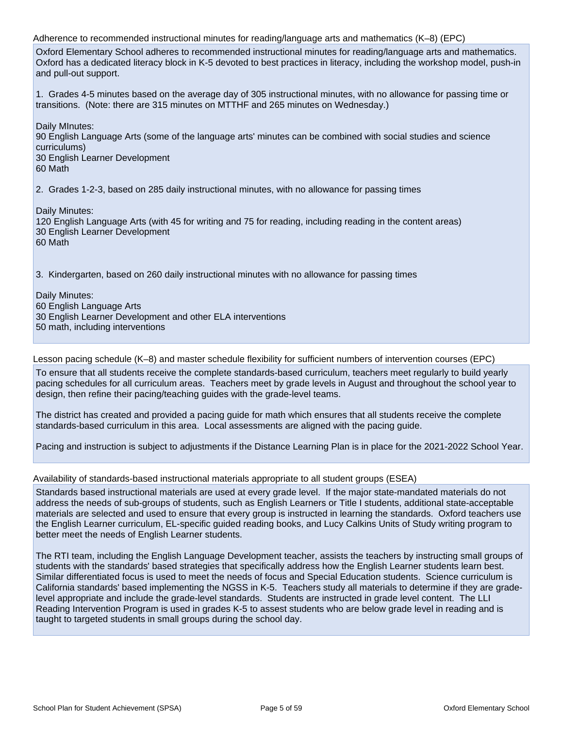Adherence to recommended instructional minutes for reading/language arts and mathematics (K–8) (EPC)

Oxford Elementary School adheres to recommended instructional minutes for reading/language arts and mathematics. Oxford has a dedicated literacy block in K-5 devoted to best practices in literacy, including the workshop model, push-in and pull-out support.

1. Grades 4-5 minutes based on the average day of 305 instructional minutes, with no allowance for passing time or transitions. (Note: there are 315 minutes on MTTHF and 265 minutes on Wednesday.)

Daily MInutes:
90 English Language Arts (some of the language arts' minutes can be combined with social studies and science curriculums)
30 English Learner Development
60 Math

2. Grades 1-2-3, based on 285 daily instructional minutes, with no allowance for passing times

Daily Minutes:
120 English Language Arts (with 45 for writing and 75 for reading, including reading in the content areas)
30 English Learner Development
60 Math

3. Kindergarten, based on 260 daily instructional minutes with no allowance for passing times

Daily Minutes:
60 English Language Arts
30 English Learner Development and other ELA interventions
50 math, including interventions

Lesson pacing schedule (K–8) and master schedule flexibility for sufficient numbers of intervention courses (EPC)

To ensure that all students receive the complete standards-based curriculum, teachers meet regularly to build yearly pacing schedules for all curriculum areas. Teachers meet by grade levels in August and throughout the school year to design, then refine their pacing/teaching guides with the grade-level teams.

The district has created and provided a pacing guide for math which ensures that all students receive the complete standards-based curriculum in this area. Local assessments are aligned with the pacing guide.

Pacing and instruction is subject to adjustments if the Distance Learning Plan is in place for the 2021-2022 School Year.

Availability of standards-based instructional materials appropriate to all student groups (ESEA)

Standards based instructional materials are used at every grade level. If the major state-mandated materials do not address the needs of sub-groups of students, such as English Learners or Title I students, additional state-acceptable materials are selected and used to ensure that every group is instructed in learning the standards. Oxford teachers use the English Learner curriculum, EL-specific guided reading books, and Lucy Calkins Units of Study writing program to better meet the needs of English Learner students.

The RTI team, including the English Language Development teacher, assists the teachers by instructing small groups of students with the standards' based strategies that specifically address how the English Learner students learn best. Similar differentiated focus is used to meet the needs of focus and Special Education students. Science curriculum is California standards' based implementing the NGSS in K-5. Teachers study all materials to determine if they are grade-level appropriate and include the grade-level standards. Students are instructed in grade level content. The LLI Reading Intervention Program is used in grades K-5 to assest students who are below grade level in reading and is taught to targeted students in small groups during the school day.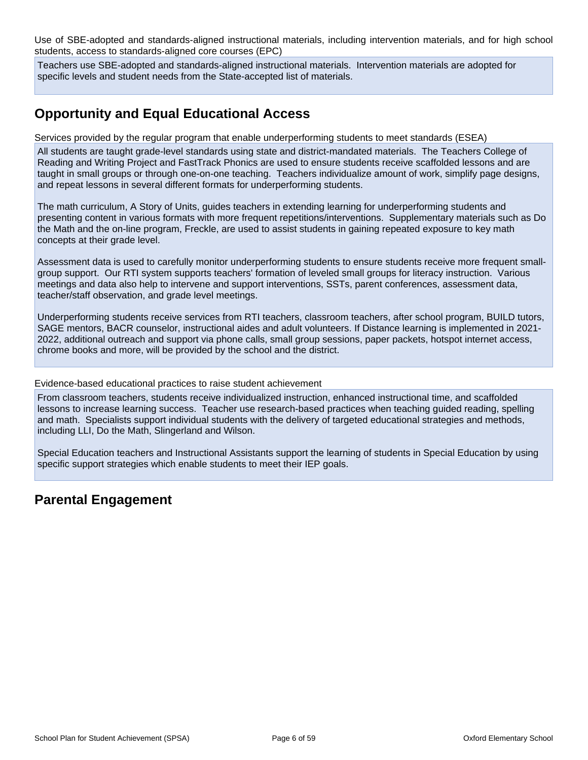Use of SBE-adopted and standards-aligned instructional materials, including intervention materials, and for high school students, access to standards-aligned core courses (EPC)

Teachers use SBE-adopted and standards-aligned instructional materials. Intervention materials are adopted for specific levels and student needs from the State-accepted list of materials.

## Opportunity and Equal Educational Access

Services provided by the regular program that enable underperforming students to meet standards (ESEA)

All students are taught grade-level standards using state and district-mandated materials. The Teachers College of Reading and Writing Project and FastTrack Phonics are used to ensure students receive scaffolded lessons and are taught in small groups or through one-on-one teaching. Teachers individualize amount of work, simplify page designs, and repeat lessons in several different formats for underperforming students.

The math curriculum, A Story of Units, guides teachers in extending learning for underperforming students and presenting content in various formats with more frequent repetitions/interventions. Supplementary materials such as Do the Math and the on-line program, Freckle, are used to assist students in gaining repeated exposure to key math concepts at their grade level.

Assessment data is used to carefully monitor underperforming students to ensure students receive more frequent small-group support. Our RTI system supports teachers' formation of leveled small groups for literacy instruction. Various meetings and data also help to intervene and support interventions, SSTs, parent conferences, assessment data, teacher/staff observation, and grade level meetings.

Underperforming students receive services from RTI teachers, classroom teachers, after school program, BUILD tutors, SAGE mentors, BACR counselor, instructional aides and adult volunteers. If Distance learning is implemented in 2021-2022, additional outreach and support via phone calls, small group sessions, paper packets, hotspot internet access, chrome books and more, will be provided by the school and the district.

Evidence-based educational practices to raise student achievement

From classroom teachers, students receive individualized instruction, enhanced instructional time, and scaffolded lessons to increase learning success. Teacher use research-based practices when teaching guided reading, spelling and math. Specialists support individual students with the delivery of targeted educational strategies and methods, including LLI, Do the Math, Slingerland and Wilson.

Special Education teachers and Instructional Assistants support the learning of students in Special Education by using specific support strategies which enable students to meet their IEP goals.

## Parental Engagement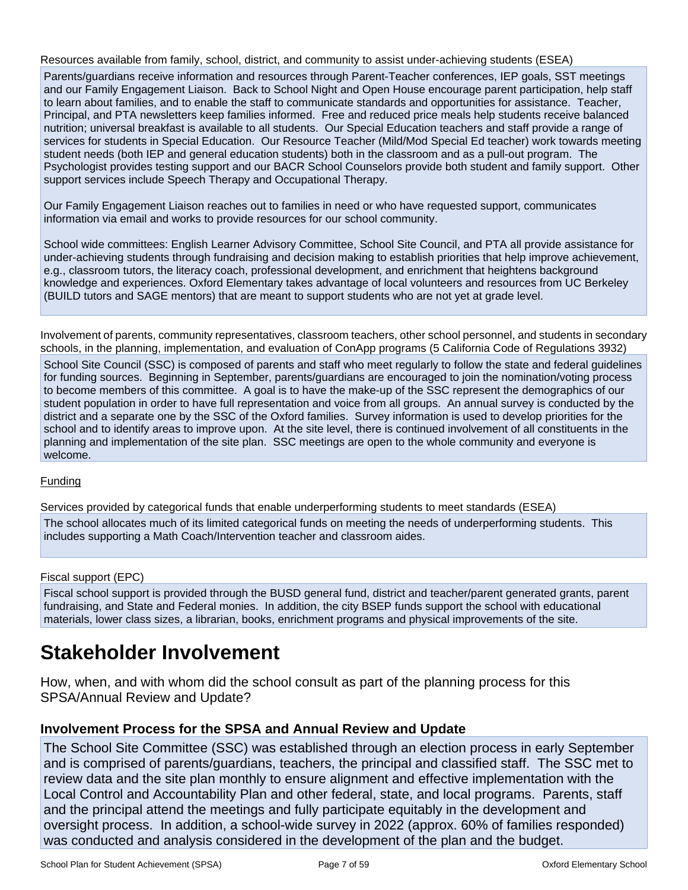Resources available from family, school, district, and community to assist under-achieving students (ESEA)

Parents/guardians receive information and resources through Parent-Teacher conferences, IEP goals, SST meetings and our Family Engagement Liaison. Back to School Night and Open House encourage parent participation, help staff to learn about families, and to enable the staff to communicate standards and opportunities for assistance. Teacher, Principal, and PTA newsletters keep families informed. Free and reduced price meals help students receive balanced nutrition; universal breakfast is available to all students. Our Special Education teachers and staff provide a range of services for students in Special Education. Our Resource Teacher (Mild/Mod Special Ed teacher) work towards meeting student needs (both IEP and general education students) both in the classroom and as a pull-out program. The Psychologist provides testing support and our BACR School Counselors provide both student and family support. Other support services include Speech Therapy and Occupational Therapy.

Our Family Engagement Liaison reaches out to families in need or who have requested support, communicates information via email and works to provide resources for our school community.

School wide committees: English Learner Advisory Committee, School Site Council, and PTA all provide assistance for under-achieving students through fundraising and decision making to establish priorities that help improve achievement, e.g., classroom tutors, the literacy coach, professional development, and enrichment that heightens background knowledge and experiences. Oxford Elementary takes advantage of local volunteers and resources from UC Berkeley (BUILD tutors and SAGE mentors) that are meant to support students who are not yet at grade level.

Involvement of parents, community representatives, classroom teachers, other school personnel, and students in secondary schools, in the planning, implementation, and evaluation of ConApp programs (5 California Code of Regulations 3932)

School Site Council (SSC) is composed of parents and staff who meet regularly to follow the state and federal guidelines for funding sources. Beginning in September, parents/guardians are encouraged to join the nomination/voting process to become members of this committee. A goal is to have the make-up of the SSC represent the demographics of our student population in order to have full representation and voice from all groups. An annual survey is conducted by the district and a separate one by the SSC of the Oxford families. Survey information is used to develop priorities for the school and to identify areas to improve upon. At the site level, there is continued involvement of all constituents in the planning and implementation of the site plan. SSC meetings are open to the whole community and everyone is welcome.

Funding

Services provided by categorical funds that enable underperforming students to meet standards (ESEA)

The school allocates much of its limited categorical funds on meeting the needs of underperforming students. This includes supporting a Math Coach/Intervention teacher and classroom aides.

Fiscal support (EPC)

Fiscal school support is provided through the BUSD general fund, district and teacher/parent generated grants, parent fundraising, and State and Federal monies. In addition, the city BSEP funds support the school with educational materials, lower class sizes, a librarian, books, enrichment programs and physical improvements of the site.

# Stakeholder Involvement

How, when, and with whom did the school consult as part of the planning process for this SPSA/Annual Review and Update?

### Involvement Process for the SPSA and Annual Review and Update

The School Site Committee (SSC) was established through an election process in early September and is comprised of parents/guardians, teachers, the principal and classified staff. The SSC met to review data and the site plan monthly to ensure alignment and effective implementation with the Local Control and Accountability Plan and other federal, state, and local programs. Parents, staff and the principal attend the meetings and fully participate equitably in the development and oversight process. In addition, a school-wide survey in 2022 (approx. 60% of families responded) was conducted and analysis considered in the development of the plan and the budget.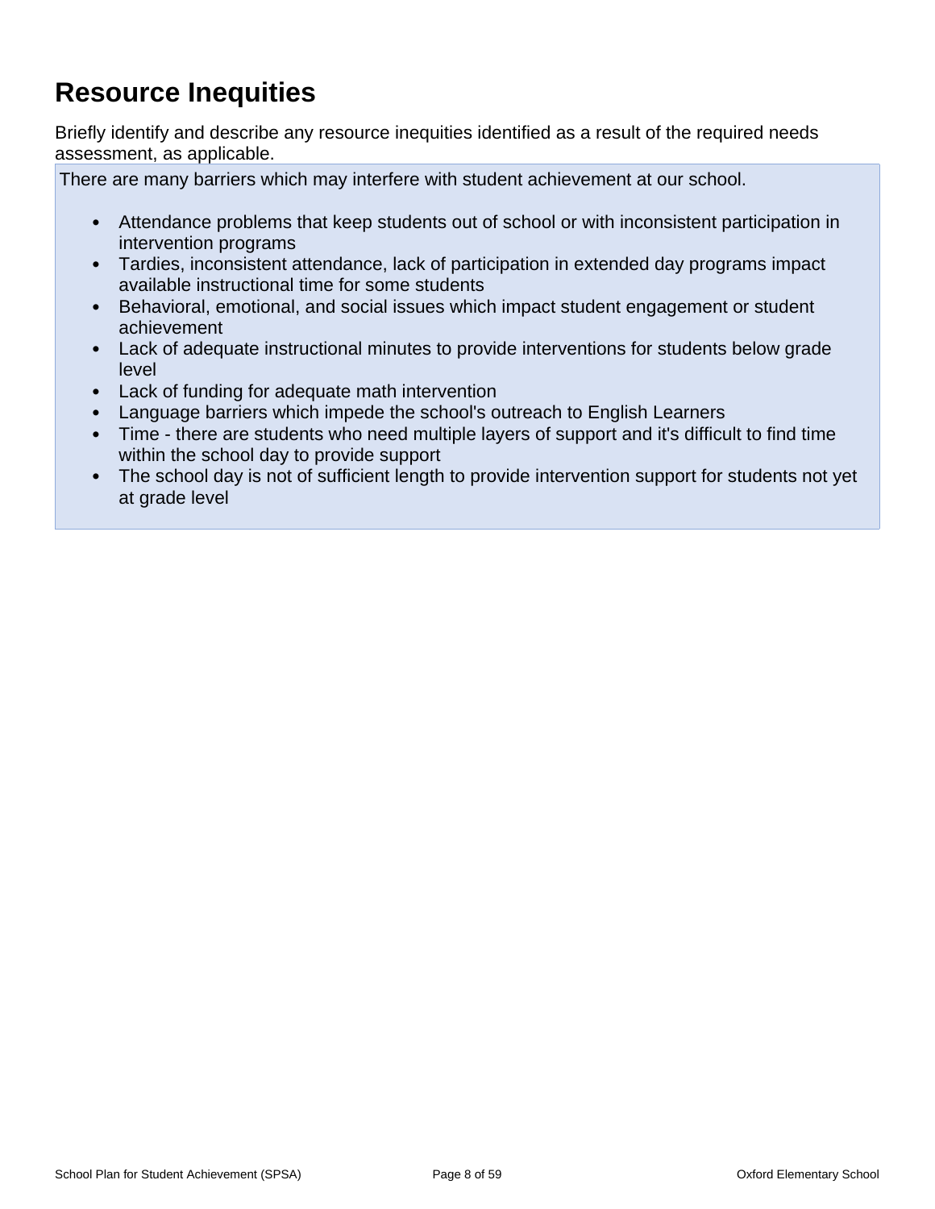## Resource Inequities

Briefly identify and describe any resource inequities identified as a result of the required needs assessment, as applicable.

There are many barriers which may interfere with student achievement at our school.

- Attendance problems that keep students out of school or with inconsistent participation in intervention programs
- Tardies, inconsistent attendance, lack of participation in extended day programs impact available instructional time for some students
- Behavioral, emotional, and social issues which impact student engagement or student achievement
- Lack of adequate instructional minutes to provide interventions for students below grade level
- Lack of funding for adequate math intervention
- Language barriers which impede the school's outreach to English Learners
- Time - there are students who need multiple layers of support and it's difficult to find time within the school day to provide support
- The school day is not of sufficient length to provide intervention support for students not yet at grade level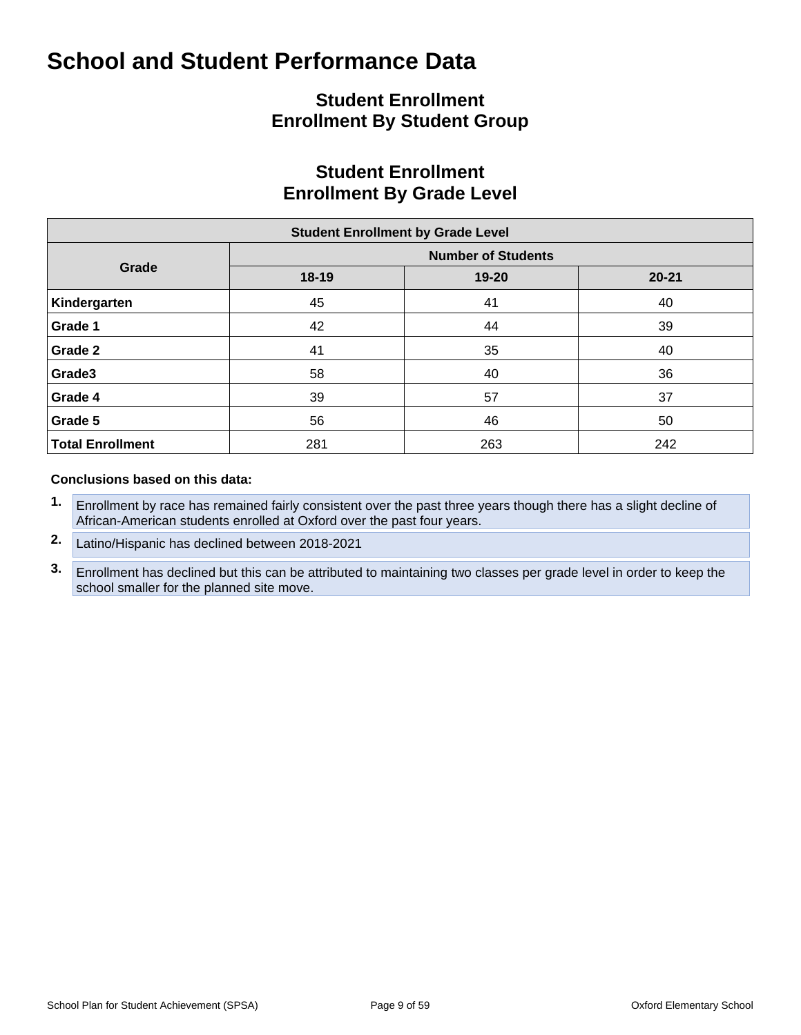# School and Student Performance Data

## Student Enrollment
## Enrollment By Student Group

## Student Enrollment
## Enrollment By Grade Level

| Student Enrollment by Grade Level | | | |
|---|---|---|---|
| **Grade** | **Number of Students** | | |
| | **18-19** | **19-20** | **20-21** |
| **Kindergarten** | 45 | 41 | 40 |
| **Grade 1** | 42 | 44 | 39 |
| **Grade 2** | 41 | 35 | 40 |
| **Grade3** | 58 | 40 | 36 |
| **Grade 4** | 39 | 57 | 37 |
| **Grade 5** | 56 | 46 | 50 |
| **Total Enrollment** | 281 | 263 | 242 |

**Conclusions based on this data:**

1. Enrollment by race has remained fairly consistent over the past three years though there has a slight decline of African-American students enrolled at Oxford over the past four years.
2. Latino/Hispanic has declined between 2018-2021
3. Enrollment has declined but this can be attributed to maintaining two classes per grade level in order to keep the school smaller for the planned site move.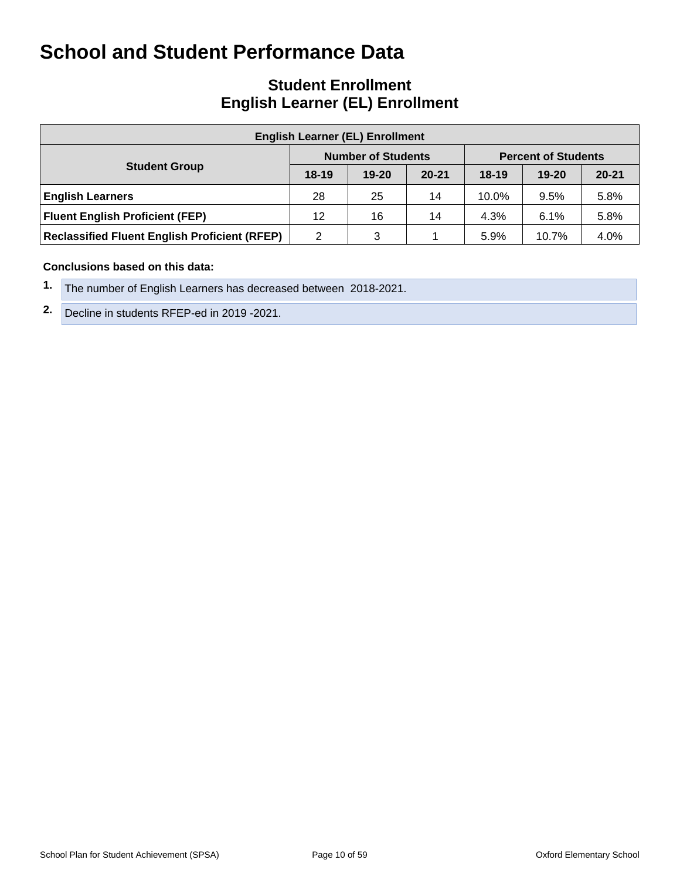# School and Student Performance Data

## Student Enrollment
## English Learner (EL) Enrollment

| English Learner (EL) Enrollment | | | | | | |
|---|---|---|---|---|---|---|
| **Student Group** | **Number of Students** | | | **Percent of Students** | | |
| | **18-19** | **19-20** | **20-21** | **18-19** | **19-20** | **20-21** |
| **English Learners** | 28 | 25 | 14 | 10.0% | 9.5% | 5.8% |
| **Fluent English Proficient (FEP)** | 12 | 16 | 14 | 4.3% | 6.1% | 5.8% |
| **Reclassified Fluent English Proficient (RFEP)** | 2 | 3 | 1 | 5.9% | 10.7% | 4.0% |

**Conclusions based on this data:**

1. The number of English Learners has decreased between 2018-2021.
2. Decline in students RFEP-ed in 2019 -2021.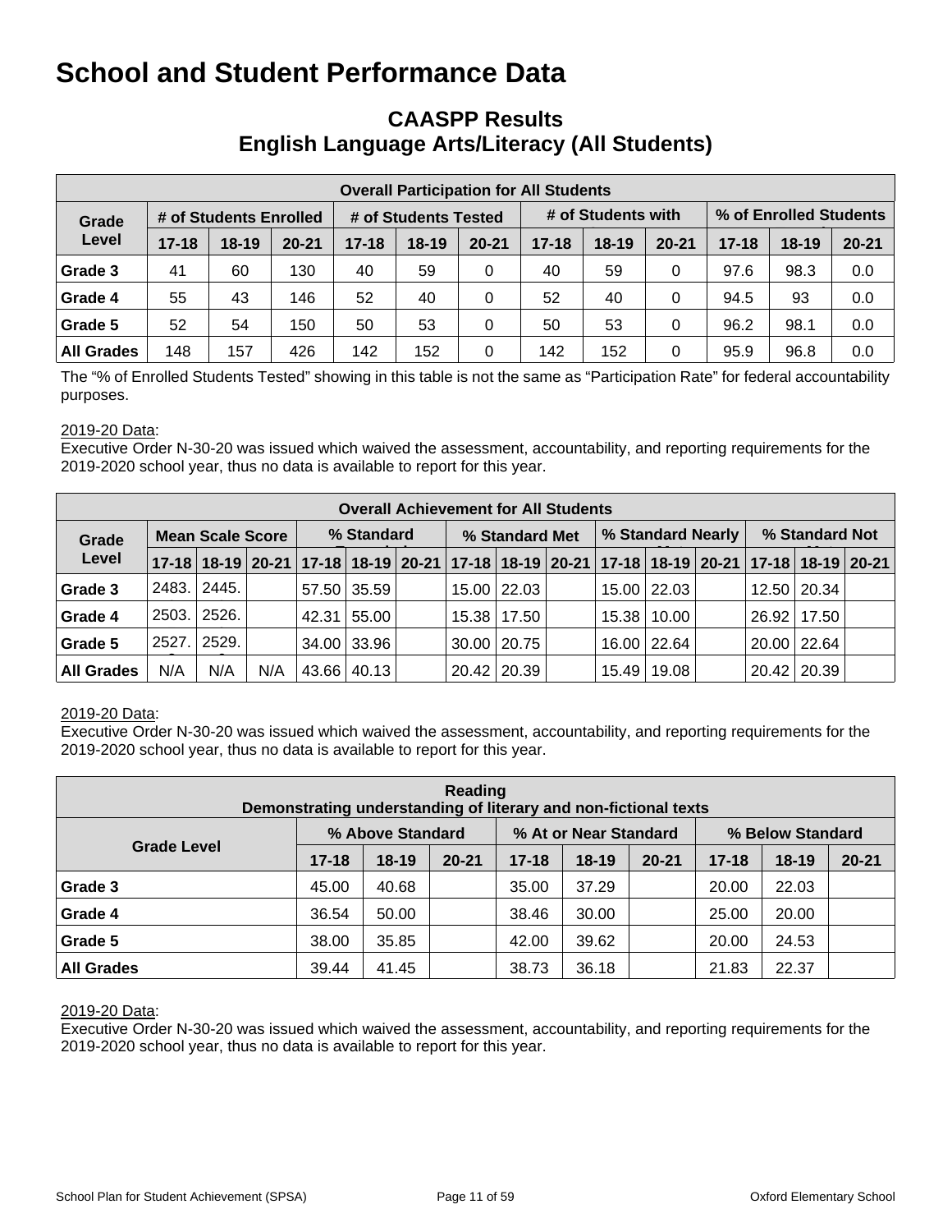# School and Student Performance Data

## CAASPP Results
## English Language Arts/Literacy (All Students)

| Overall Participation for All Students | | | | | | | | | | | | |
|---|---|---|---|---|---|---|---|---|---|---|---|---|
| Grade Level | # of Students Enrolled | | | # of Students Tested | | | # of Students with | | | % of Enrolled Students | | |
| | 17-18 | 18-19 | 20-21 | 17-18 | 18-19 | 20-21 | 17-18 | 18-19 | 20-21 | 17-18 | 18-19 | 20-21 |
| Grade 3 | 41 | 60 | 130 | 40 | 59 | 0 | 40 | 59 | 0 | 97.6 | 98.3 | 0.0 |
| Grade 4 | 55 | 43 | 146 | 52 | 40 | 0 | 52 | 40 | 0 | 94.5 | 93 | 0.0 |
| Grade 5 | 52 | 54 | 150 | 50 | 53 | 0 | 50 | 53 | 0 | 96.2 | 98.1 | 0.0 |
| All Grades | 148 | 157 | 426 | 142 | 152 | 0 | 142 | 152 | 0 | 95.9 | 96.8 | 0.0 |

The "% of Enrolled Students Tested" showing in this table is not the same as "Participation Rate" for federal accountability purposes.

2019-20 Data:
Executive Order N-30-20 was issued which waived the assessment, accountability, and reporting requirements for the 2019-2020 school year, thus no data is available to report for this year.

| Overall Achievement for All Students | | | | | | | | | | | | | | | |
|---|---|---|---|---|---|---|---|---|---|---|---|---|---|---|---|
| Grade Level | Mean Scale Score | | | % Standard | | | % Standard Met | | | % Standard Nearly | | | % Standard Not | | |
| | 17-18 | 18-19 | 20-21 | 17-18 | 18-19 | 20-21 | 17-18 | 18-19 | 20-21 | 17-18 | 18-19 | 20-21 | 17-18 | 18-19 | 20-21 |
| Grade 3 | 2483. | 2445. | | 57.50 | 35.59 | | 15.00 | 22.03 | | 15.00 | 22.03 | | 12.50 | 20.34 | |
| Grade 4 | 2503. | 2526. | | 42.31 | 55.00 | | 15.38 | 17.50 | | 15.38 | 10.00 | | 26.92 | 17.50 | |
| Grade 5 | 2527. | 2529. | | 34.00 | 33.96 | | 30.00 | 20.75 | | 16.00 | 22.64 | | 20.00 | 22.64 | |
| All Grades | N/A | N/A | N/A | 43.66 | 40.13 | | 20.42 | 20.39 | | 15.49 | 19.08 | | 20.42 | 20.39 | |

2019-20 Data:
Executive Order N-30-20 was issued which waived the assessment, accountability, and reporting requirements for the 2019-2020 school year, thus no data is available to report for this year.

| Reading<br>Demonstrating understanding of literary and non-fictional texts | | | | | | | | | |
|---|---|---|---|---|---|---|---|---|---|
| Grade Level | % Above Standard | | | % At or Near Standard | | | % Below Standard | | |
| | 17-18 | 18-19 | 20-21 | 17-18 | 18-19 | 20-21 | 17-18 | 18-19 | 20-21 |
| Grade 3 | 45.00 | 40.68 | | 35.00 | 37.29 | | 20.00 | 22.03 | |
| Grade 4 | 36.54 | 50.00 | | 38.46 | 30.00 | | 25.00 | 20.00 | |
| Grade 5 | 38.00 | 35.85 | | 42.00 | 39.62 | | 20.00 | 24.53 | |
| All Grades | 39.44 | 41.45 | | 38.73 | 36.18 | | 21.83 | 22.37 | |

2019-20 Data:
Executive Order N-30-20 was issued which waived the assessment, accountability, and reporting requirements for the 2019-2020 school year, thus no data is available to report for this year.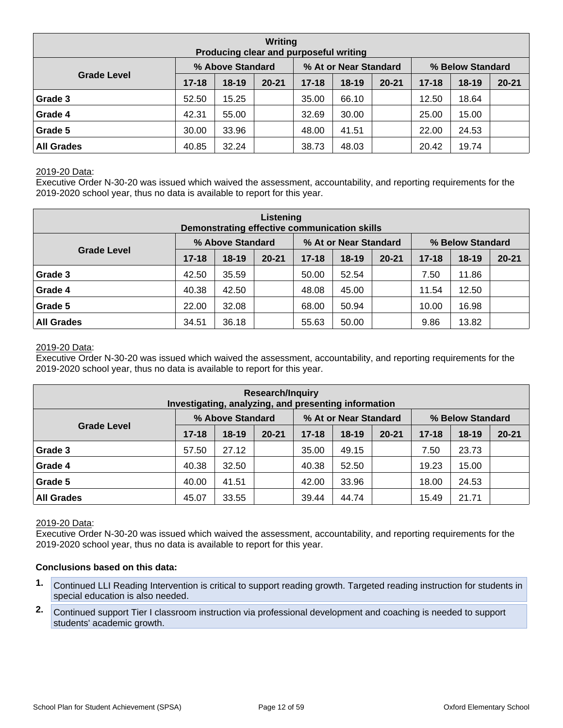| Writing<br>Producing clear and purposeful writing | | | | | | | | | |
|---|---|---|---|---|---|---|---|---|---|
| Grade Level | % Above Standard | | | % At or Near Standard | | | % Below Standard | | |
| | 17-18 | 18-19 | 20-21 | 17-18 | 18-19 | 20-21 | 17-18 | 18-19 | 20-21 |
| **Grade 3** | 52.50 | 15.25 | | 35.00 | 66.10 | | 12.50 | 18.64 | |
| **Grade 4** | 42.31 | 55.00 | | 32.69 | 30.00 | | 25.00 | 15.00 | |
| **Grade 5** | 30.00 | 33.96 | | 48.00 | 41.51 | | 22.00 | 24.53 | |
| **All Grades** | 40.85 | 32.24 | | 38.73 | 48.03 | | 20.42 | 19.74 | |

2019-20 Data:
Executive Order N-30-20 was issued which waived the assessment, accountability, and reporting requirements for the 2019-2020 school year, thus no data is available to report for this year.

| Listening<br>Demonstrating effective communication skills | | | | | | | | | |
|---|---|---|---|---|---|---|---|---|---|
| Grade Level | % Above Standard | | | % At or Near Standard | | | % Below Standard | | |
| | 17-18 | 18-19 | 20-21 | 17-18 | 18-19 | 20-21 | 17-18 | 18-19 | 20-21 |
| **Grade 3** | 42.50 | 35.59 | | 50.00 | 52.54 | | 7.50 | 11.86 | |
| **Grade 4** | 40.38 | 42.50 | | 48.08 | 45.00 | | 11.54 | 12.50 | |
| **Grade 5** | 22.00 | 32.08 | | 68.00 | 50.94 | | 10.00 | 16.98 | |
| **All Grades** | 34.51 | 36.18 | | 55.63 | 50.00 | | 9.86 | 13.82 | |

2019-20 Data:
Executive Order N-30-20 was issued which waived the assessment, accountability, and reporting requirements for the 2019-2020 school year, thus no data is available to report for this year.

| Research/Inquiry<br>Investigating, analyzing, and presenting information | | | | | | | | | |
|---|---|---|---|---|---|---|---|---|---|
| Grade Level | % Above Standard | | | % At or Near Standard | | | % Below Standard | | |
| | 17-18 | 18-19 | 20-21 | 17-18 | 18-19 | 20-21 | 17-18 | 18-19 | 20-21 |
| **Grade 3** | 57.50 | 27.12 | | 35.00 | 49.15 | | 7.50 | 23.73 | |
| **Grade 4** | 40.38 | 32.50 | | 40.38 | 52.50 | | 19.23 | 15.00 | |
| **Grade 5** | 40.00 | 41.51 | | 42.00 | 33.96 | | 18.00 | 24.53 | |
| **All Grades** | 45.07 | 33.55 | | 39.44 | 44.74 | | 15.49 | 21.71 | |

2019-20 Data:
Executive Order N-30-20 was issued which waived the assessment, accountability, and reporting requirements for the 2019-2020 school year, thus no data is available to report for this year.

**Conclusions based on this data:**

1. Continued LLI Reading Intervention is critical to support reading growth. Targeted reading instruction for students in special education is also needed.
2. Continued support Tier I classroom instruction via professional development and coaching is needed to support students' academic growth.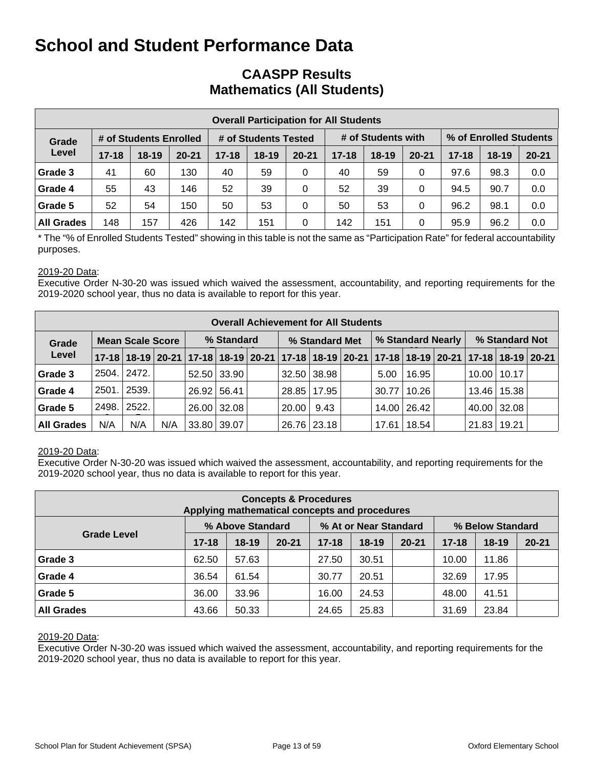# School and Student Performance Data

## CAASPP Results
## Mathematics (All Students)

| Overall Participation for All Students | | | | | | | | | | | | |
|---|---|---|---|---|---|---|---|---|---|---|---|---|
| Grade Level | # of Students Enrolled | | | # of Students Tested | | | # of Students with | | | % of Enrolled Students | | |
| | 17-18 | 18-19 | 20-21 | 17-18 | 18-19 | 20-21 | 17-18 | 18-19 | 20-21 | 17-18 | 18-19 | 20-21 |
| Grade 3 | 41 | 60 | 130 | 40 | 59 | 0 | 40 | 59 | 0 | 97.6 | 98.3 | 0.0 |
| Grade 4 | 55 | 43 | 146 | 52 | 39 | 0 | 52 | 39 | 0 | 94.5 | 90.7 | 0.0 |
| Grade 5 | 52 | 54 | 150 | 50 | 53 | 0 | 50 | 53 | 0 | 96.2 | 98.1 | 0.0 |
| All Grades | 148 | 157 | 426 | 142 | 151 | 0 | 142 | 151 | 0 | 95.9 | 96.2 | 0.0 |

* The "% of Enrolled Students Tested" showing in this table is not the same as "Participation Rate" for federal accountability purposes.

2019-20 Data:
Executive Order N-30-20 was issued which waived the assessment, accountability, and reporting requirements for the 2019-2020 school year, thus no data is available to report for this year.

| Overall Achievement for All Students | | | | | | | | | | | | | | | | |
|---|---|---|---|---|---|---|---|---|---|---|---|---|---|---|---|---|
| Grade Level | Mean Scale Score | | | % Standard | | | % Standard Met | | | % Standard Nearly | | | % Standard Not | | | |
| | 17-18 | 18-19 | 20-21 | 17-18 | 18-19 | 20-21 | 17-18 | 18-19 | 20-21 | 17-18 | 18-19 | 20-21 | 17-18 | 18-19 | 20-21 |
| Grade 3 | 2504. | 2472. | | 52.50 | 33.90 | | 32.50 | 38.98 | | 5.00 | 16.95 | | 10.00 | 10.17 | |
| Grade 4 | 2501. | 2539. | | 26.92 | 56.41 | | 28.85 | 17.95 | | 30.77 | 10.26 | | 13.46 | 15.38 | |
| Grade 5 | 2498. | 2522. | | 26.00 | 32.08 | | 20.00 | 9.43 | | 14.00 | 26.42 | | 40.00 | 32.08 | |
| All Grades | N/A | N/A | N/A | 33.80 | 39.07 | | 26.76 | 23.18 | | 17.61 | 18.54 | | 21.83 | 19.21 | |

2019-20 Data:
Executive Order N-30-20 was issued which waived the assessment, accountability, and reporting requirements for the 2019-2020 school year, thus no data is available to report for this year.

| Concepts & Procedures<br>Applying mathematical concepts and procedures | | | | | | | | | |
|---|---|---|---|---|---|---|---|---|---|
| Grade Level | % Above Standard | | | % At or Near Standard | | | % Below Standard | | |
| | 17-18 | 18-19 | 20-21 | 17-18 | 18-19 | 20-21 | 17-18 | 18-19 | 20-21 |
| Grade 3 | 62.50 | 57.63 | | 27.50 | 30.51 | | 10.00 | 11.86 | |
| Grade 4 | 36.54 | 61.54 | | 30.77 | 20.51 | | 32.69 | 17.95 | |
| Grade 5 | 36.00 | 33.96 | | 16.00 | 24.53 | | 48.00 | 41.51 | |
| All Grades | 43.66 | 50.33 | | 24.65 | 25.83 | | 31.69 | 23.84 | |

2019-20 Data:
Executive Order N-30-20 was issued which waived the assessment, accountability, and reporting requirements for the 2019-2020 school year, thus no data is available to report for this year.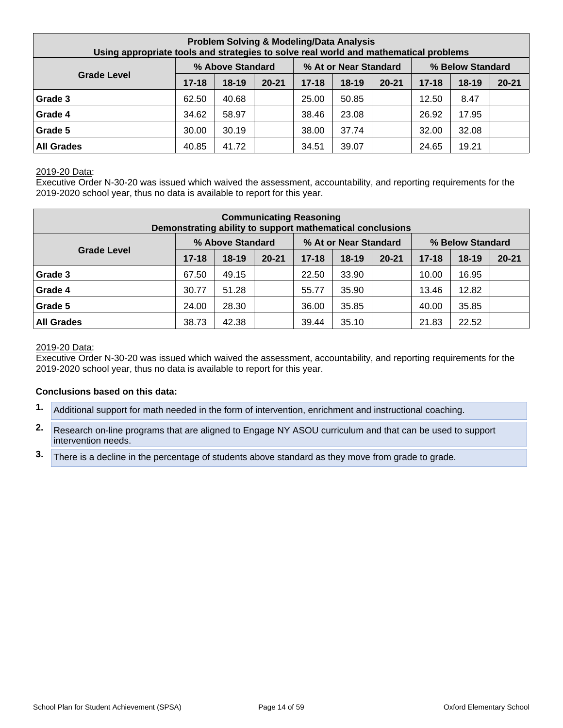| Problem Solving & Modeling/Data Analysis<br>Using appropriate tools and strategies to solve real world and mathematical problems | | | | | | | | | |
|---|---|---|---|---|---|---|---|---|---|
| Grade Level | % Above Standard | | | % At or Near Standard | | | % Below Standard | | |
| | 17-18 | 18-19 | 20-21 | 17-18 | 18-19 | 20-21 | 17-18 | 18-19 | 20-21 |
| **Grade 3** | 62.50 | 40.68 | | 25.00 | 50.85 | | 12.50 | 8.47 | |
| **Grade 4** | 34.62 | 58.97 | | 38.46 | 23.08 | | 26.92 | 17.95 | |
| **Grade 5** | 30.00 | 30.19 | | 38.00 | 37.74 | | 32.00 | 32.08 | |
| **All Grades** | 40.85 | 41.72 | | 34.51 | 39.07 | | 24.65 | 19.21 | |

2019-20 Data:
Executive Order N-30-20 was issued which waived the assessment, accountability, and reporting requirements for the 2019-2020 school year, thus no data is available to report for this year.

| Communicating Reasoning<br>Demonstrating ability to support mathematical conclusions | | | | | | | | | |
|---|---|---|---|---|---|---|---|---|---|
| Grade Level | % Above Standard | | | % At or Near Standard | | | % Below Standard | | |
| | 17-18 | 18-19 | 20-21 | 17-18 | 18-19 | 20-21 | 17-18 | 18-19 | 20-21 |
| **Grade 3** | 67.50 | 49.15 | | 22.50 | 33.90 | | 10.00 | 16.95 | |
| **Grade 4** | 30.77 | 51.28 | | 55.77 | 35.90 | | 13.46 | 12.82 | |
| **Grade 5** | 24.00 | 28.30 | | 36.00 | 35.85 | | 40.00 | 35.85 | |
| **All Grades** | 38.73 | 42.38 | | 39.44 | 35.10 | | 21.83 | 22.52 | |

2019-20 Data:
Executive Order N-30-20 was issued which waived the assessment, accountability, and reporting requirements for the 2019-2020 school year, thus no data is available to report for this year.

**Conclusions based on this data:**

1. Additional support for math needed in the form of intervention, enrichment and instructional coaching.
2. Research on-line programs that are aligned to Engage NY ASOU curriculum and that can be used to support intervention needs.
3. There is a decline in the percentage of students above standard as they move from grade to grade.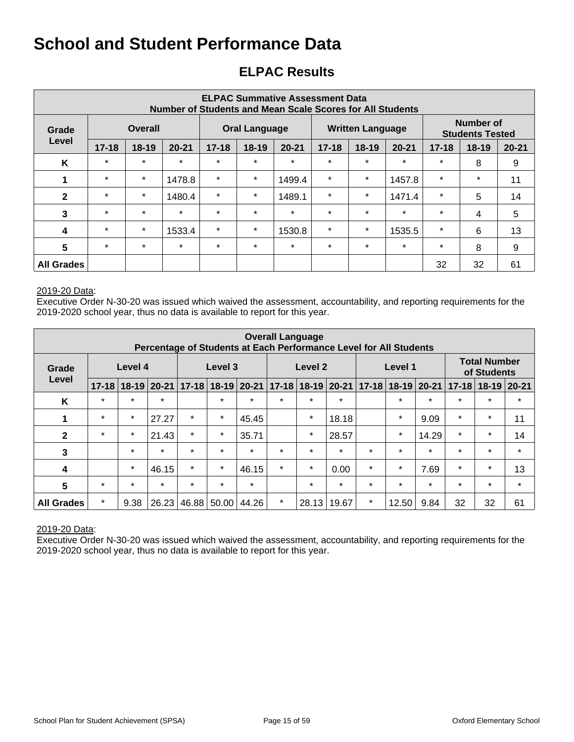# School and Student Performance Data

## ELPAC Results

| ELPAC Summative Assessment Data Number of Students and Mean Scale Scores for All Students | | | | | | | | | | | | |
|---|---|---|---|---|---|---|---|---|---|---|---|---|
| Grade Level | Overall | | | Oral Language | | | Written Language | | | Number of Students Tested | | |
| | 17-18 | 18-19 | 20-21 | 17-18 | 18-19 | 20-21 | 17-18 | 18-19 | 20-21 | 17-18 | 18-19 | 20-21 |
| K | * | * | * | * | * | * | * | * | * | * | 8 | 9 |
| 1 | * | * | 1478.8 | * | * | 1499.4 | * | * | 1457.8 | * | * | 11 |
| 2 | * | * | 1480.4 | * | * | 1489.1 | * | * | 1471.4 | * | 5 | 14 |
| 3 | * | * | * | * | * | * | * | * | * | * | 4 | 5 |
| 4 | * | * | 1533.4 | * | * | 1530.8 | * | * | 1535.5 | * | 6 | 13 |
| 5 | * | * | * | * | * | * | * | * | * | * | 8 | 9 |
| All Grades | | | | | | | | | | 32 | 32 | 61 |

2019-20 Data:
Executive Order N-30-20 was issued which waived the assessment, accountability, and reporting requirements for the 2019-2020 school year, thus no data is available to report for this year.

| Overall Language Percentage of Students at Each Performance Level for All Students | | | | | | | | | | | | | | | |
|---|---|---|---|---|---|---|---|---|---|---|---|---|---|---|---|
| Grade Level | Level 4 | | | Level 3 | | | Level 2 | | | Level 1 | | | Total Number of Students | | |
| | 17-18 | 18-19 | 20-21 | 17-18 | 18-19 | 20-21 | 17-18 | 18-19 | 20-21 | 17-18 | 18-19 | 20-21 | 17-18 | 18-19 | 20-21 |
| K | * | * | * | | * | * | * | * | * | | * | * | * | * | * |
| 1 | * | * | 27.27 | * | * | 45.45 | | * | 18.18 | | * | 9.09 | * | * | 11 |
| 2 | * | * | 21.43 | * | * | 35.71 | | * | 28.57 | | * | 14.29 | * | * | 14 |
| 3 | | * | * | * | * | * | * | * | * | * | * | * | * | * | * |
| 4 | | * | 46.15 | * | * | 46.15 | * | * | 0.00 | * | * | 7.69 | * | * | 13 |
| 5 | * | * | * | * | * | * | | * | * | * | * | * | * | * | * |
| All Grades | * | 9.38 | 26.23 | 46.88 | 50.00 | 44.26 | * | 28.13 | 19.67 | * | 12.50 | 9.84 | 32 | 32 | 61 |

2019-20 Data:
Executive Order N-30-20 was issued which waived the assessment, accountability, and reporting requirements for the 2019-2020 school year, thus no data is available to report for this year.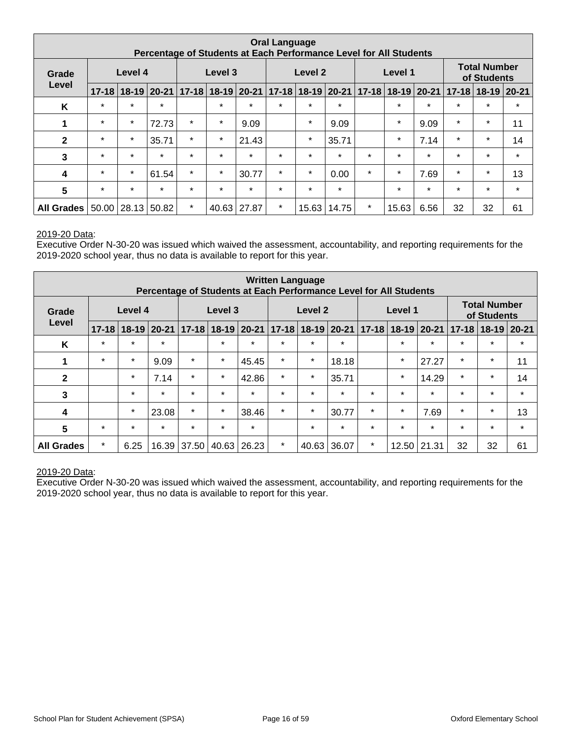| Oral Language<br>Percentage of Students at Each Performance Level for All Students | | | | | | | | | | | | | | | |
|---|---|---|---|---|---|---|---|---|---|---|---|---|---|---|---|
| Grade Level | Level 4 | | | Level 3 | | | Level 2 | | | Level 1 | | | Total Number of Students | | |
| | 17-18 | 18-19 | 20-21 | 17-18 | 18-19 | 20-21 | 17-18 | 18-19 | 20-21 | 17-18 | 18-19 | 20-21 | 17-18 | 18-19 | 20-21 |
| K | * | * | * | | * | * | * | * | * | | * | * | * | * | * |
| 1 | * | * | 72.73 | * | * | 9.09 | | * | 9.09 | | * | 9.09 | * | * | 11 |
| 2 | * | * | 35.71 | * | * | 21.43 | | * | 35.71 | | * | 7.14 | * | * | 14 |
| 3 | * | * | * | * | * | * | * | * | * | * | * | * | * | * | * |
| 4 | * | * | 61.54 | * | * | 30.77 | * | * | 0.00 | * | * | 7.69 | * | * | 13 |
| 5 | * | * | * | * | * | * | * | * | * | | * | * | * | * | * |
| All Grades | 50.00 | 28.13 | 50.82 | * | 40.63 | 27.87 | * | 15.63 | 14.75 | * | 15.63 | 6.56 | 32 | 32 | 61 |

2019-20 Data:
Executive Order N-30-20 was issued which waived the assessment, accountability, and reporting requirements for the 2019-2020 school year, thus no data is available to report for this year.

| Written Language<br>Percentage of Students at Each Performance Level for All Students | | | | | | | | | | | | | | | |
|---|---|---|---|---|---|---|---|---|---|---|---|---|---|---|---|
| Grade Level | Level 4 | | | Level 3 | | | Level 2 | | | Level 1 | | | Total Number of Students | | |
| | 17-18 | 18-19 | 20-21 | 17-18 | 18-19 | 20-21 | 17-18 | 18-19 | 20-21 | 17-18 | 18-19 | 20-21 | 17-18 | 18-19 | 20-21 |
| K | * | * | * | | * | * | * | * | * | | * | * | * | * | * |
| 1 | * | * | 9.09 | * | * | 45.45 | * | * | 18.18 | | * | 27.27 | * | * | 11 |
| 2 | | * | 7.14 | * | * | 42.86 | * | * | 35.71 | | * | 14.29 | * | * | 14 |
| 3 | | * | * | * | * | * | * | * | * | * | * | * | * | * | * |
| 4 | | * | 23.08 | * | * | 38.46 | * | * | 30.77 | * | * | 7.69 | * | * | 13 |
| 5 | * | * | * | * | * | * | | * | * | * | * | * | * | * | * |
| All Grades | * | 6.25 | 16.39 | 37.50 | 40.63 | 26.23 | * | 40.63 | 36.07 | * | 12.50 | 21.31 | 32 | 32 | 61 |

2019-20 Data:
Executive Order N-30-20 was issued which waived the assessment, accountability, and reporting requirements for the 2019-2020 school year, thus no data is available to report for this year.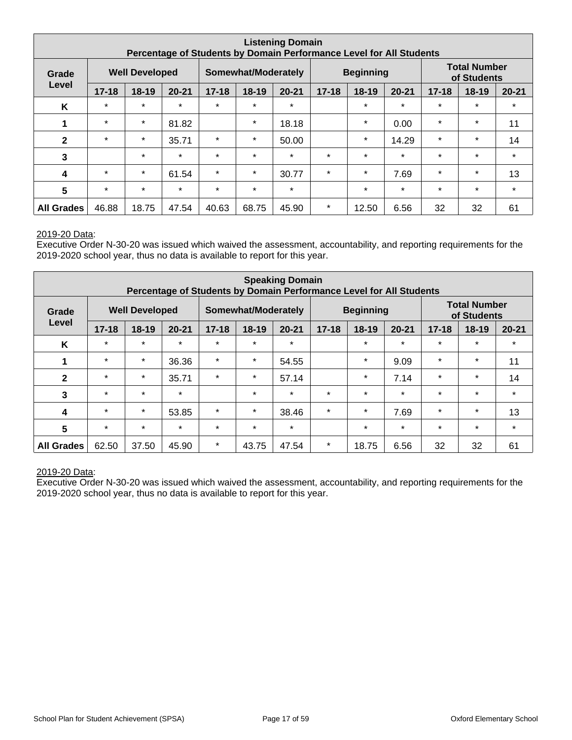| Listening Domain<br>Percentage of Students by Domain Performance Level for All Students | | | | | | | | | | | | |
|---|---|---|---|---|---|---|---|---|---|---|---|---|
| Grade Level | Well Developed | | | Somewhat/Moderately | | | Beginning | | | Total Number of Students | | |
| | 17-18 | 18-19 | 20-21 | 17-18 | 18-19 | 20-21 | 17-18 | 18-19 | 20-21 | 17-18 | 18-19 | 20-21 |
| K | * | * | * | * | * | * | | * | * | * | * | * |
| 1 | * | * | 81.82 | | * | 18.18 | | * | 0.00 | * | * | 11 |
| 2 | * | * | 35.71 | * | * | 50.00 | | * | 14.29 | * | * | 14 |
| 3 | | * | * | * | * | * | * | * | * | * | * | * |
| 4 | * | * | 61.54 | * | * | 30.77 | * | * | 7.69 | * | * | 13 |
| 5 | * | * | * | * | * | * | | * | * | * | * | * |
| All Grades | 46.88 | 18.75 | 47.54 | 40.63 | 68.75 | 45.90 | * | 12.50 | 6.56 | 32 | 32 | 61 |

2019-20 Data:
Executive Order N-30-20 was issued which waived the assessment, accountability, and reporting requirements for the 2019-2020 school year, thus no data is available to report for this year.

| Speaking Domain<br>Percentage of Students by Domain Performance Level for All Students | | | | | | | | | | | | |
|---|---|---|---|---|---|---|---|---|---|---|---|---|
| Grade Level | Well Developed | | | Somewhat/Moderately | | | Beginning | | | Total Number of Students | | |
| | 17-18 | 18-19 | 20-21 | 17-18 | 18-19 | 20-21 | 17-18 | 18-19 | 20-21 | 17-18 | 18-19 | 20-21 |
| K | * | * | * | * | * | * | | * | * | * | * | * |
| 1 | * | * | 36.36 | * | * | 54.55 | | * | 9.09 | * | * | 11 |
| 2 | * | * | 35.71 | * | * | 57.14 | | * | 7.14 | * | * | 14 |
| 3 | * | * | * | | * | * | * | * | * | * | * | * |
| 4 | * | * | 53.85 | * | * | 38.46 | * | * | 7.69 | * | * | 13 |
| 5 | * | * | * | * | * | * | | * | * | * | * | * |
| All Grades | 62.50 | 37.50 | 45.90 | * | 43.75 | 47.54 | * | 18.75 | 6.56 | 32 | 32 | 61 |

2019-20 Data:
Executive Order N-30-20 was issued which waived the assessment, accountability, and reporting requirements for the 2019-2020 school year, thus no data is available to report for this year.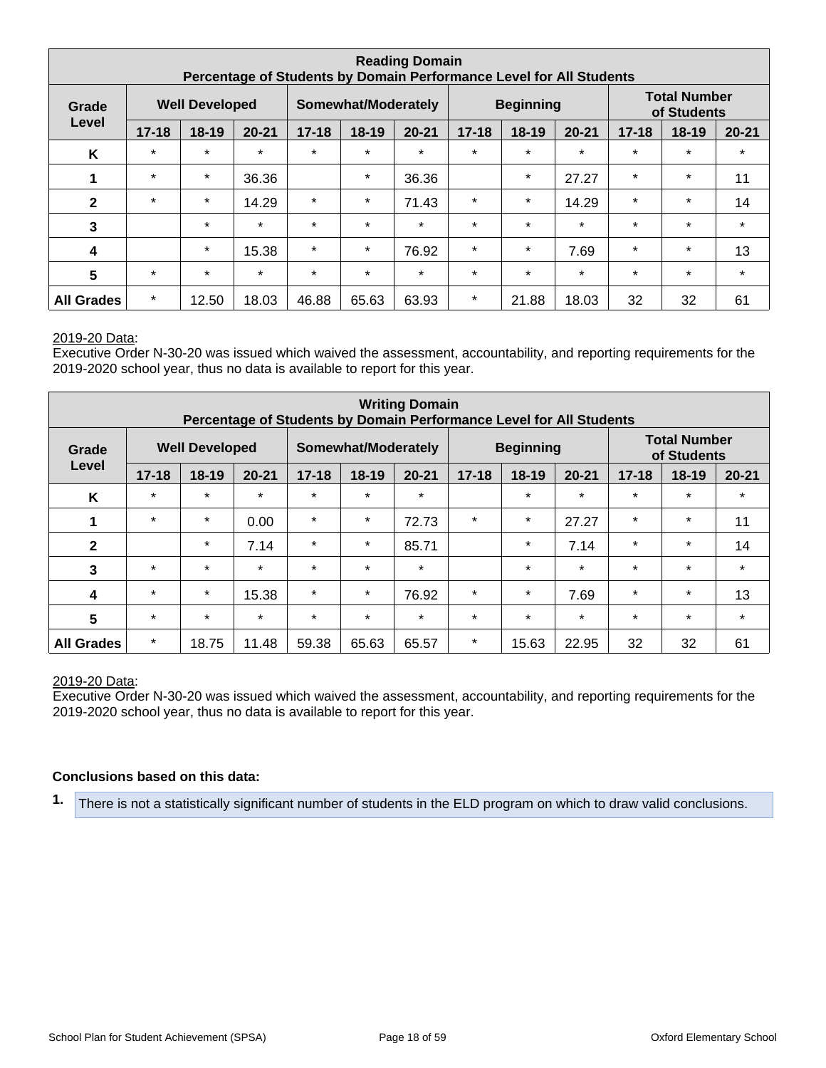| Reading Domain<br>Percentage of Students by Domain Performance Level for All Students | | | | | | | | | | | | |
|---|---|---|---|---|---|---|---|---|---|---|---|---|
| Grade Level | Well Developed | | | Somewhat/Moderately | | | Beginning | | | Total Number of Students | | |
| | 17-18 | 18-19 | 20-21 | 17-18 | 18-19 | 20-21 | 17-18 | 18-19 | 20-21 | 17-18 | 18-19 | 20-21 |
| K | * | * | * | * | * | * | * | * | * | * | * | * |
| 1 | * | * | 36.36 | | * | 36.36 | | * | 27.27 | * | * | 11 |
| 2 | * | * | 14.29 | * | * | 71.43 | * | * | 14.29 | * | * | 14 |
| 3 | | * | * | * | * | * | * | * | * | * | * | * |
| 4 | | * | 15.38 | * | * | 76.92 | * | * | 7.69 | * | * | 13 |
| 5 | * | * | * | * | * | * | * | * | * | * | * | * |
| All Grades | * | 12.50 | 18.03 | 46.88 | 65.63 | 63.93 | * | 21.88 | 18.03 | 32 | 32 | 61 |

2019-20 Data:
Executive Order N-30-20 was issued which waived the assessment, accountability, and reporting requirements for the 2019-2020 school year, thus no data is available to report for this year.

| Writing Domain<br>Percentage of Students by Domain Performance Level for All Students | | | | | | | | | | | | |
|---|---|---|---|---|---|---|---|---|---|---|---|---|
| Grade Level | Well Developed | | | Somewhat/Moderately | | | Beginning | | | Total Number of Students | | |
| | 17-18 | 18-19 | 20-21 | 17-18 | 18-19 | 20-21 | 17-18 | 18-19 | 20-21 | 17-18 | 18-19 | 20-21 |
| K | * | * | * | * | * | * | | * | * | * | * | * |
| 1 | * | * | 0.00 | * | * | 72.73 | * | * | 27.27 | * | * | 11 |
| 2 | | * | 7.14 | * | * | 85.71 | | * | 7.14 | * | * | 14 |
| 3 | * | * | * | * | * | * | | * | * | * | * | * |
| 4 | * | * | 15.38 | * | * | 76.92 | * | * | 7.69 | * | * | 13 |
| 5 | * | * | * | * | * | * | * | * | * | * | * | * |
| All Grades | * | 18.75 | 11.48 | 59.38 | 65.63 | 65.57 | * | 15.63 | 22.95 | 32 | 32 | 61 |

2019-20 Data:
Executive Order N-30-20 was issued which waived the assessment, accountability, and reporting requirements for the 2019-2020 school year, thus no data is available to report for this year.

**Conclusions based on this data:**

1. There is not a statistically significant number of students in the ELD program on which to draw valid conclusions.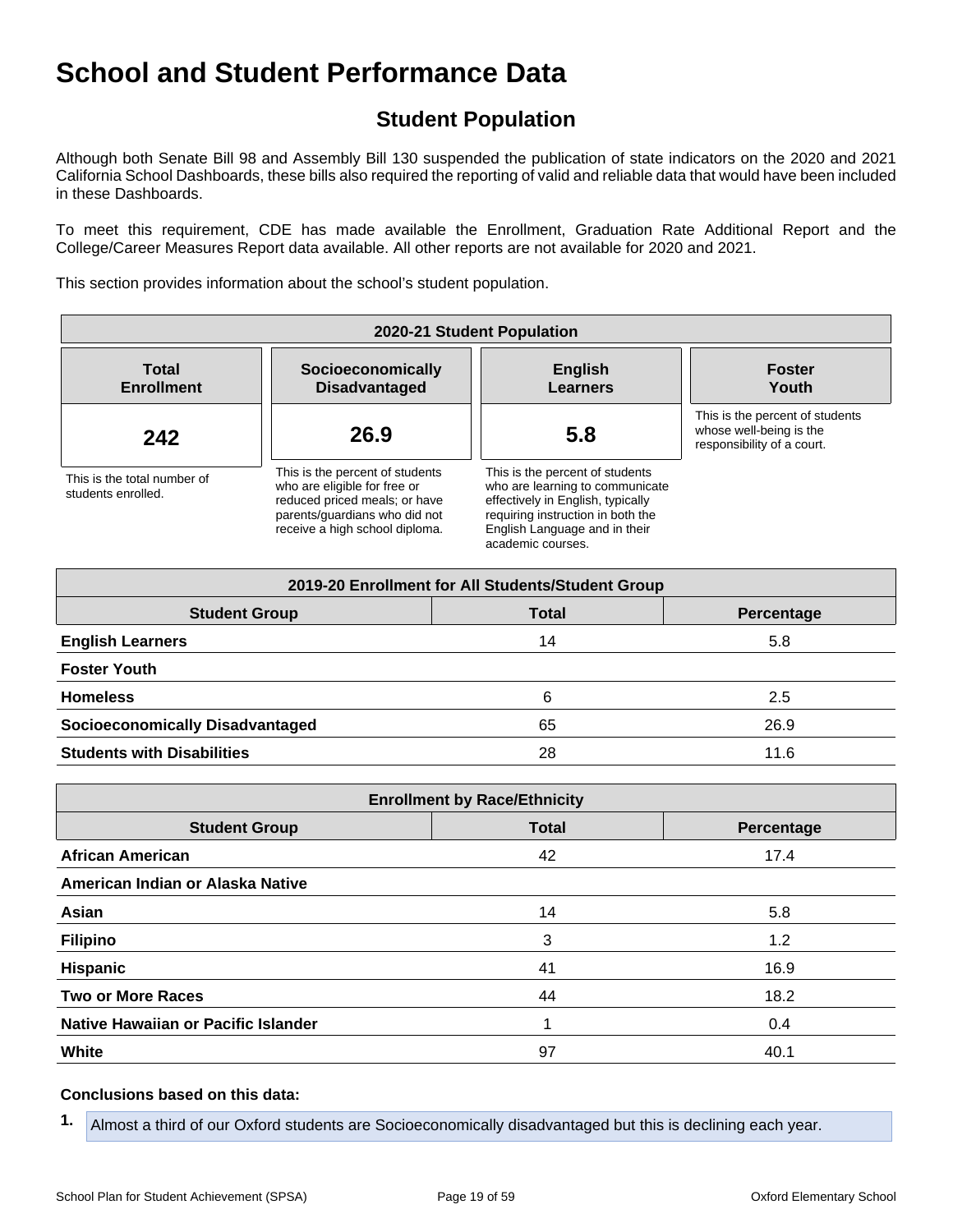# School and Student Performance Data

## Student Population

Although both Senate Bill 98 and Assembly Bill 130 suspended the publication of state indicators on the 2020 and 2021 California School Dashboards, these bills also required the reporting of valid and reliable data that would have been included in these Dashboards.

To meet this requirement, CDE has made available the Enrollment, Graduation Rate Additional Report and the College/Career Measures Report data available. All other reports are not available for 2020 and 2021.

This section provides information about the school's student population.

| 2020-21 Student Population | | | |
|---|---|---|---|
| **Total Enrollment** | **Socioeconomically Disadvantaged** | **English Learners** | **Foster Youth** |
| **242** | **26.9** | **5.8** | |
| This is the total number of students enrolled. | This is the percent of students who are eligible for free or reduced priced meals; or have parents/guardians who did not receive a high school diploma. | This is the percent of students who are learning to communicate effectively in English, typically requiring instruction in both the English Language and in their academic courses. | This is the percent of students whose well-being is the responsibility of a court. |

| 2019-20 Enrollment for All Students/Student Group | | |
|---|---|---|
| **Student Group** | **Total** | **Percentage** |
| **English Learners** | 14 | 5.8 |
| **Foster Youth** | | |
| **Homeless** | 6 | 2.5 |
| **Socioeconomically Disadvantaged** | 65 | 26.9 |
| **Students with Disabilities** | 28 | 11.6 |

| Enrollment by Race/Ethnicity | | |
|---|---|---|
| **Student Group** | **Total** | **Percentage** |
| **African American** | 42 | 17.4 |
| **American Indian or Alaska Native** | | |
| **Asian** | 14 | 5.8 |
| **Filipino** | 3 | 1.2 |
| **Hispanic** | 41 | 16.9 |
| **Two or More Races** | 44 | 18.2 |
| **Native Hawaiian or Pacific Islander** | 1 | 0.4 |
| **White** | 97 | 40.1 |

**Conclusions based on this data:**

1. Almost a third of our Oxford students are Socioeconomically disadvantaged but this is declining each year.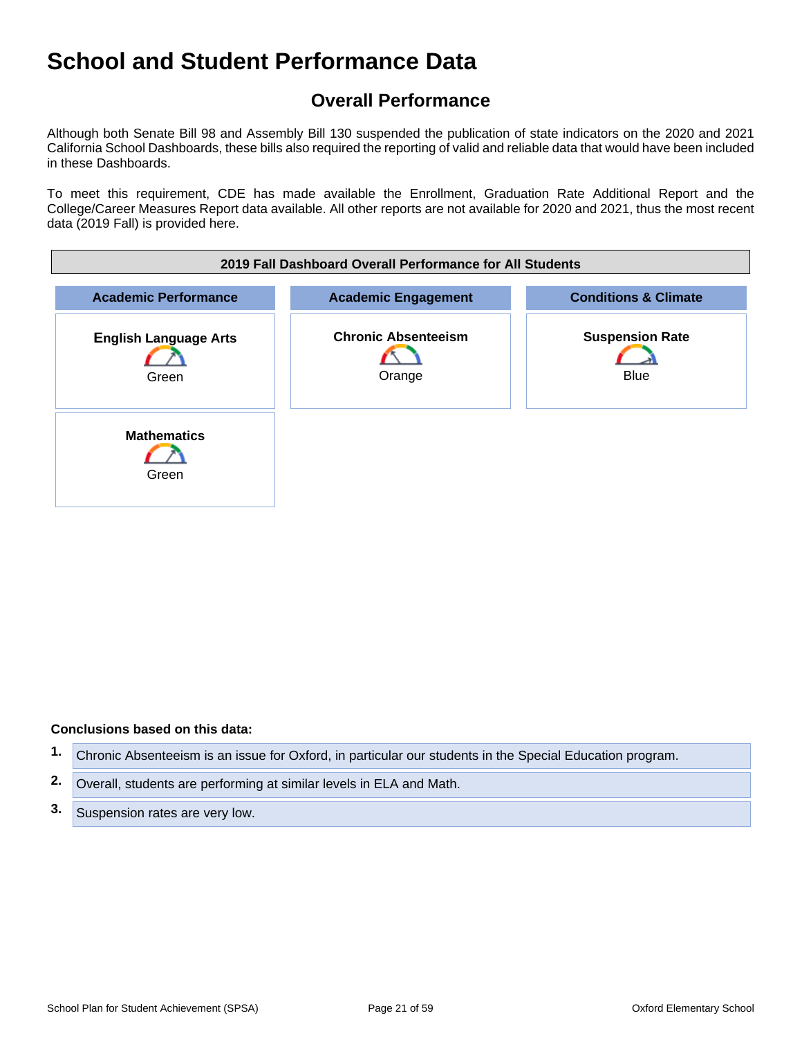# School and Student Performance Data

## Overall Performance

Although both Senate Bill 98 and Assembly Bill 130 suspended the publication of state indicators on the 2020 and 2021 California School Dashboards, these bills also required the reporting of valid and reliable data that would have been included in these Dashboards.

To meet this requirement, CDE has made available the Enrollment, Graduation Rate Additional Report and the College/Career Measures Report data available. All other reports are not available for 2020 and 2021, thus the most recent data (2019 Fall) is provided here.

| 2019 Fall Dashboard Overall Performance for All Students | | |
|---|---|---|
| **Academic Performance** | **Academic Engagement** | **Conditions & Climate** |
| **English Language Arts**<br>Green | **Chronic Absenteeism**<br>Orange | **Suspension Rate**<br>Blue |
| **Mathematics**<br>Green | | |

**Conclusions based on this data:**

1. Chronic Absenteeism is an issue for Oxford, in particular our students in the Special Education program.
2. Overall, students are performing at similar levels in ELA and Math.
3. Suspension rates are very low.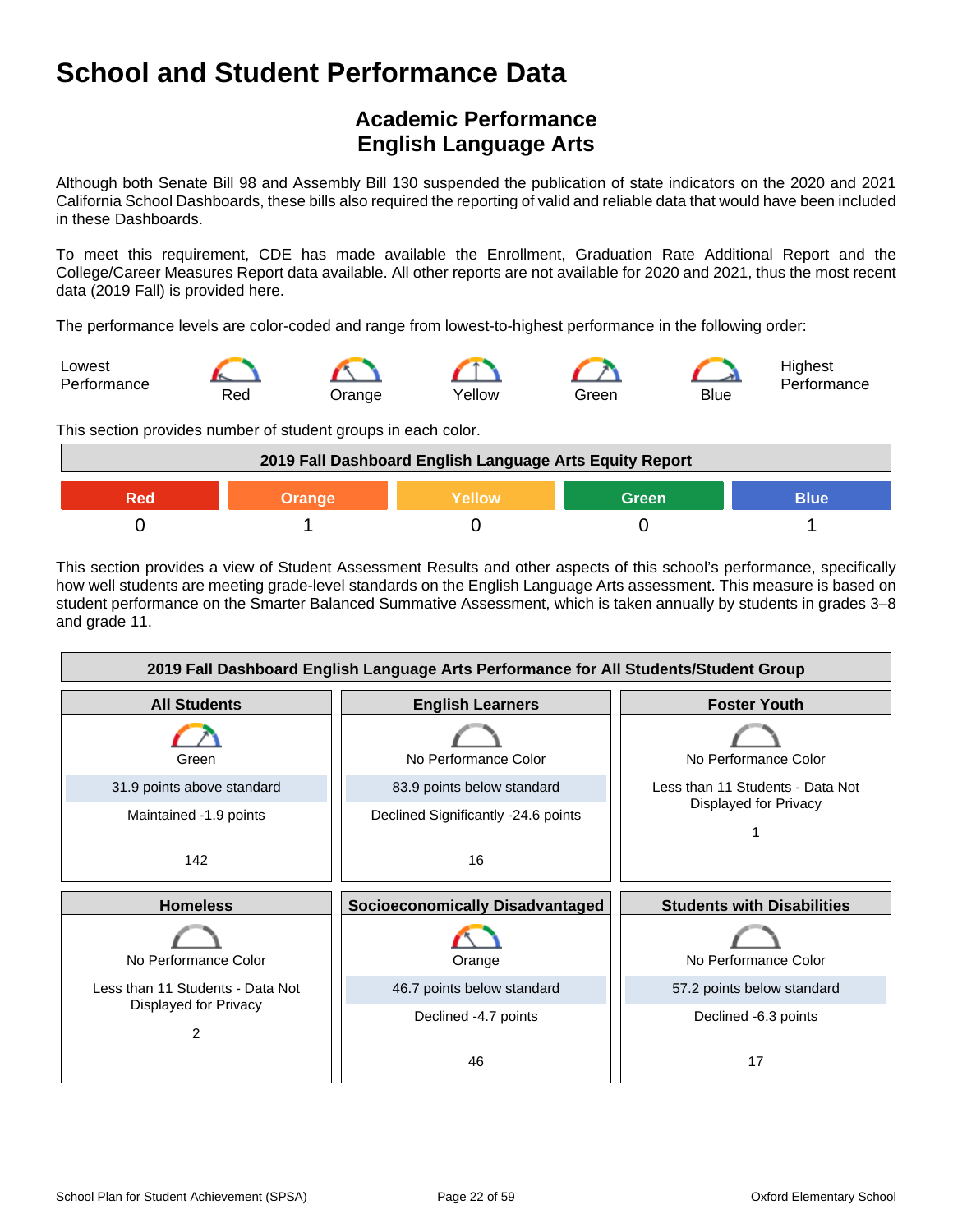# School and Student Performance Data

## Academic Performance
## English Language Arts

Although both Senate Bill 98 and Assembly Bill 130 suspended the publication of state indicators on the 2020 and 2021 California School Dashboards, these bills also required the reporting of valid and reliable data that would have been included in these Dashboards.

To meet this requirement, CDE has made available the Enrollment, Graduation Rate Additional Report and the College/Career Measures Report data available. All other reports are not available for 2020 and 2021, thus the most recent data (2019 Fall) is provided here.

The performance levels are color-coded and range from lowest-to-highest performance in the following order:

Lowest Performance — Red — Orange — Yellow — Green — Blue — Highest Performance

This section provides number of student groups in each color.

| 2019 Fall Dashboard English Language Arts Equity Report | | | | |
|---|---|---|---|---|
| Red | Orange | Yellow | Green | Blue |
| 0 | 1 | 0 | 0 | 1 |

This section provides a view of Student Assessment Results and other aspects of this school's performance, specifically how well students are meeting grade-level standards on the English Language Arts assessment. This measure is based on student performance on the Smarter Balanced Summative Assessment, which is taken annually by students in grades 3–8 and grade 11.

| 2019 Fall Dashboard English Language Arts Performance for All Students/Student Group | | |
|---|---|---|
| **All Students** | **English Learners** | **Foster Youth** |
| Green | No Performance Color | No Performance Color |
| 31.9 points above standard | 83.9 points below standard | Less than 11 Students - Data Not Displayed for Privacy |
| Maintained -1.9 points | Declined Significantly -24.6 points | |
| 142 | 16 | 1 |
| **Homeless** | **Socioeconomically Disadvantaged** | **Students with Disabilities** |
| No Performance Color | Orange | No Performance Color |
| Less than 11 Students - Data Not Displayed for Privacy | 46.7 points below standard | 57.2 points below standard |
| | Declined -4.7 points | Declined -6.3 points |
| 2 | 46 | 17 |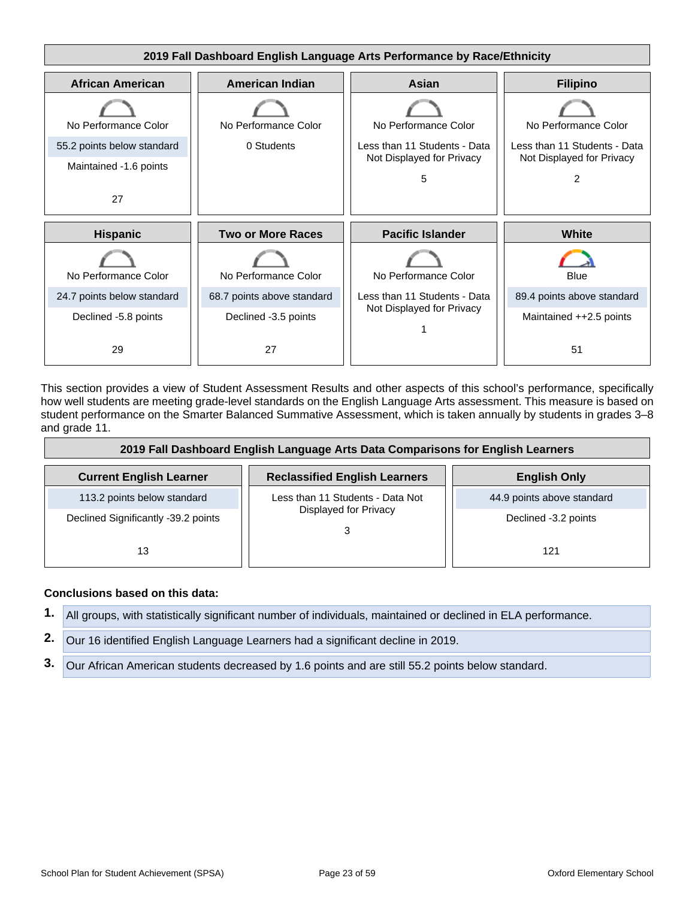**2019 Fall Dashboard English Language Arts Performance by Race/Ethnicity**

| African American | American Indian | Asian | Filipino |
|---|---|---|---|
| No Performance Color | No Performance Color | No Performance Color | No Performance Color |
| 55.2 points below standard | 0 Students | Less than 11 Students - Data Not Displayed for Privacy | Less than 11 Students - Data Not Displayed for Privacy |
| Maintained -1.6 points | | 5 | 2 |
| 27 | | | |

| Hispanic | Two or More Races | Pacific Islander | White |
|---|---|---|---|
| No Performance Color | No Performance Color | No Performance Color | Blue |
| 24.7 points below standard | 68.7 points above standard | Less than 11 Students - Data Not Displayed for Privacy | 89.4 points above standard |
| Declined -5.8 points | Declined -3.5 points | 1 | Maintained ++2.5 points |
| 29 | 27 | | 51 |

This section provides a view of Student Assessment Results and other aspects of this school's performance, specifically how well students are meeting grade-level standards on the English Language Arts assessment. This measure is based on student performance on the Smarter Balanced Summative Assessment, which is taken annually by students in grades 3–8 and grade 11.

**2019 Fall Dashboard English Language Arts Data Comparisons for English Learners**

| Current English Learner | Reclassified English Learners | English Only |
|---|---|---|
| 113.2 points below standard | Less than 11 Students - Data Not Displayed for Privacy | 44.9 points above standard |
| Declined Significantly -39.2 points | 3 | Declined -3.2 points |
| 13 | | 121 |

**Conclusions based on this data:**

1. All groups, with statistically significant number of individuals, maintained or declined in ELA performance.
2. Our 16 identified English Language Learners had a significant decline in 2019.
3. Our African American students decreased by 1.6 points and are still 55.2 points below standard.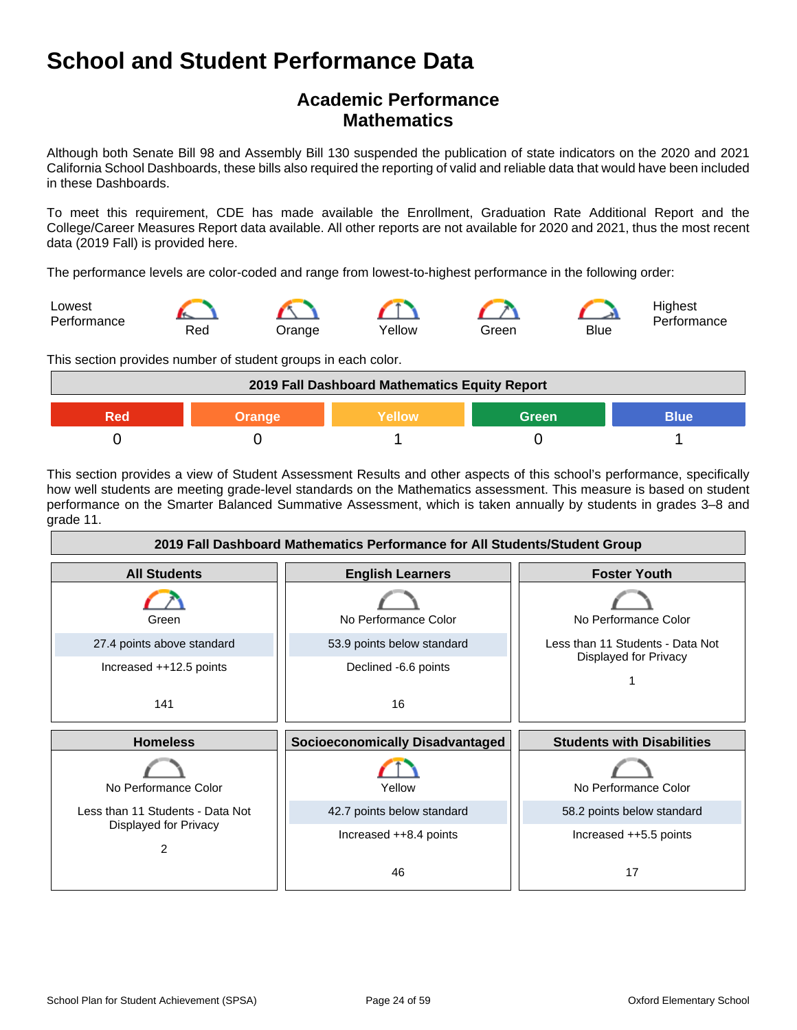# School and Student Performance Data

## Academic Performance
## Mathematics

Although both Senate Bill 98 and Assembly Bill 130 suspended the publication of state indicators on the 2020 and 2021 California School Dashboards, these bills also required the reporting of valid and reliable data that would have been included in these Dashboards.

To meet this requirement, CDE has made available the Enrollment, Graduation Rate Additional Report and the College/Career Measures Report data available. All other reports are not available for 2020 and 2021, thus the most recent data (2019 Fall) is provided here.

The performance levels are color-coded and range from lowest-to-highest performance in the following order:

Lowest Performance — Red — Orange — Yellow — Green — Blue — Highest Performance

This section provides number of student groups in each color.

| 2019 Fall Dashboard Mathematics Equity Report | | | | |
|---|---|---|---|---|
| Red | Orange | Yellow | Green | Blue |
| 0 | 0 | 1 | 0 | 1 |

This section provides a view of Student Assessment Results and other aspects of this school's performance, specifically how well students are meeting grade-level standards on the Mathematics assessment. This measure is based on student performance on the Smarter Balanced Summative Assessment, which is taken annually by students in grades 3–8 and grade 11.

| 2019 Fall Dashboard Mathematics Performance for All Students/Student Group | | |
|---|---|---|
| **All Students** | **English Learners** | **Foster Youth** |
| Green<br>27.4 points above standard<br>Increased ++12.5 points<br>141 | No Performance Color<br>53.9 points below standard<br>Declined -6.6 points<br>16 | No Performance Color<br>Less than 11 Students - Data Not Displayed for Privacy<br>1 |
| **Homeless** | **Socioeconomically Disadvantaged** | **Students with Disabilities** |
| No Performance Color<br>Less than 11 Students - Data Not Displayed for Privacy<br>2 | Yellow<br>42.7 points below standard<br>Increased ++8.4 points<br>46 | No Performance Color<br>58.2 points below standard<br>Increased ++5.5 points<br>17 |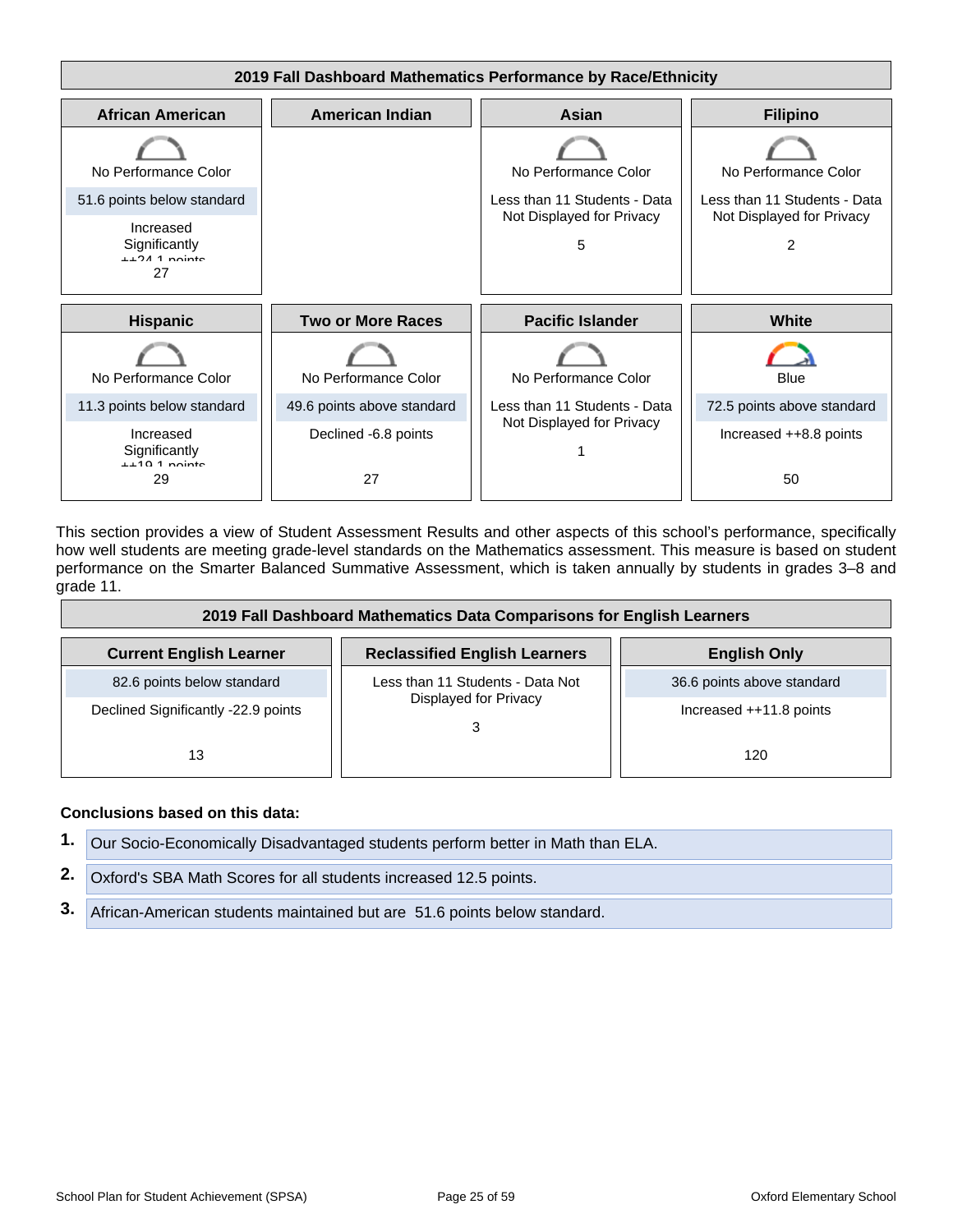## 2019 Fall Dashboard Mathematics Performance by Race/Ethnicity

| African American | American Indian | Asian | Filipino |
|---|---|---|---|
| No Performance Color |  | No Performance Color | No Performance Color |
| 51.6 points below standard |  | Less than 11 Students - Data Not Displayed for Privacy | Less than 11 Students - Data Not Displayed for Privacy |
| Increased Significantly ++24.1 points |  | 5 | 2 |
| 27 |  |  |  |

| Hispanic | Two or More Races | Pacific Islander | White |
|---|---|---|---|
| No Performance Color | No Performance Color | No Performance Color | Blue |
| 11.3 points below standard | 49.6 points above standard | Less than 11 Students - Data Not Displayed for Privacy | 72.5 points above standard |
| Increased Significantly ++10.1 points | Declined -6.8 points | 1 | Increased ++8.8 points |
| 29 | 27 |  | 50 |

This section provides a view of Student Assessment Results and other aspects of this school's performance, specifically how well students are meeting grade-level standards on the Mathematics assessment. This measure is based on student performance on the Smarter Balanced Summative Assessment, which is taken annually by students in grades 3–8 and grade 11.

## 2019 Fall Dashboard Mathematics Data Comparisons for English Learners

| Current English Learner | Reclassified English Learners | English Only |
|---|---|---|
| 82.6 points below standard | Less than 11 Students - Data Not Displayed for Privacy | 36.6 points above standard |
| Declined Significantly -22.9 points | 3 | Increased ++11.8 points |
| 13 |  | 120 |

**Conclusions based on this data:**

1. Our Socio-Economically Disadvantaged students perform better in Math than ELA.
2. Oxford's SBA Math Scores for all students increased 12.5 points.
3. African-American students maintained but are 51.6 points below standard.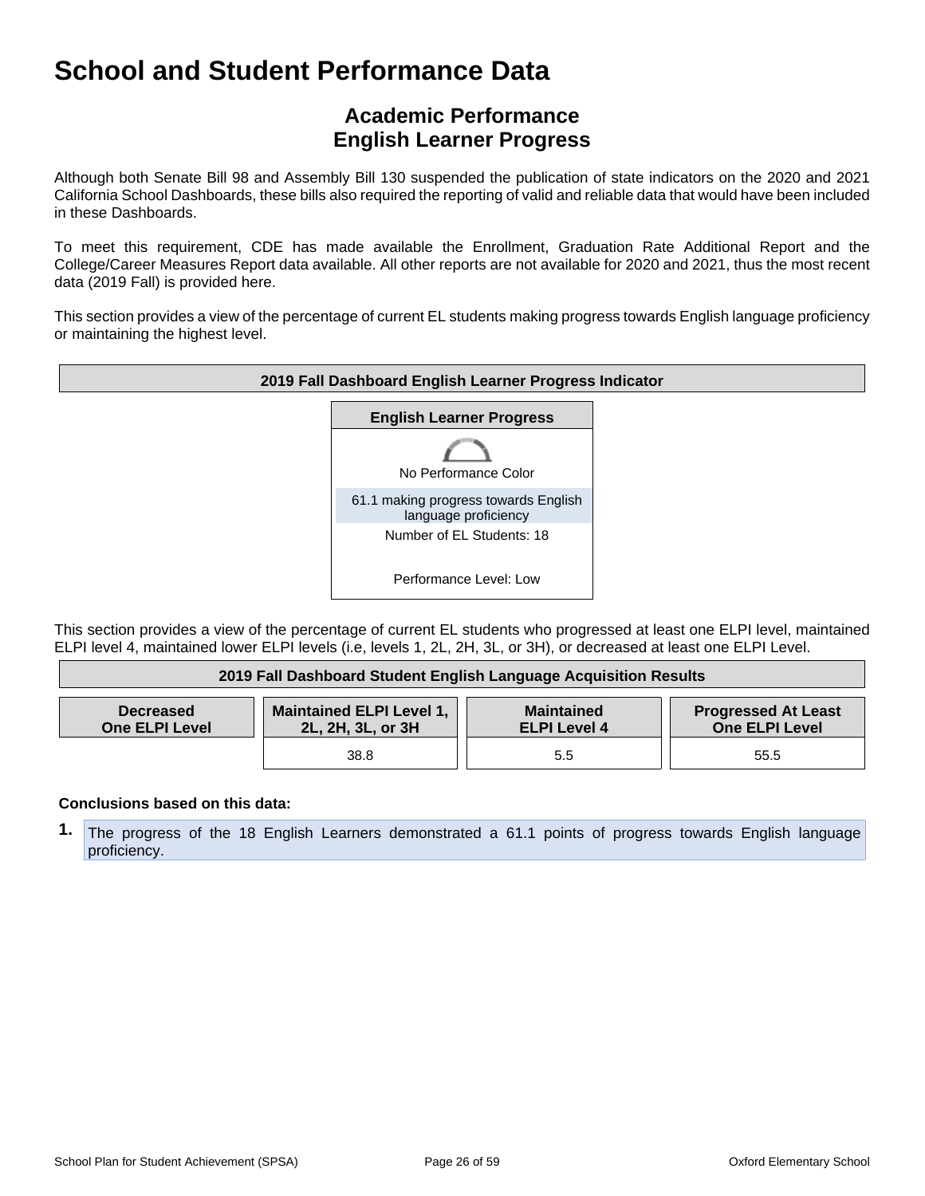# School and Student Performance Data

## Academic Performance
## English Learner Progress

Although both Senate Bill 98 and Assembly Bill 130 suspended the publication of state indicators on the 2020 and 2021 California School Dashboards, these bills also required the reporting of valid and reliable data that would have been included in these Dashboards.

To meet this requirement, CDE has made available the Enrollment, Graduation Rate Additional Report and the College/Career Measures Report data available. All other reports are not available for 2020 and 2021, thus the most recent data (2019 Fall) is provided here.

This section provides a view of the percentage of current EL students making progress towards English language proficiency or maintaining the highest level.

**2019 Fall Dashboard English Learner Progress Indicator**

| English Learner Progress |
|---|
| No Performance Color |
| 61.1 making progress towards English language proficiency |
| Number of EL Students: 18 |
| Performance Level: Low |

This section provides a view of the percentage of current EL students who progressed at least one ELPI level, maintained ELPI level 4, maintained lower ELPI levels (i.e, levels 1, 2L, 2H, 3L, or 3H), or decreased at least one ELPI Level.

**2019 Fall Dashboard Student English Language Acquisition Results**

| Decreased One ELPI Level | Maintained ELPI Level 1, 2L, 2H, 3L, or 3H | Maintained ELPI Level 4 | Progressed At Least One ELPI Level |
|---|---|---|---|
| | 38.8 | 5.5 | 55.5 |

**Conclusions based on this data:**

1. The progress of the 18 English Learners demonstrated a 61.1 points of progress towards English language proficiency.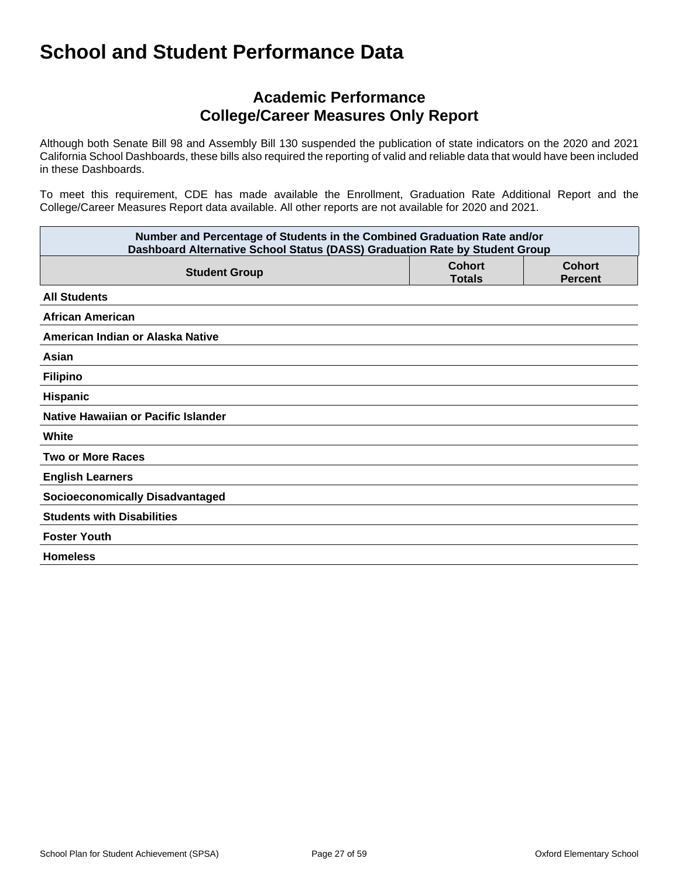# School and Student Performance Data

## Academic Performance
## College/Career Measures Only Report

Although both Senate Bill 98 and Assembly Bill 130 suspended the publication of state indicators on the 2020 and 2021 California School Dashboards, these bills also required the reporting of valid and reliable data that would have been included in these Dashboards.

To meet this requirement, CDE has made available the Enrollment, Graduation Rate Additional Report and the College/Career Measures Report data available. All other reports are not available for 2020 and 2021.

| Number and Percentage of Students in the Combined Graduation Rate and/or Dashboard Alternative School Status (DASS) Graduation Rate by Student Group | | |
|---|---|---|
| **Student Group** | **Cohort Totals** | **Cohort Percent** |
| **All Students** | | |
| **African American** | | |
| **American Indian or Alaska Native** | | |
| **Asian** | | |
| **Filipino** | | |
| **Hispanic** | | |
| **Native Hawaiian or Pacific Islander** | | |
| **White** | | |
| **Two or More Races** | | |
| **English Learners** | | |
| **Socioeconomically Disadvantaged** | | |
| **Students with Disabilities** | | |
| **Foster Youth** | | |
| **Homeless** | | |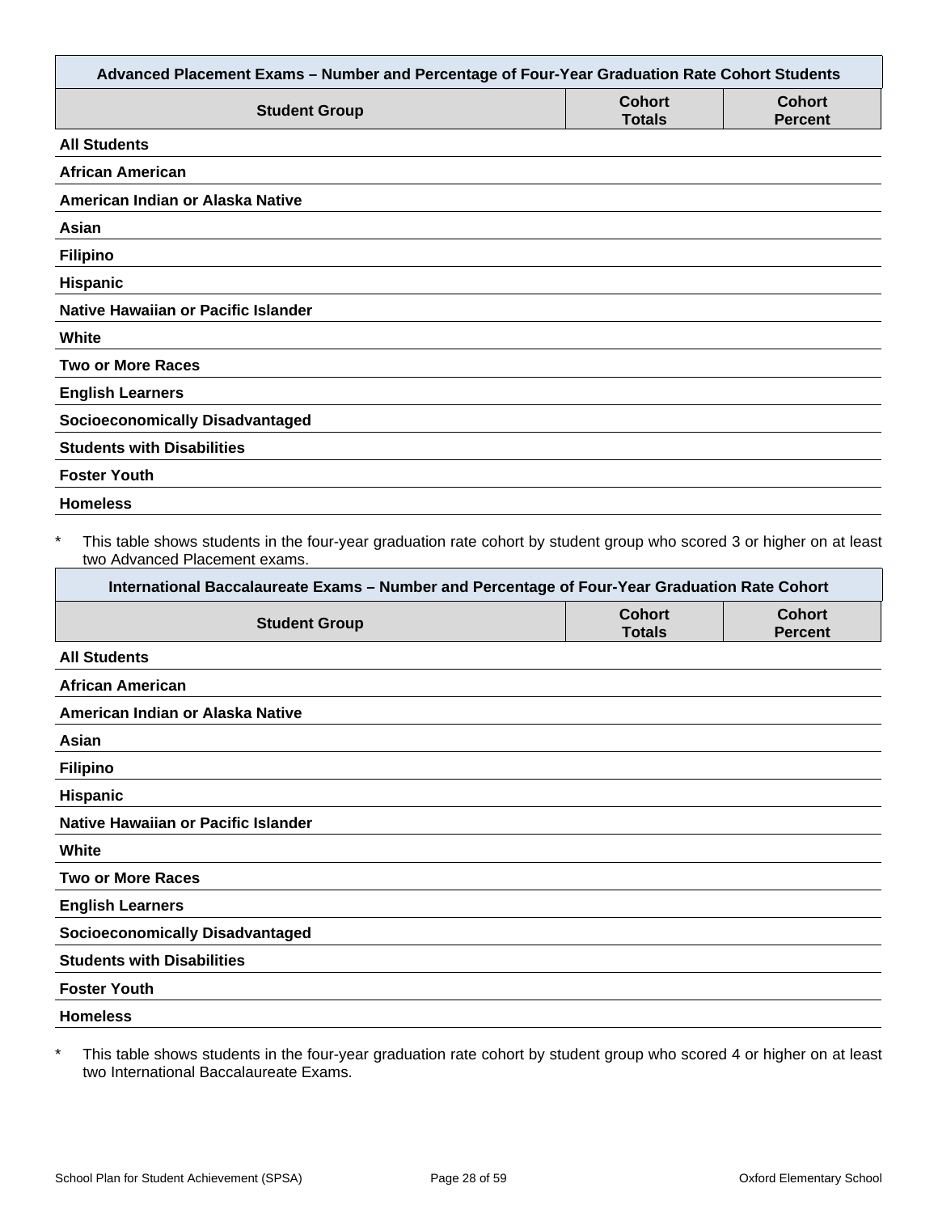| Advanced Placement Exams – Number and Percentage of Four-Year Graduation Rate Cohort Students | | |
|---|---|---|
| **Student Group** | **Cohort Totals** | **Cohort Percent** |
| **All Students** | | |
| **African American** | | |
| **American Indian or Alaska Native** | | |
| **Asian** | | |
| **Filipino** | | |
| **Hispanic** | | |
| **Native Hawaiian or Pacific Islander** | | |
| **White** | | |
| **Two or More Races** | | |
| **English Learners** | | |
| **Socioeconomically Disadvantaged** | | |
| **Students with Disabilities** | | |
| **Foster Youth** | | |
| **Homeless** | | |

\* This table shows students in the four-year graduation rate cohort by student group who scored 3 or higher on at least two Advanced Placement exams.

| International Baccalaureate Exams – Number and Percentage of Four-Year Graduation Rate Cohort | | |
|---|---|---|
| **Student Group** | **Cohort Totals** | **Cohort Percent** |
| **All Students** | | |
| **African American** | | |
| **American Indian or Alaska Native** | | |
| **Asian** | | |
| **Filipino** | | |
| **Hispanic** | | |
| **Native Hawaiian or Pacific Islander** | | |
| **White** | | |
| **Two or More Races** | | |
| **English Learners** | | |
| **Socioeconomically Disadvantaged** | | |
| **Students with Disabilities** | | |
| **Foster Youth** | | |
| **Homeless** | | |

\* This table shows students in the four-year graduation rate cohort by student group who scored 4 or higher on at least two International Baccalaureate Exams.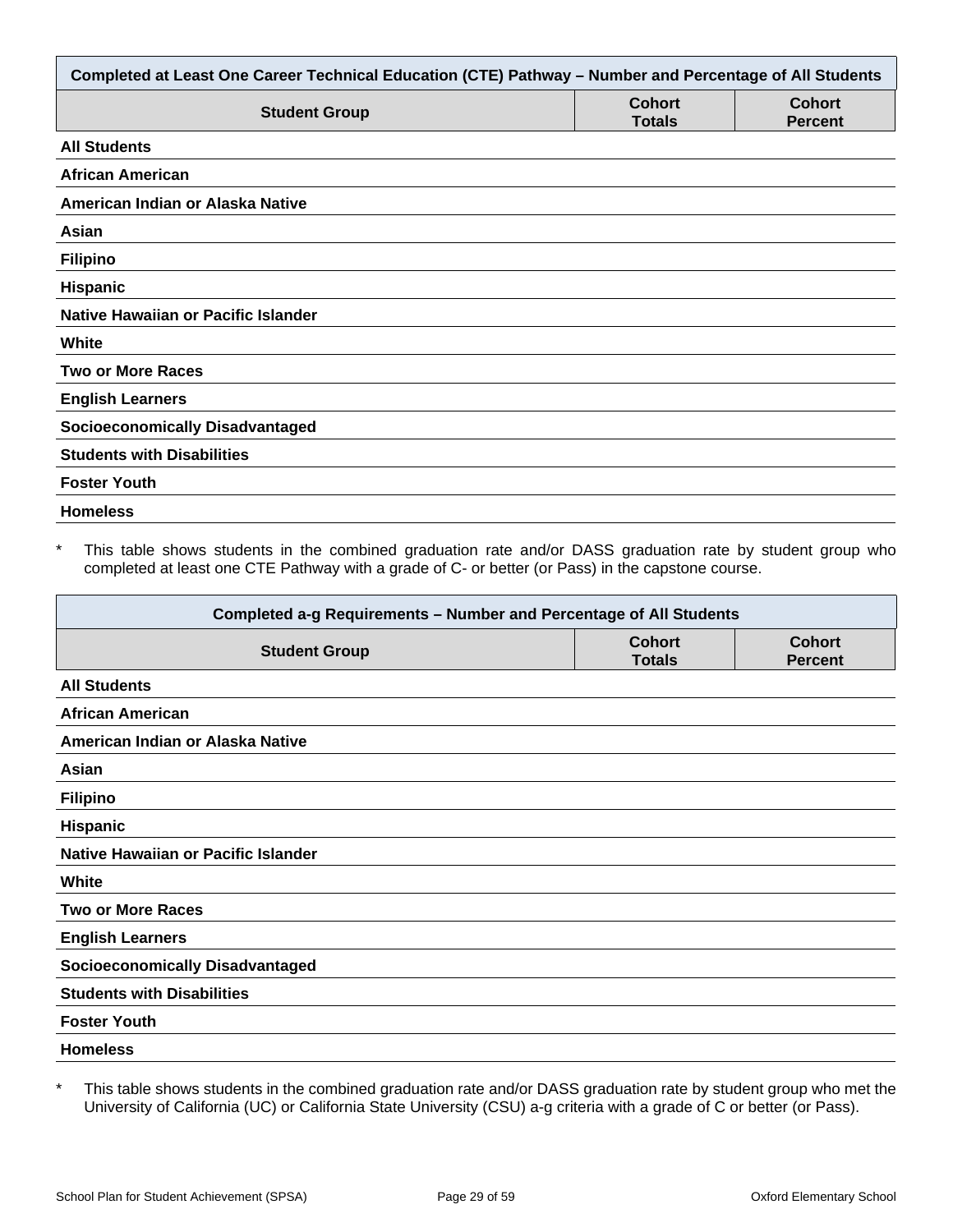| Completed at Least One Career Technical Education (CTE) Pathway – Number and Percentage of All Students | | |
|---|---|---|
| Student Group | Cohort Totals | Cohort Percent |
| All Students | | |
| African American | | |
| American Indian or Alaska Native | | |
| Asian | | |
| Filipino | | |
| Hispanic | | |
| Native Hawaiian or Pacific Islander | | |
| White | | |
| Two or More Races | | |
| English Learners | | |
| Socioeconomically Disadvantaged | | |
| Students with Disabilities | | |
| Foster Youth | | |
| Homeless | | |

* This table shows students in the combined graduation rate and/or DASS graduation rate by student group who completed at least one CTE Pathway with a grade of C- or better (or Pass) in the capstone course.

| Completed a-g Requirements – Number and Percentage of All Students | | |
|---|---|---|
| Student Group | Cohort Totals | Cohort Percent |
| All Students | | |
| African American | | |
| American Indian or Alaska Native | | |
| Asian | | |
| Filipino | | |
| Hispanic | | |
| Native Hawaiian or Pacific Islander | | |
| White | | |
| Two or More Races | | |
| English Learners | | |
| Socioeconomically Disadvantaged | | |
| Students with Disabilities | | |
| Foster Youth | | |
| Homeless | | |

* This table shows students in the combined graduation rate and/or DASS graduation rate by student group who met the University of California (UC) or California State University (CSU) a-g criteria with a grade of C or better (or Pass).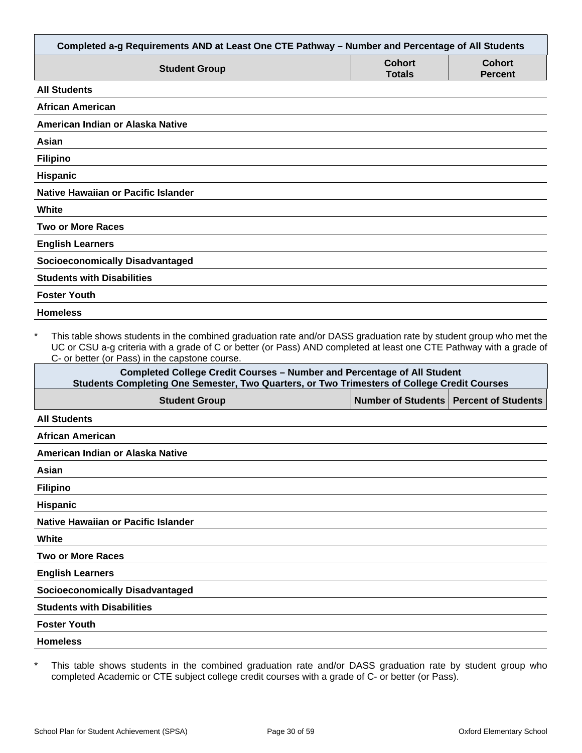| Completed a-g Requirements AND at Least One CTE Pathway – Number and Percentage of All Students | | |
|---|---|---|
| **Student Group** | **Cohort Totals** | **Cohort Percent** |
| All Students | | |
| African American | | |
| American Indian or Alaska Native | | |
| Asian | | |
| Filipino | | |
| Hispanic | | |
| Native Hawaiian or Pacific Islander | | |
| White | | |
| Two or More Races | | |
| English Learners | | |
| Socioeconomically Disadvantaged | | |
| Students with Disabilities | | |
| Foster Youth | | |
| Homeless | | |

\* This table shows students in the combined graduation rate and/or DASS graduation rate by student group who met the UC or CSU a-g criteria with a grade of C or better (or Pass) AND completed at least one CTE Pathway with a grade of C- or better (or Pass) in the capstone course.

| Completed College Credit Courses – Number and Percentage of All Student Students Completing One Semester, Two Quarters, or Two Trimesters of College Credit Courses | | |
|---|---|---|
| **Student Group** | **Number of Students** | **Percent of Students** |
| All Students | | |
| African American | | |
| American Indian or Alaska Native | | |
| Asian | | |
| Filipino | | |
| Hispanic | | |
| Native Hawaiian or Pacific Islander | | |
| White | | |
| Two or More Races | | |
| English Learners | | |
| Socioeconomically Disadvantaged | | |
| Students with Disabilities | | |
| Foster Youth | | |
| Homeless | | |

\* This table shows students in the combined graduation rate and/or DASS graduation rate by student group who completed Academic or CTE subject college credit courses with a grade of C- or better (or Pass).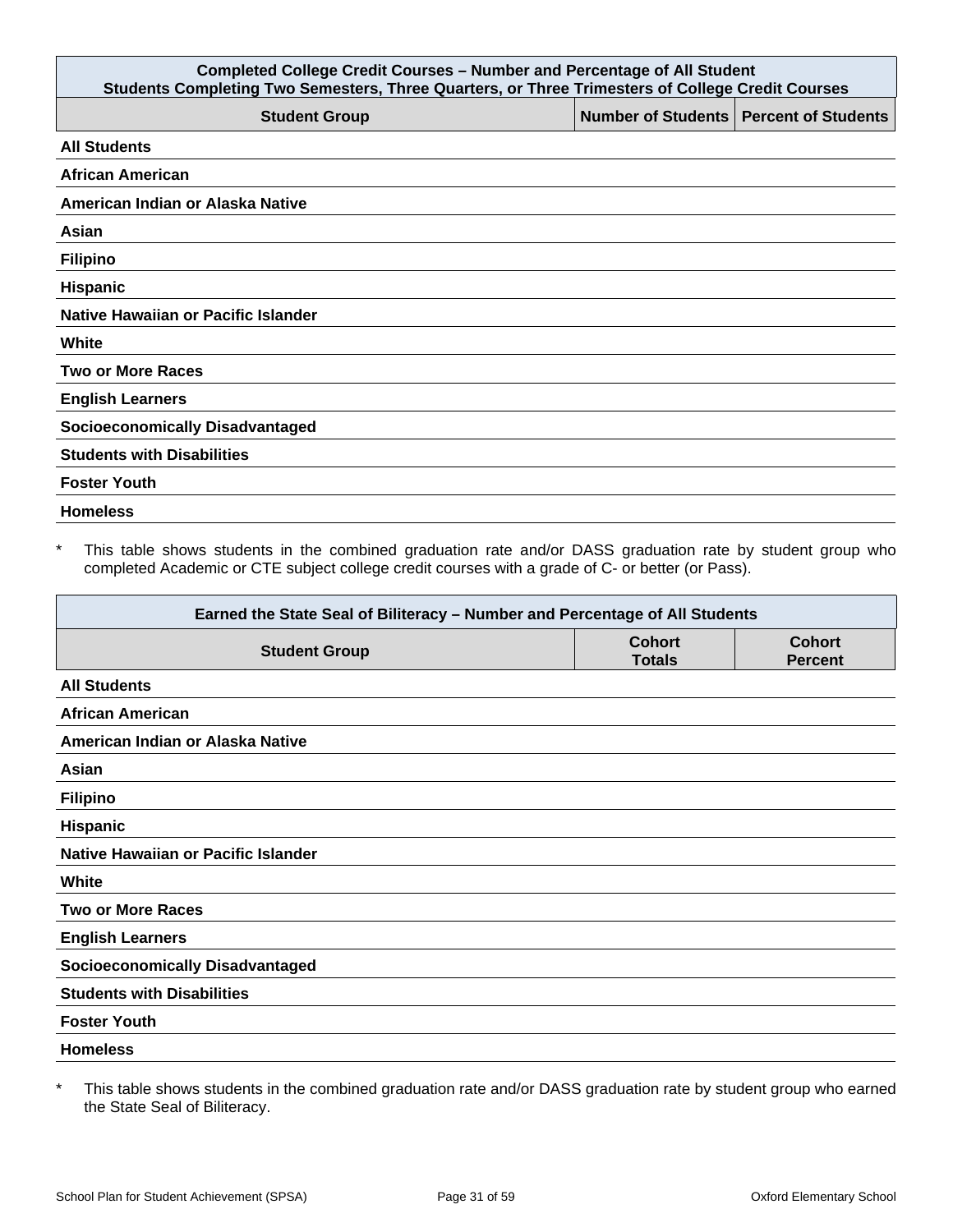| Completed College Credit Courses – Number and Percentage of All Student<br>Students Completing Two Semesters, Three Quarters, or Three Trimesters of College Credit Courses | | |
|---|---|---|
| **Student Group** | **Number of Students** | **Percent of Students** |
| **All Students** | | |
| **African American** | | |
| **American Indian or Alaska Native** | | |
| **Asian** | | |
| **Filipino** | | |
| **Hispanic** | | |
| **Native Hawaiian or Pacific Islander** | | |
| **White** | | |
| **Two or More Races** | | |
| **English Learners** | | |
| **Socioeconomically Disadvantaged** | | |
| **Students with Disabilities** | | |
| **Foster Youth** | | |
| **Homeless** | | |

* This table shows students in the combined graduation rate and/or DASS graduation rate by student group who completed Academic or CTE subject college credit courses with a grade of C- or better (or Pass).

| Earned the State Seal of Biliteracy – Number and Percentage of All Students | | |
|---|---|---|
| **Student Group** | **Cohort Totals** | **Cohort Percent** |
| **All Students** | | |
| **African American** | | |
| **American Indian or Alaska Native** | | |
| **Asian** | | |
| **Filipino** | | |
| **Hispanic** | | |
| **Native Hawaiian or Pacific Islander** | | |
| **White** | | |
| **Two or More Races** | | |
| **English Learners** | | |
| **Socioeconomically Disadvantaged** | | |
| **Students with Disabilities** | | |
| **Foster Youth** | | |
| **Homeless** | | |

* This table shows students in the combined graduation rate and/or DASS graduation rate by student group who earned the State Seal of Biliteracy.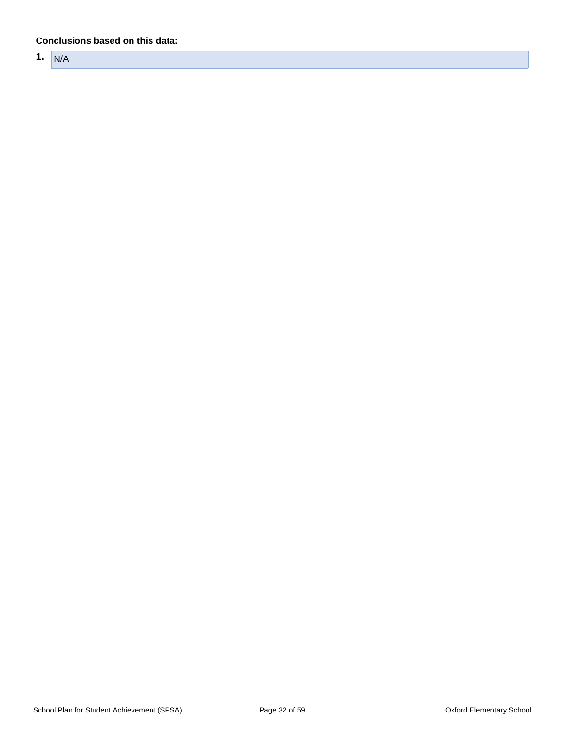**Conclusions based on this data:**

1. N/A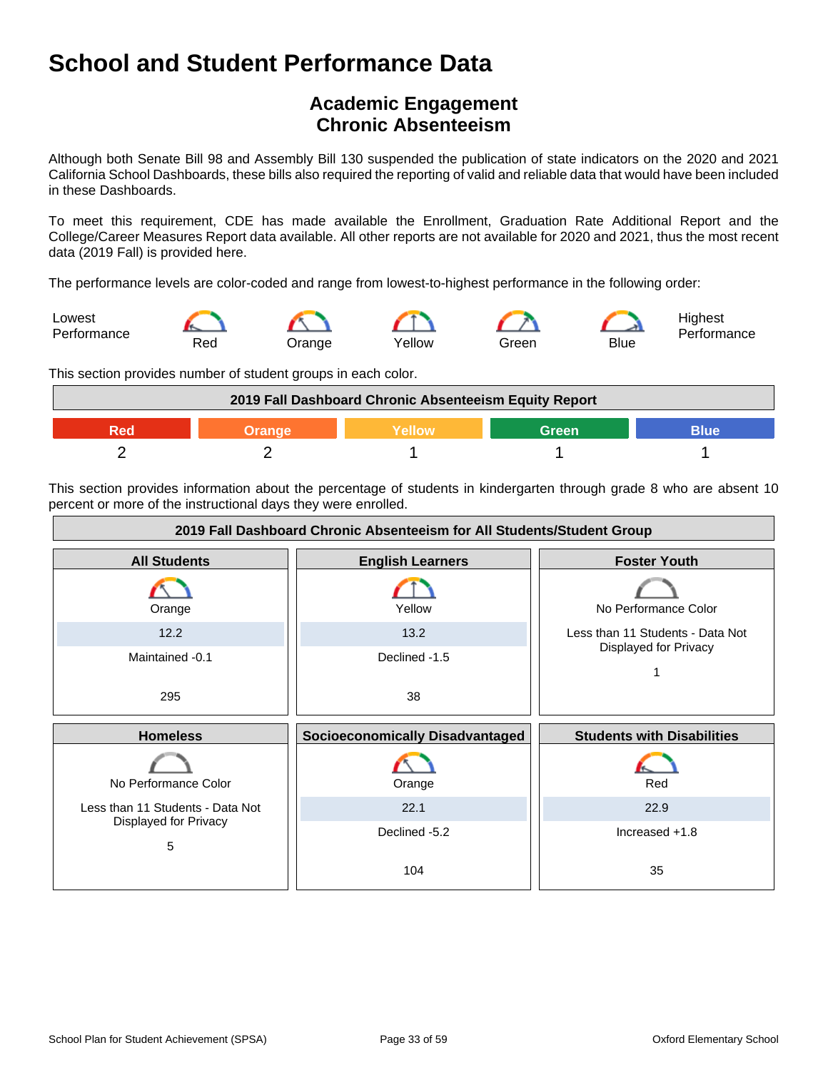# School and Student Performance Data

## Academic Engagement
## Chronic Absenteeism

Although both Senate Bill 98 and Assembly Bill 130 suspended the publication of state indicators on the 2020 and 2021 California School Dashboards, these bills also required the reporting of valid and reliable data that would have been included in these Dashboards.

To meet this requirement, CDE has made available the Enrollment, Graduation Rate Additional Report and the College/Career Measures Report data available. All other reports are not available for 2020 and 2021, thus the most recent data (2019 Fall) is provided here.

The performance levels are color-coded and range from lowest-to-highest performance in the following order:

Lowest Performance — Red — Orange — Yellow — Green — Blue — Highest Performance

This section provides number of student groups in each color.

| 2019 Fall Dashboard Chronic Absenteeism Equity Report | | | | |
|---|---|---|---|---|
| Red | Orange | Yellow | Green | Blue |
| 2 | 2 | 1 | 1 | 1 |

This section provides information about the percentage of students in kindergarten through grade 8 who are absent 10 percent or more of the instructional days they were enrolled.

| 2019 Fall Dashboard Chronic Absenteeism for All Students/Student Group | | |
|---|---|---|
| **All Students** | **English Learners** | **Foster Youth** |
| Orange | Yellow | No Performance Color |
| 12.2 | 13.2 | Less than 11 Students - Data Not Displayed for Privacy |
| Maintained -0.1 | Declined -1.5 | 1 |
| 295 | 38 | |
| **Homeless** | **Socioeconomically Disadvantaged** | **Students with Disabilities** |
| No Performance Color | Orange | Red |
| Less than 11 Students - Data Not Displayed for Privacy | 22.1 | 22.9 |
| 5 | Declined -5.2 | Increased +1.8 |
| | 104 | 35 |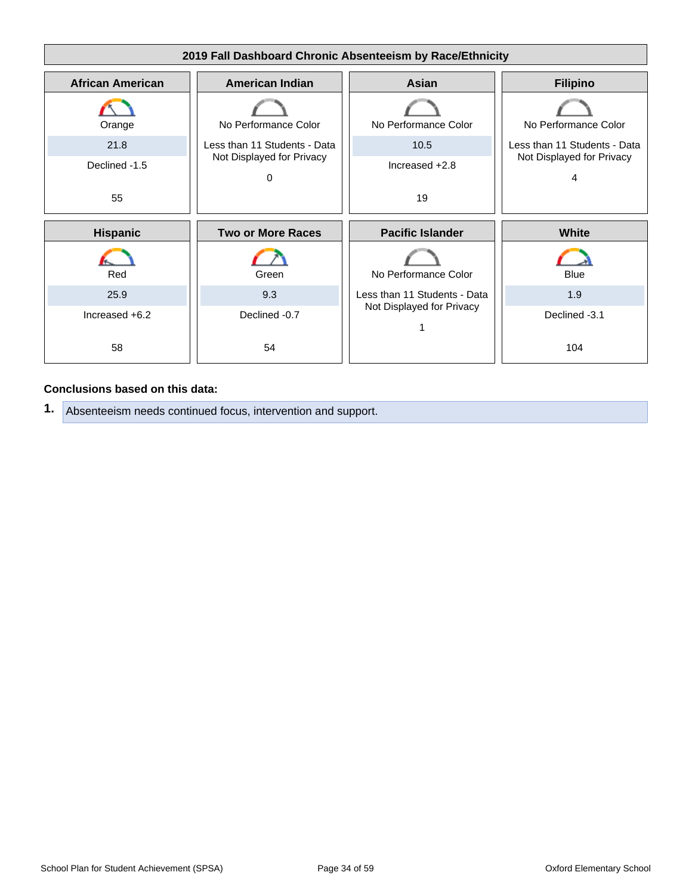## 2019 Fall Dashboard Chronic Absenteeism by Race/Ethnicity

| African American | American Indian | Asian | Filipino |
| --- | --- | --- | --- |
| Orange | No Performance Color | No Performance Color | No Performance Color |
| 21.8 | Less than 11 Students - Data Not Displayed for Privacy | 10.5 | Less than 11 Students - Data Not Displayed for Privacy |
| Declined -1.5 | 0 | Increased +2.8 | 4 |
| 55 | | 19 | |

| Hispanic | Two or More Races | Pacific Islander | White |
| --- | --- | --- | --- |
| Red | Green | No Performance Color | Blue |
| 25.9 | 9.3 | Less than 11 Students - Data Not Displayed for Privacy | 1.9 |
| Increased +6.2 | Declined -0.7 | 1 | Declined -3.1 |
| 58 | 54 | | 104 |

**Conclusions based on this data:**

1. Absenteeism needs continued focus, intervention and support.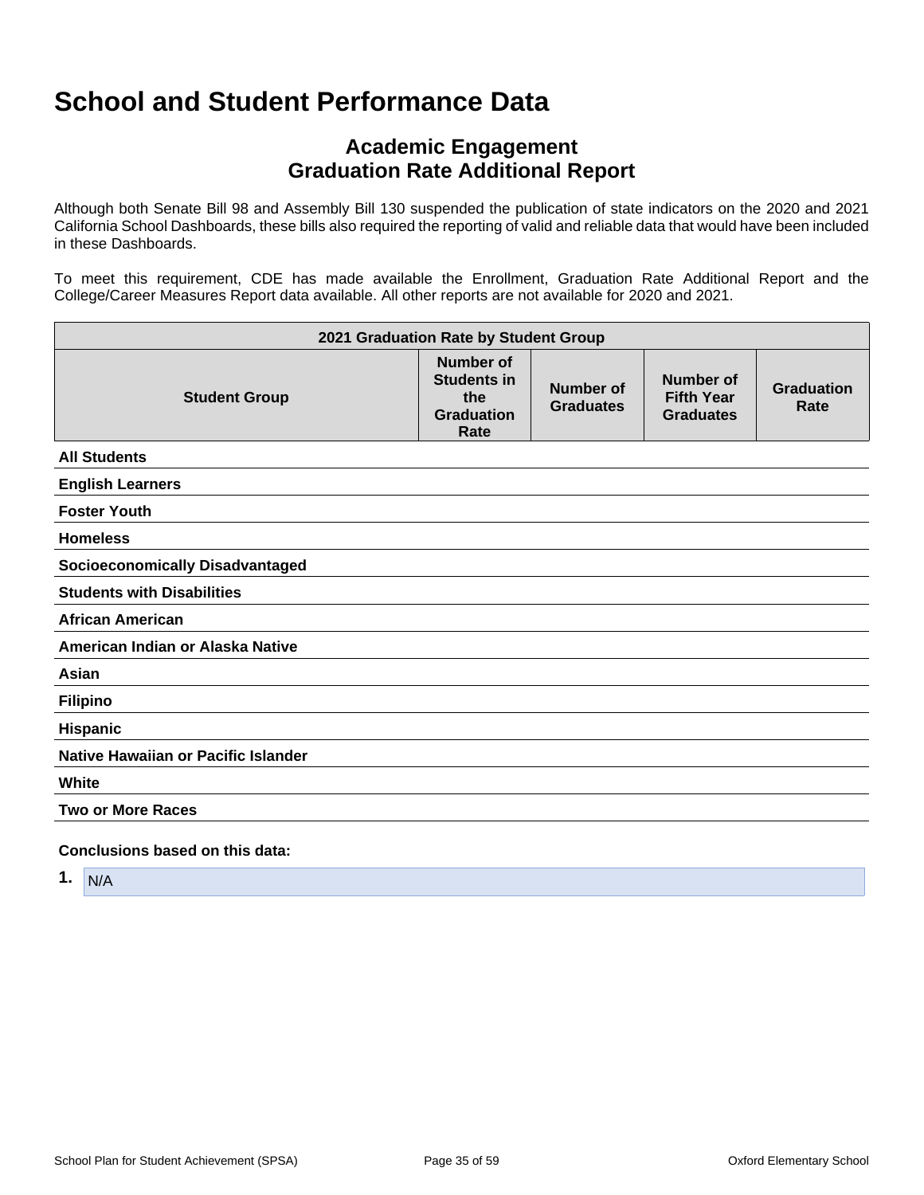# School and Student Performance Data

## Academic Engagement
## Graduation Rate Additional Report

Although both Senate Bill 98 and Assembly Bill 130 suspended the publication of state indicators on the 2020 and 2021 California School Dashboards, these bills also required the reporting of valid and reliable data that would have been included in these Dashboards.

To meet this requirement, CDE has made available the Enrollment, Graduation Rate Additional Report and the College/Career Measures Report data available. All other reports are not available for 2020 and 2021.

| 2021 Graduation Rate by Student Group | | | | |
|---|---|---|---|---|
| **Student Group** | **Number of Students in the Graduation Rate** | **Number of Graduates** | **Number of Fifth Year Graduates** | **Graduation Rate** |
| **All Students** | | | | |
| **English Learners** | | | | |
| **Foster Youth** | | | | |
| **Homeless** | | | | |
| **Socioeconomically Disadvantaged** | | | | |
| **Students with Disabilities** | | | | |
| **African American** | | | | |
| **American Indian or Alaska Native** | | | | |
| **Asian** | | | | |
| **Filipino** | | | | |
| **Hispanic** | | | | |
| **Native Hawaiian or Pacific Islander** | | | | |
| **White** | | | | |
| **Two or More Races** | | | | |

**Conclusions based on this data:**

1. N/A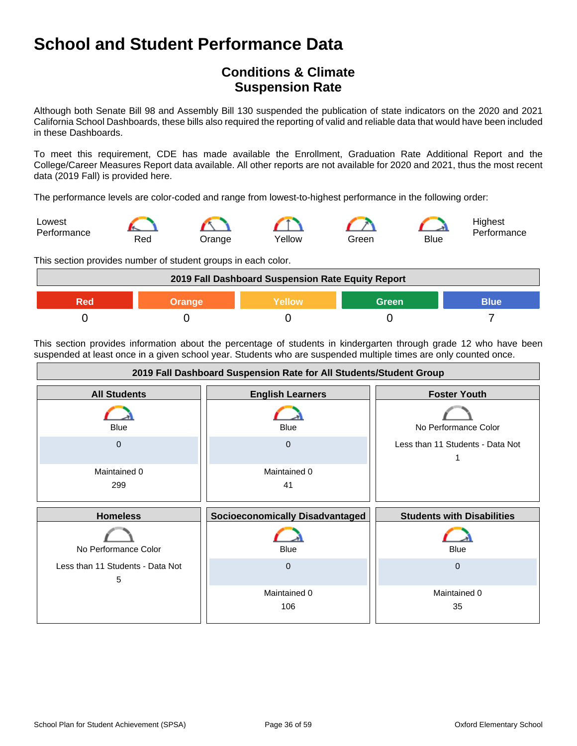# School and Student Performance Data

## Conditions & Climate
## Suspension Rate

Although both Senate Bill 98 and Assembly Bill 130 suspended the publication of state indicators on the 2020 and 2021 California School Dashboards, these bills also required the reporting of valid and reliable data that would have been included in these Dashboards.

To meet this requirement, CDE has made available the Enrollment, Graduation Rate Additional Report and the College/Career Measures Report data available. All other reports are not available for 2020 and 2021, thus the most recent data (2019 Fall) is provided here.

The performance levels are color-coded and range from lowest-to-highest performance in the following order:

| Lowest Performance | Red | Orange | Yellow | Green | Blue | Highest Performance |
|---|---|---|---|---|---|---|

This section provides number of student groups in each color.

| 2019 Fall Dashboard Suspension Rate Equity Report | | | | |
|---|---|---|---|---|
| Red | Orange | Yellow | Green | Blue |
| 0 | 0 | 0 | 0 | 7 |

This section provides information about the percentage of students in kindergarten through grade 12 who have been suspended at least once in a given school year. Students who are suspended multiple times are only counted once.

**2019 Fall Dashboard Suspension Rate for All Students/Student Group**

| All Students | English Learners | Foster Youth |
|---|---|---|
| Blue | Blue | No Performance Color |
| 0 | 0 | Less than 11 Students - Data Not |
| Maintained 0 | Maintained 0 | 1 |
| 299 | 41 | |

| Homeless | Socioeconomically Disadvantaged | Students with Disabilities |
|---|---|---|
| No Performance Color | Blue | Blue |
| Less than 11 Students - Data Not | 0 | 0 |
| 5 | Maintained 0 | Maintained 0 |
| | 106 | 35 |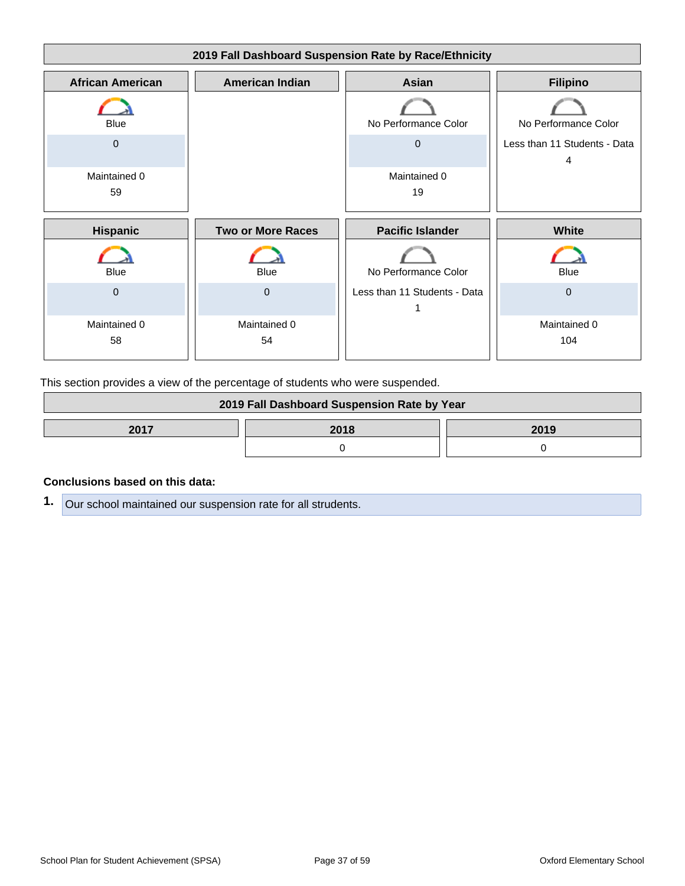### 2019 Fall Dashboard Suspension Rate by Race/Ethnicity

| African American | American Indian | Asian | Filipino |
|---|---|---|---|
| Blue | | No Performance Color | No Performance Color |
| 0 | | 0 | Less than 11 Students - Data 4 |
| Maintained 0 | | Maintained 0 | |
| 59 | | 19 | |

| Hispanic | Two or More Races | Pacific Islander | White |
|---|---|---|---|
| Blue | Blue | No Performance Color | Blue |
| 0 | 0 | Less than 11 Students - Data 1 | 0 |
| Maintained 0 | Maintained 0 | | Maintained 0 |
| 58 | 54 | | 104 |

This section provides a view of the percentage of students who were suspended.

### 2019 Fall Dashboard Suspension Rate by Year

| 2017 | 2018 | 2019 |
|---|---|---|
| | 0 | 0 |

**Conclusions based on this data:**

1. Our school maintained our suspension rate for all strudents.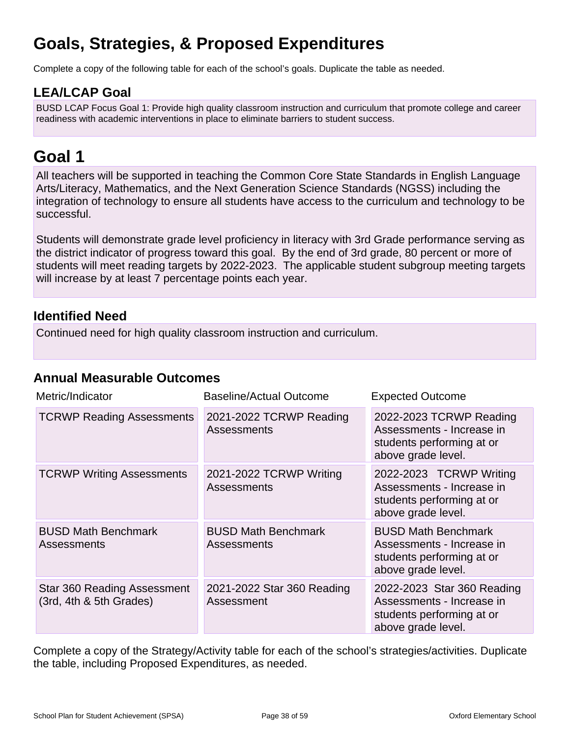# Goals, Strategies, & Proposed Expenditures

Complete a copy of the following table for each of the school's goals. Duplicate the table as needed.

## LEA/LCAP Goal

BUSD LCAP Focus Goal 1: Provide high quality classroom instruction and curriculum that promote college and career readiness with academic interventions in place to eliminate barriers to student success.

# Goal 1

All teachers will be supported in teaching the Common Core State Standards in English Language Arts/Literacy, Mathematics, and the Next Generation Science Standards (NGSS) including the integration of technology to ensure all students have access to the curriculum and technology to be successful.

Students will demonstrate grade level proficiency in literacy with 3rd Grade performance serving as the district indicator of progress toward this goal. By the end of 3rd grade, 80 percent or more of students will meet reading targets by 2022-2023. The applicable student subgroup meeting targets will increase by at least 7 percentage points each year.

## Identified Need

Continued need for high quality classroom instruction and curriculum.

## Annual Measurable Outcomes

| Metric/Indicator | Baseline/Actual Outcome | Expected Outcome |
|---|---|---|
| TCRWP Reading Assessments | 2021-2022 TCRWP Reading Assessments | 2022-2023 TCRWP Reading Assessments - Increase in students performing at or above grade level. |
| TCRWP Writing Assessments | 2021-2022 TCRWP Writing Assessments | 2022-2023 TCRWP Writing Assessments - Increase in students performing at or above grade level. |
| BUSD Math Benchmark Assessments | BUSD Math Benchmark Assessments | BUSD Math Benchmark Assessments - Increase in students performing at or above grade level. |
| Star 360 Reading Assessment (3rd, 4th & 5th Grades) | 2021-2022 Star 360 Reading Assessment | 2022-2023 Star 360 Reading Assessments - Increase in students performing at or above grade level. |

Complete a copy of the Strategy/Activity table for each of the school's strategies/activities. Duplicate the table, including Proposed Expenditures, as needed.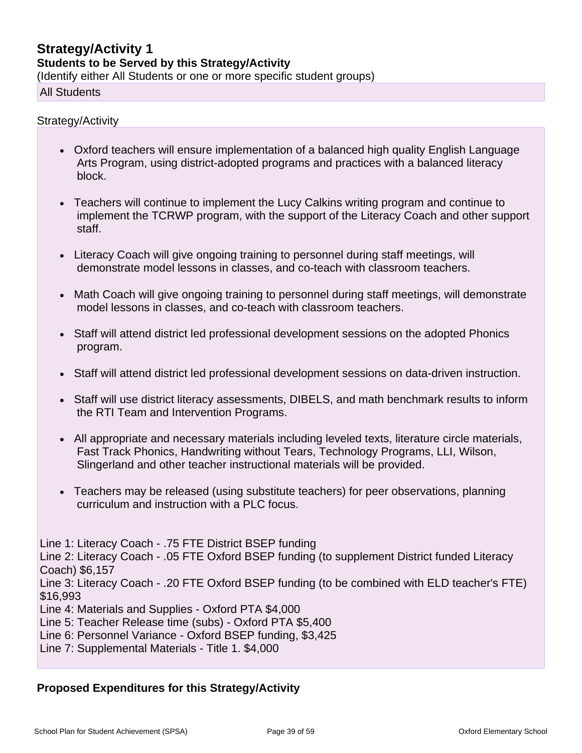## Strategy/Activity 1

### Students to be Served by this Strategy/Activity

(Identify either All Students or one or more specific student groups)

All Students

Strategy/Activity

- Oxford teachers will ensure implementation of a balanced high quality English Language Arts Program, using district-adopted programs and practices with a balanced literacy block.
- Teachers will continue to implement the Lucy Calkins writing program and continue to implement the TCRWP program, with the support of the Literacy Coach and other support staff.
- Literacy Coach will give ongoing training to personnel during staff meetings, will demonstrate model lessons in classes, and co-teach with classroom teachers.
- Math Coach will give ongoing training to personnel during staff meetings, will demonstrate model lessons in classes, and co-teach with classroom teachers.
- Staff will attend district led professional development sessions on the adopted Phonics program.
- Staff will attend district led professional development sessions on data-driven instruction.
- Staff will use district literacy assessments, DIBELS, and math benchmark results to inform the RTI Team and Intervention Programs.
- All appropriate and necessary materials including leveled texts, literature circle materials, Fast Track Phonics, Handwriting without Tears, Technology Programs, LLI, Wilson, Slingerland and other teacher instructional materials will be provided.
- Teachers may be released (using substitute teachers) for peer observations, planning curriculum and instruction with a PLC focus.

Line 1: Literacy Coach - .75 FTE District BSEP funding
Line 2: Literacy Coach - .05 FTE Oxford BSEP funding (to supplement District funded Literacy Coach) $6,157
Line 3: Literacy Coach - .20 FTE Oxford BSEP funding (to be combined with ELD teacher's FTE) $16,993
Line 4: Materials and Supplies - Oxford PTA $4,000
Line 5: Teacher Release time (subs) - Oxford PTA $5,400
Line 6: Personnel Variance - Oxford BSEP funding, $3,425
Line 7: Supplemental Materials - Title 1. $4,000

### Proposed Expenditures for this Strategy/Activity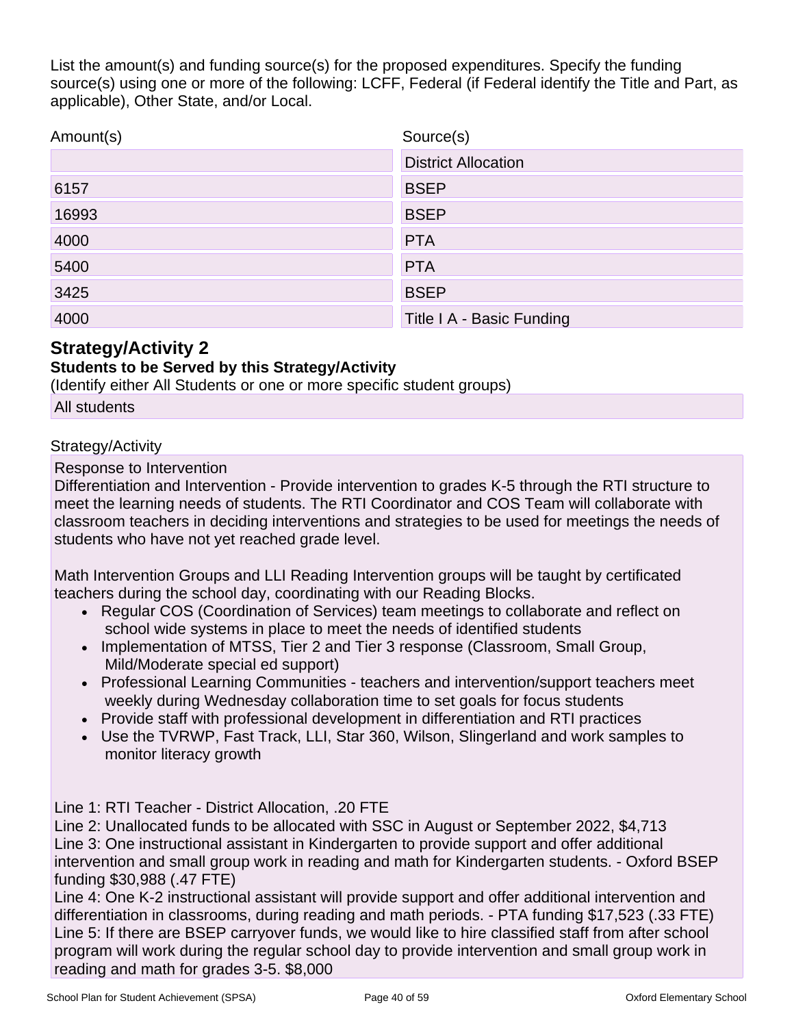List the amount(s) and funding source(s) for the proposed expenditures. Specify the funding source(s) using one or more of the following: LCFF, Federal (if Federal identify the Title and Part, as applicable), Other State, and/or Local.

| Amount(s) | Source(s) |
|---|---|
| | District Allocation |
| 6157 | BSEP |
| 16993 | BSEP |
| 4000 | PTA |
| 5400 | PTA |
| 3425 | BSEP |
| 4000 | Title I A - Basic Funding |

## Strategy/Activity 2

### Students to be Served by this Strategy/Activity

(Identify either All Students or one or more specific student groups)

All students

Strategy/Activity

Response to Intervention

Differentiation and Intervention - Provide intervention to grades K-5 through the RTI structure to meet the learning needs of students. The RTI Coordinator and COS Team will collaborate with classroom teachers in deciding interventions and strategies to be used for meetings the needs of students who have not yet reached grade level.

Math Intervention Groups and LLI Reading Intervention groups will be taught by certificated teachers during the school day, coordinating with our Reading Blocks.

- Regular COS (Coordination of Services) team meetings to collaborate and reflect on school wide systems in place to meet the needs of identified students
- Implementation of MTSS, Tier 2 and Tier 3 response (Classroom, Small Group, Mild/Moderate special ed support)
- Professional Learning Communities - teachers and intervention/support teachers meet weekly during Wednesday collaboration time to set goals for focus students
- Provide staff with professional development in differentiation and RTI practices
- Use the TVRWP, Fast Track, LLI, Star 360, Wilson, Slingerland and work samples to monitor literacy growth

Line 1: RTI Teacher - District Allocation, .20 FTE
Line 2: Unallocated funds to be allocated with SSC in August or September 2022, $4,713
Line 3: One instructional assistant in Kindergarten to provide support and offer additional intervention and small group work in reading and math for Kindergarten students. - Oxford BSEP funding $30,988 (.47 FTE)
Line 4: One K-2 instructional assistant will provide support and offer additional intervention and differentiation in classrooms, during reading and math periods. - PTA funding $17,523 (.33 FTE)
Line 5: If there are BSEP carryover funds, we would like to hire classified staff from after school program will work during the regular school day to provide intervention and small group work in reading and math for grades 3-5. $8,000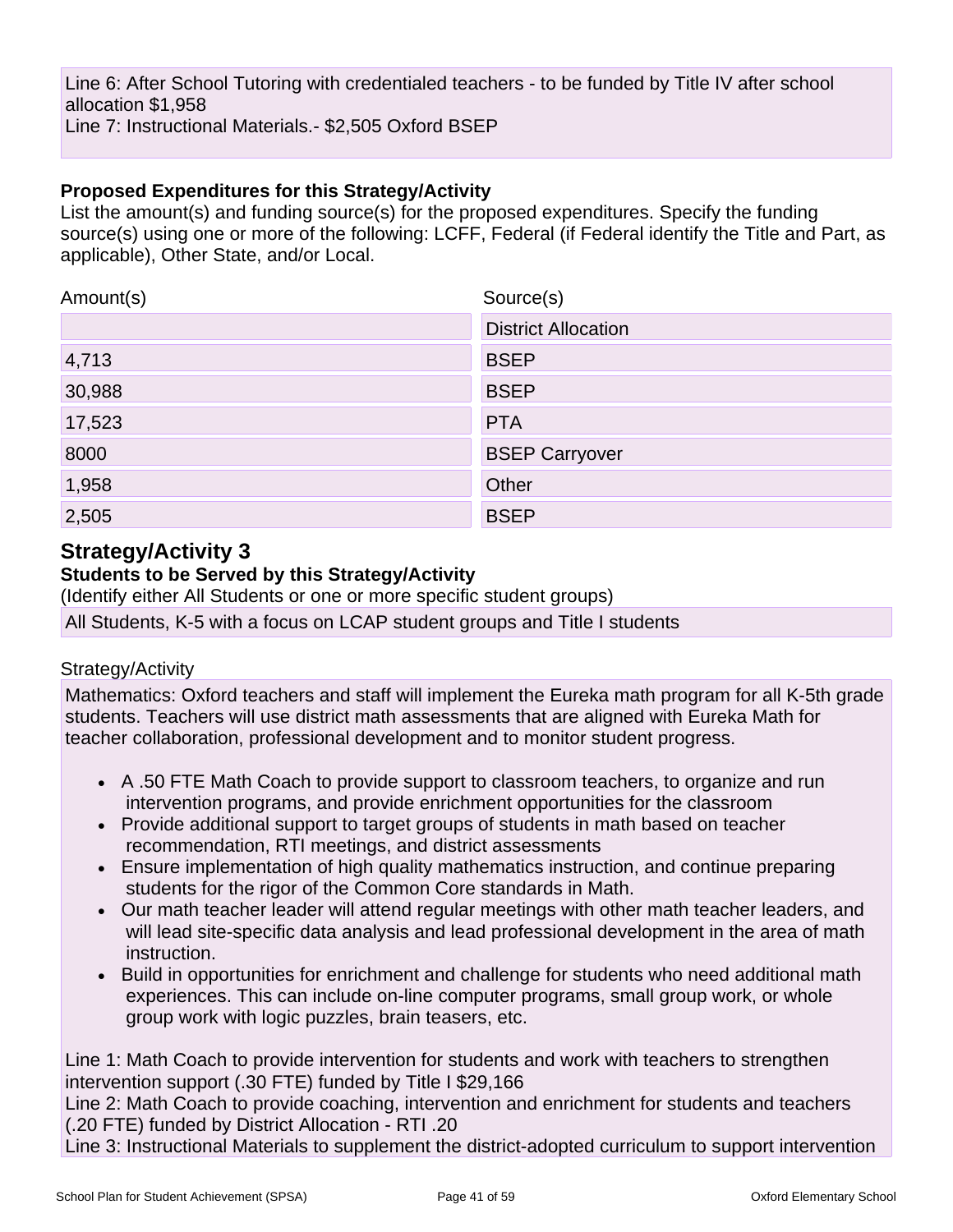Line 6: After School Tutoring with credentialed teachers - to be funded by Title IV after school allocation $1,958
Line 7: Instructional Materials.- $2,505 Oxford BSEP

**Proposed Expenditures for this Strategy/Activity**

List the amount(s) and funding source(s) for the proposed expenditures. Specify the funding source(s) using one or more of the following: LCFF, Federal (if Federal identify the Title and Part, as applicable), Other State, and/or Local.

| Amount(s) | Source(s) |
|---|---|
| | District Allocation |
| 4,713 | BSEP |
| 30,988 | BSEP |
| 17,523 | PTA |
| 8000 | BSEP Carryover |
| 1,958 | Other |
| 2,505 | BSEP |

## Strategy/Activity 3

**Students to be Served by this Strategy/Activity**

(Identify either All Students or one or more specific student groups)

All Students, K-5 with a focus on LCAP student groups and Title I students

Strategy/Activity

Mathematics: Oxford teachers and staff will implement the Eureka math program for all K-5th grade students. Teachers will use district math assessments that are aligned with Eureka Math for teacher collaboration, professional development and to monitor student progress.

- A .50 FTE Math Coach to provide support to classroom teachers, to organize and run intervention programs, and provide enrichment opportunities for the classroom
- Provide additional support to target groups of students in math based on teacher recommendation, RTI meetings, and district assessments
- Ensure implementation of high quality mathematics instruction, and continue preparing students for the rigor of the Common Core standards in Math.
- Our math teacher leader will attend regular meetings with other math teacher leaders, and will lead site-specific data analysis and lead professional development in the area of math instruction.
- Build in opportunities for enrichment and challenge for students who need additional math experiences. This can include on-line computer programs, small group work, or whole group work with logic puzzles, brain teasers, etc.

Line 1: Math Coach to provide intervention for students and work with teachers to strengthen intervention support (.30 FTE) funded by Title I $29,166
Line 2: Math Coach to provide coaching, intervention and enrichment for students and teachers (.20 FTE) funded by District Allocation - RTI .20
Line 3: Instructional Materials to supplement the district-adopted curriculum to support intervention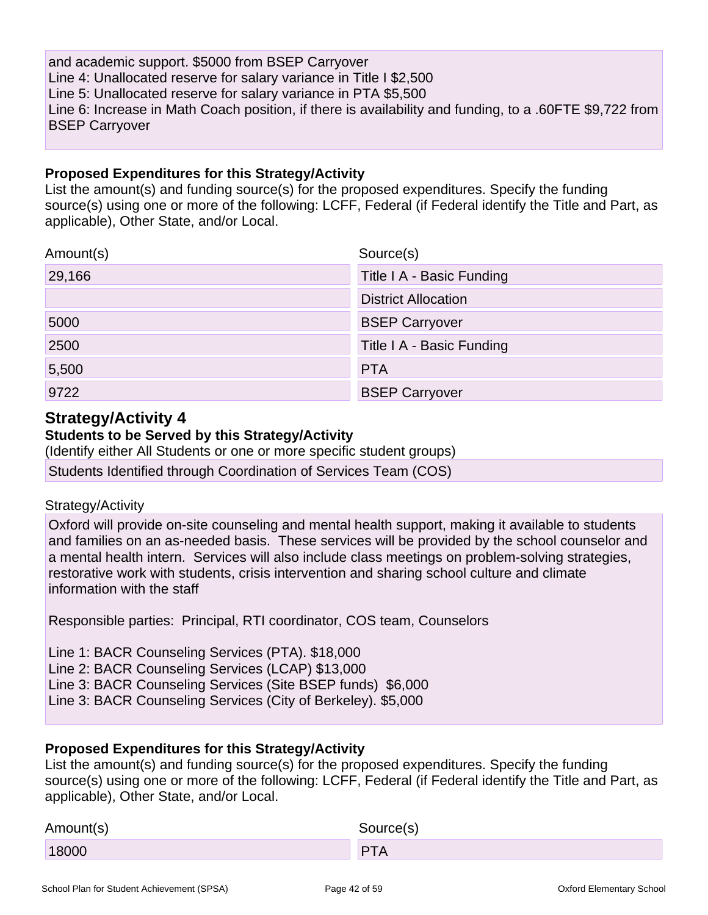and academic support. $5000 from BSEP Carryover
Line 4: Unallocated reserve for salary variance in Title I $2,500
Line 5: Unallocated reserve for salary variance in PTA $5,500
Line 6: Increase in Math Coach position, if there is availability and funding, to a .60FTE $9,722 from BSEP Carryover

**Proposed Expenditures for this Strategy/Activity**

List the amount(s) and funding source(s) for the proposed expenditures. Specify the funding source(s) using one or more of the following: LCFF, Federal (if Federal identify the Title and Part, as applicable), Other State, and/or Local.

| Amount(s) | Source(s) |
|---|---|
| 29,166 | Title I A - Basic Funding |
| | District Allocation |
| 5000 | BSEP Carryover |
| 2500 | Title I A - Basic Funding |
| 5,500 | PTA |
| 9722 | BSEP Carryover |

## Strategy/Activity 4

**Students to be Served by this Strategy/Activity**

(Identify either All Students or one or more specific student groups)

Students Identified through Coordination of Services Team (COS)

Strategy/Activity

Oxford will provide on-site counseling and mental health support, making it available to students and families on an as-needed basis. These services will be provided by the school counselor and a mental health intern. Services will also include class meetings on problem-solving strategies, restorative work with students, crisis intervention and sharing school culture and climate information with the staff

Responsible parties: Principal, RTI coordinator, COS team, Counselors

Line 1: BACR Counseling Services (PTA). $18,000
Line 2: BACR Counseling Services (LCAP) $13,000
Line 3: BACR Counseling Services (Site BSEP funds) $6,000
Line 3: BACR Counseling Services (City of Berkeley). $5,000

**Proposed Expenditures for this Strategy/Activity**

List the amount(s) and funding source(s) for the proposed expenditures. Specify the funding source(s) using one or more of the following: LCFF, Federal (if Federal identify the Title and Part, as applicable), Other State, and/or Local.

| Amount(s) | Source(s) |
|---|---|
| 18000 | PTA |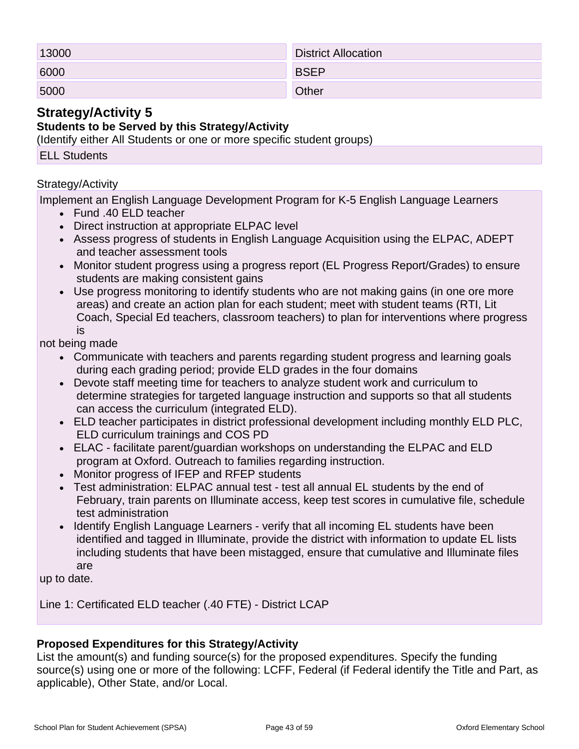| | |
|---|---|
| 13000 | District Allocation |
| 6000 | BSEP |
| 5000 | Other |

## Strategy/Activity 5

### Students to be Served by this Strategy/Activity

(Identify either All Students or one or more specific student groups)

ELL Students

Strategy/Activity

Implement an English Language Development Program for K-5 English Language Learners

- Fund .40 ELD teacher
- Direct instruction at appropriate ELPAC level
- Assess progress of students in English Language Acquisition using the ELPAC, ADEPT and teacher assessment tools
- Monitor student progress using a progress report (EL Progress Report/Grades) to ensure students are making consistent gains
- Use progress monitoring to identify students who are not making gains (in one ore more areas) and create an action plan for each student; meet with student teams (RTI, Lit Coach, Special Ed teachers, classroom teachers) to plan for interventions where progress is

not being made

- Communicate with teachers and parents regarding student progress and learning goals during each grading period; provide ELD grades in the four domains
- Devote staff meeting time for teachers to analyze student work and curriculum to determine strategies for targeted language instruction and supports so that all students can access the curriculum (integrated ELD).
- ELD teacher participates in district professional development including monthly ELD PLC, ELD curriculum trainings and COS PD
- ELAC - facilitate parent/guardian workshops on understanding the ELPAC and ELD program at Oxford. Outreach to families regarding instruction.
- Monitor progress of IFEP and RFEP students
- Test administration: ELPAC annual test - test all annual EL students by the end of February, train parents on Illuminate access, keep test scores in cumulative file, schedule test administration
- Identify English Language Learners - verify that all incoming EL students have been identified and tagged in Illuminate, provide the district with information to update EL lists including students that have been mistagged, ensure that cumulative and Illuminate files are

up to date.

Line 1: Certificated ELD teacher (.40 FTE) - District LCAP

### Proposed Expenditures for this Strategy/Activity

List the amount(s) and funding source(s) for the proposed expenditures. Specify the funding source(s) using one or more of the following: LCFF, Federal (if Federal identify the Title and Part, as applicable), Other State, and/or Local.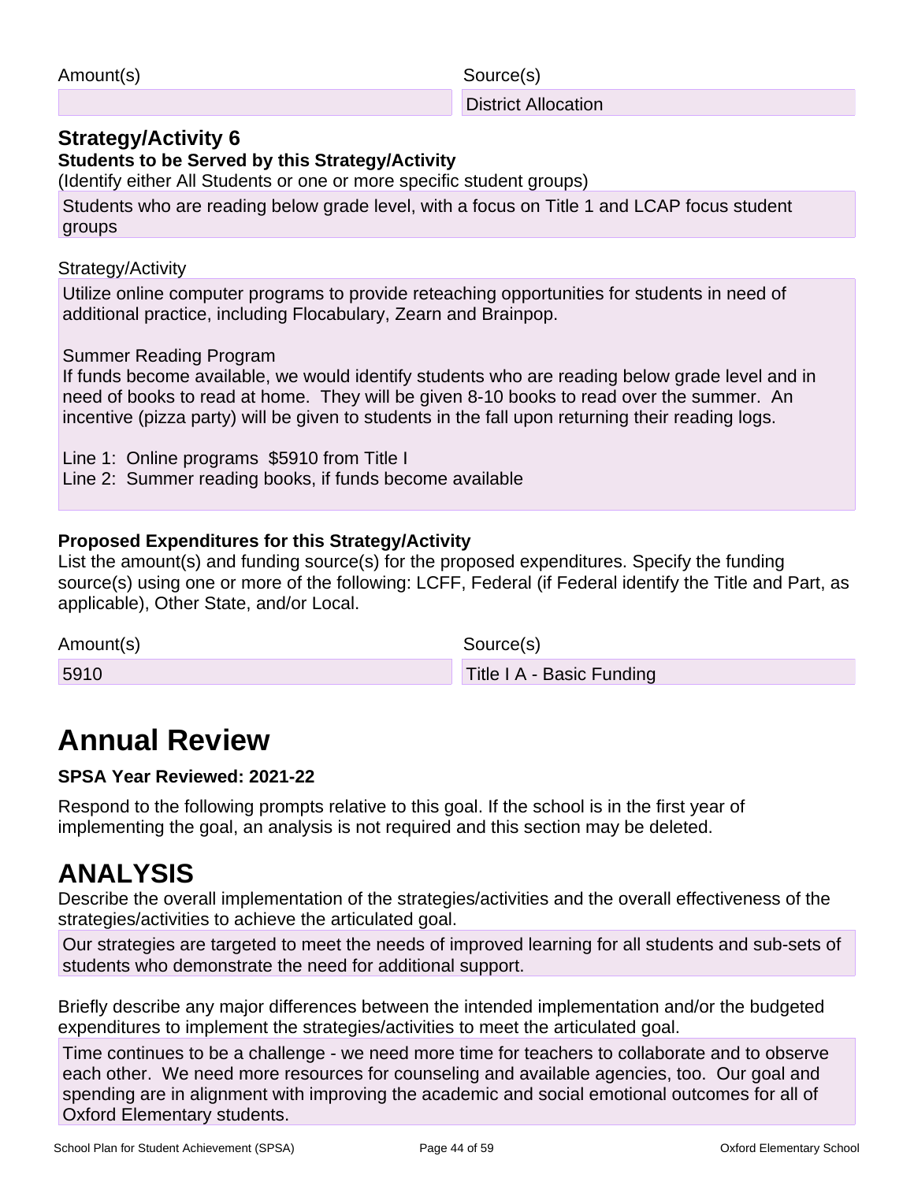| Amount(s) | Source(s) |
| --- | --- |
| | District Allocation |

### Strategy/Activity 6

**Students to be Served by this Strategy/Activity**

(Identify either All Students or one or more specific student groups)

Students who are reading below grade level, with a focus on Title 1 and LCAP focus student groups

Strategy/Activity

Utilize online computer programs to provide reteaching opportunities for students in need of additional practice, including Flocabulary, Zearn and Brainpop.

Summer Reading Program
If funds become available, we would identify students who are reading below grade level and in need of books to read at home. They will be given 8-10 books to read over the summer. An incentive (pizza party) will be given to students in the fall upon returning their reading logs.

Line 1: Online programs $5910 from Title I
Line 2: Summer reading books, if funds become available

**Proposed Expenditures for this Strategy/Activity**

List the amount(s) and funding source(s) for the proposed expenditures. Specify the funding source(s) using one or more of the following: LCFF, Federal (if Federal identify the Title and Part, as applicable), Other State, and/or Local.

| Amount(s) | Source(s) |
| --- | --- |
| 5910 | Title I A - Basic Funding |

# Annual Review

**SPSA Year Reviewed: 2021-22**

Respond to the following prompts relative to this goal. If the school is in the first year of implementing the goal, an analysis is not required and this section may be deleted.

# ANALYSIS

Describe the overall implementation of the strategies/activities and the overall effectiveness of the strategies/activities to achieve the articulated goal.

Our strategies are targeted to meet the needs of improved learning for all students and sub-sets of students who demonstrate the need for additional support.

Briefly describe any major differences between the intended implementation and/or the budgeted expenditures to implement the strategies/activities to meet the articulated goal.

Time continues to be a challenge - we need more time for teachers to collaborate and to observe each other. We need more resources for counseling and available agencies, too. Our goal and spending are in alignment with improving the academic and social emotional outcomes for all of Oxford Elementary students.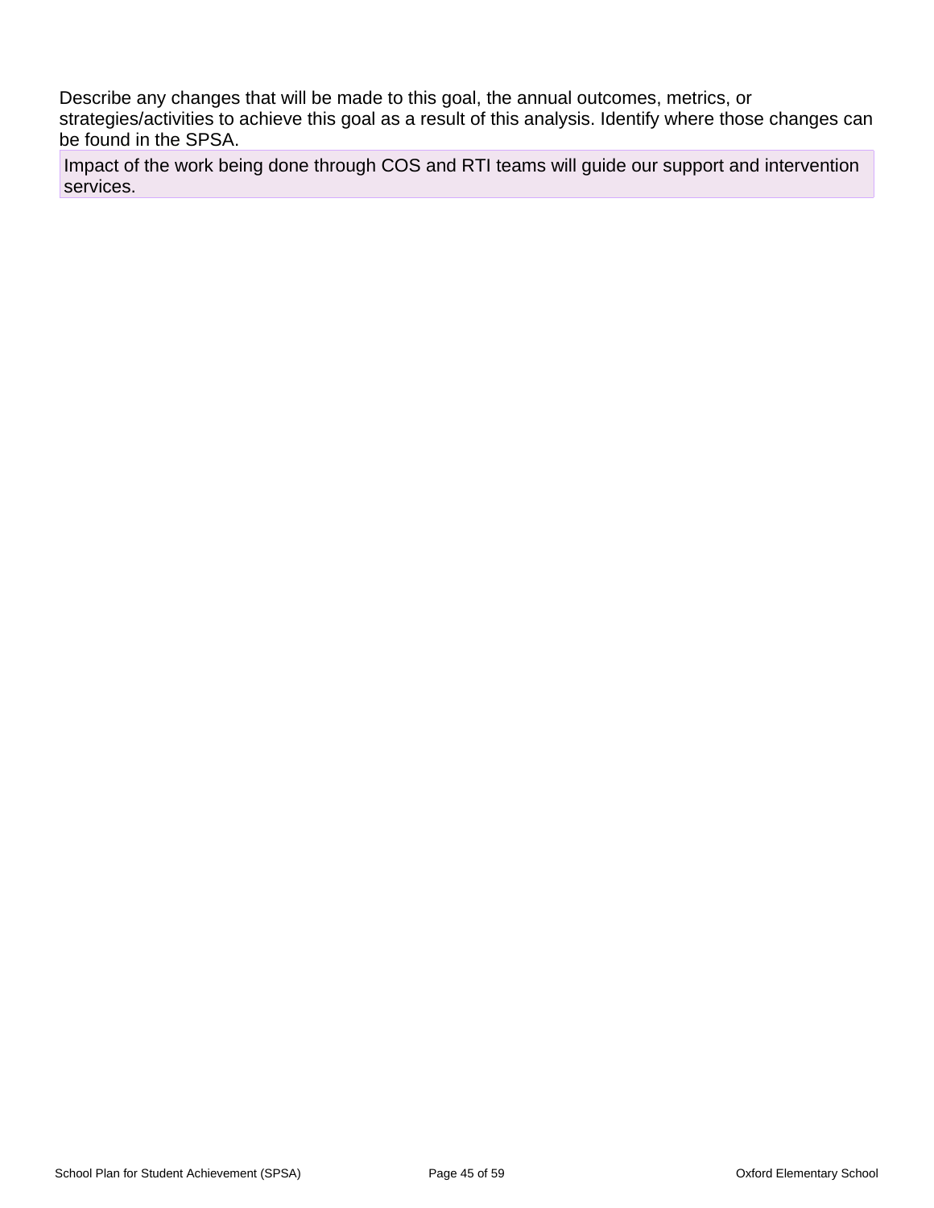Describe any changes that will be made to this goal, the annual outcomes, metrics, or strategies/activities to achieve this goal as a result of this analysis. Identify where those changes can be found in the SPSA.

Impact of the work being done through COS and RTI teams will guide our support and intervention services.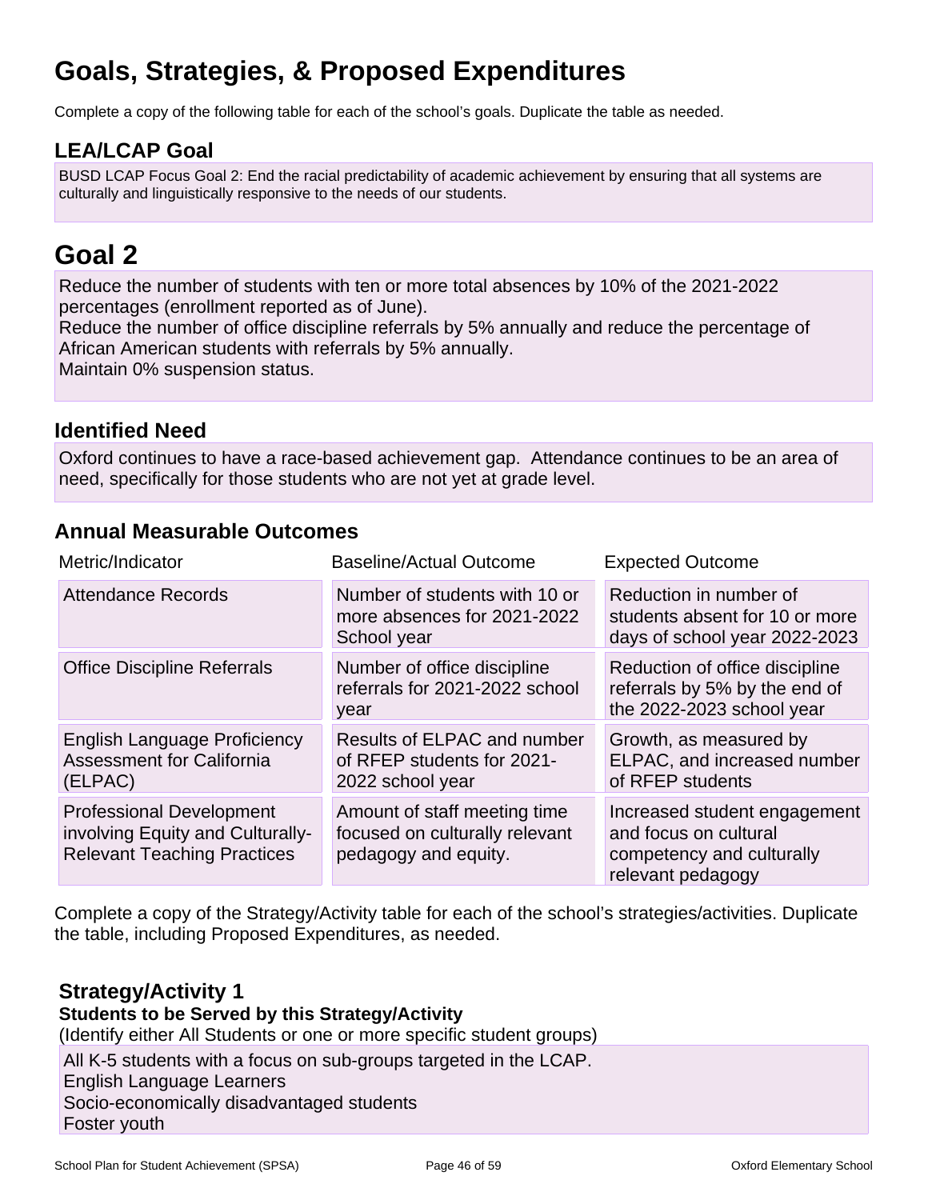# Goals, Strategies, & Proposed Expenditures

Complete a copy of the following table for each of the school's goals. Duplicate the table as needed.

## LEA/LCAP Goal

BUSD LCAP Focus Goal 2: End the racial predictability of academic achievement by ensuring that all systems are culturally and linguistically responsive to the needs of our students.

# Goal 2

Reduce the number of students with ten or more total absences by 10% of the 2021-2022 percentages (enrollment reported as of June).
Reduce the number of office discipline referrals by 5% annually and reduce the percentage of African American students with referrals by 5% annually.
Maintain 0% suspension status.

## Identified Need

Oxford continues to have a race-based achievement gap. Attendance continues to be an area of need, specifically for those students who are not yet at grade level.

## Annual Measurable Outcomes

| Metric/Indicator | Baseline/Actual Outcome | Expected Outcome |
|---|---|---|
| Attendance Records | Number of students with 10 or more absences for 2021-2022 School year | Reduction in number of students absent for 10 or more days of school year 2022-2023 |
| Office Discipline Referrals | Number of office discipline referrals for 2021-2022 school year | Reduction of office discipline referrals by 5% by the end of the 2022-2023 school year |
| English Language Proficiency Assessment for California (ELPAC) | Results of ELPAC and number of RFEP students for 2021-2022 school year | Growth, as measured by ELPAC, and increased number of RFEP students |
| Professional Development involving Equity and Culturally-Relevant Teaching Practices | Amount of staff meeting time focused on culturally relevant pedagogy and equity. | Increased student engagement and focus on cultural competency and culturally relevant pedagogy |

Complete a copy of the Strategy/Activity table for each of the school's strategies/activities. Duplicate the table, including Proposed Expenditures, as needed.

### Strategy/Activity 1

**Students to be Served by this Strategy/Activity**

(Identify either All Students or one or more specific student groups)

All K-5 students with a focus on sub-groups targeted in the LCAP.
English Language Learners
Socio-economically disadvantaged students
Foster youth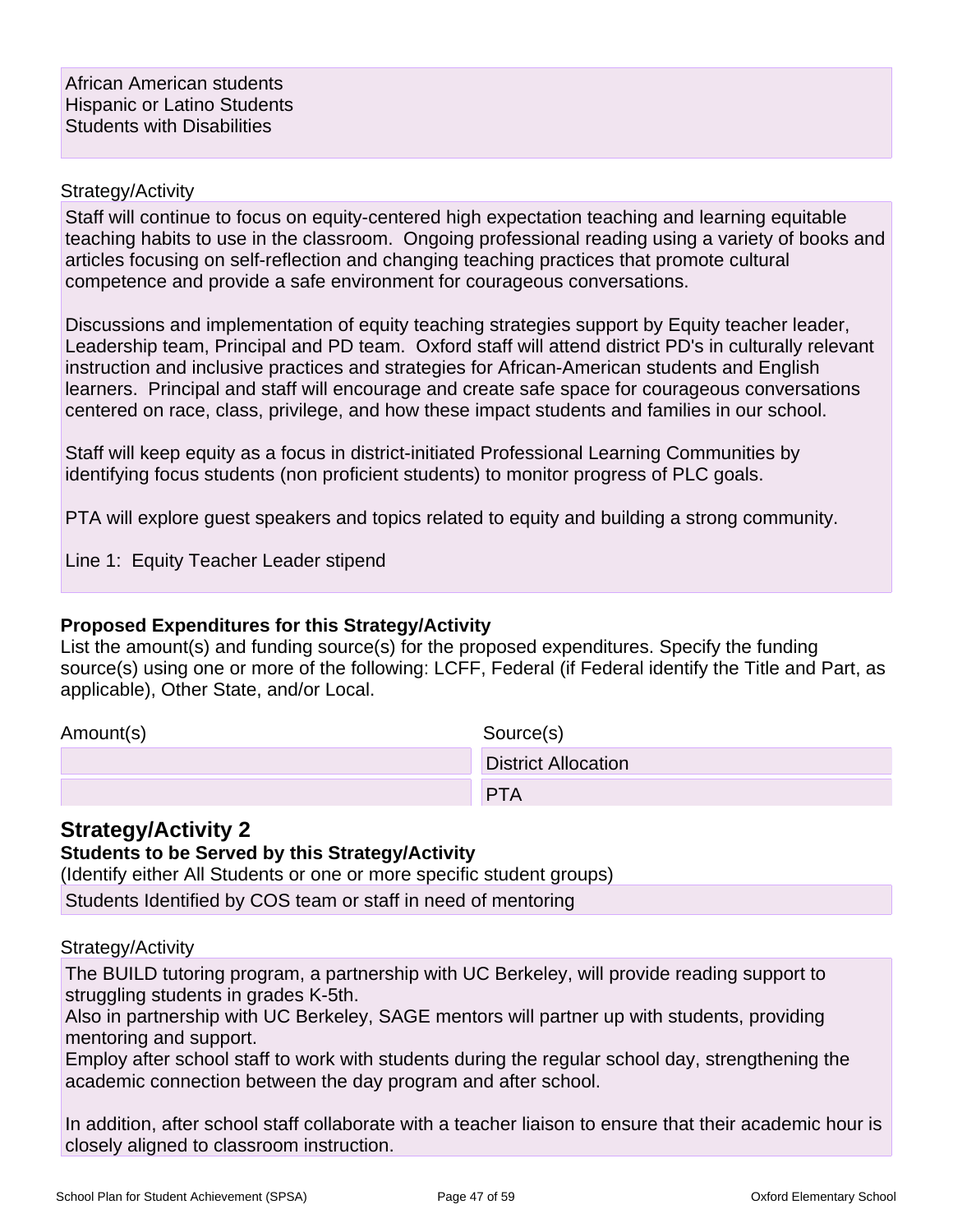African American students
Hispanic or Latino Students
Students with Disabilities

Strategy/Activity

Staff will continue to focus on equity-centered high expectation teaching and learning equitable teaching habits to use in the classroom. Ongoing professional reading using a variety of books and articles focusing on self-reflection and changing teaching practices that promote cultural competence and provide a safe environment for courageous conversations.

Discussions and implementation of equity teaching strategies support by Equity teacher leader, Leadership team, Principal and PD team. Oxford staff will attend district PD's in culturally relevant instruction and inclusive practices and strategies for African-American students and English learners. Principal and staff will encourage and create safe space for courageous conversations centered on race, class, privilege, and how these impact students and families in our school.

Staff will keep equity as a focus in district-initiated Professional Learning Communities by identifying focus students (non proficient students) to monitor progress of PLC goals.

PTA will explore guest speakers and topics related to equity and building a strong community.

Line 1: Equity Teacher Leader stipend

**Proposed Expenditures for this Strategy/Activity**

List the amount(s) and funding source(s) for the proposed expenditures. Specify the funding source(s) using one or more of the following: LCFF, Federal (if Federal identify the Title and Part, as applicable), Other State, and/or Local.

| Amount(s) | Source(s) |
| --- | --- |
| | District Allocation |
| | PTA |

## Strategy/Activity 2

**Students to be Served by this Strategy/Activity**

(Identify either All Students or one or more specific student groups)

Students Identified by COS team or staff in need of mentoring

Strategy/Activity

The BUILD tutoring program, a partnership with UC Berkeley, will provide reading support to struggling students in grades K-5th.
Also in partnership with UC Berkeley, SAGE mentors will partner up with students, providing mentoring and support.
Employ after school staff to work with students during the regular school day, strengthening the academic connection between the day program and after school.

In addition, after school staff collaborate with a teacher liaison to ensure that their academic hour is closely aligned to classroom instruction.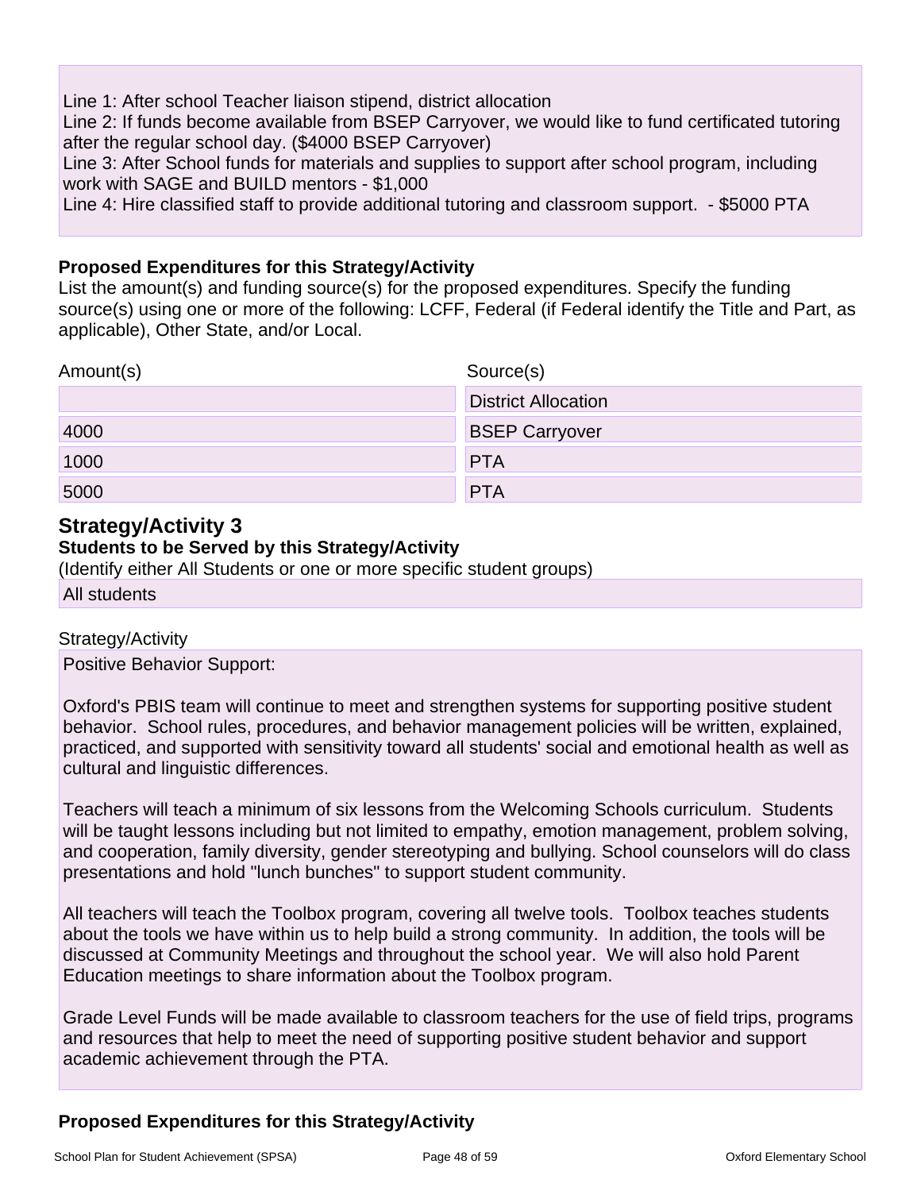Line 1: After school Teacher liaison stipend, district allocation
Line 2: If funds become available from BSEP Carryover, we would like to fund certificated tutoring after the regular school day. ($4000 BSEP Carryover)
Line 3: After School funds for materials and supplies to support after school program, including work with SAGE and BUILD mentors - $1,000
Line 4: Hire classified staff to provide additional tutoring and classroom support. - $5000 PTA

**Proposed Expenditures for this Strategy/Activity**

List the amount(s) and funding source(s) for the proposed expenditures. Specify the funding source(s) using one or more of the following: LCFF, Federal (if Federal identify the Title and Part, as applicable), Other State, and/or Local.

| Amount(s) | Source(s) |
|---|---|
| | District Allocation |
| 4000 | BSEP Carryover |
| 1000 | PTA |
| 5000 | PTA |

## Strategy/Activity 3

**Students to be Served by this Strategy/Activity**

(Identify either All Students or one or more specific student groups)

All students

Strategy/Activity

Positive Behavior Support:

Oxford's PBIS team will continue to meet and strengthen systems for supporting positive student behavior. School rules, procedures, and behavior management policies will be written, explained, practiced, and supported with sensitivity toward all students' social and emotional health as well as cultural and linguistic differences.

Teachers will teach a minimum of six lessons from the Welcoming Schools curriculum. Students will be taught lessons including but not limited to empathy, emotion management, problem solving, and cooperation, family diversity, gender stereotyping and bullying. School counselors will do class presentations and hold "lunch bunches" to support student community.

All teachers will teach the Toolbox program, covering all twelve tools. Toolbox teaches students about the tools we have within us to help build a strong community. In addition, the tools will be discussed at Community Meetings and throughout the school year. We will also hold Parent Education meetings to share information about the Toolbox program.

Grade Level Funds will be made available to classroom teachers for the use of field trips, programs and resources that help to meet the need of supporting positive student behavior and support academic achievement through the PTA.

**Proposed Expenditures for this Strategy/Activity**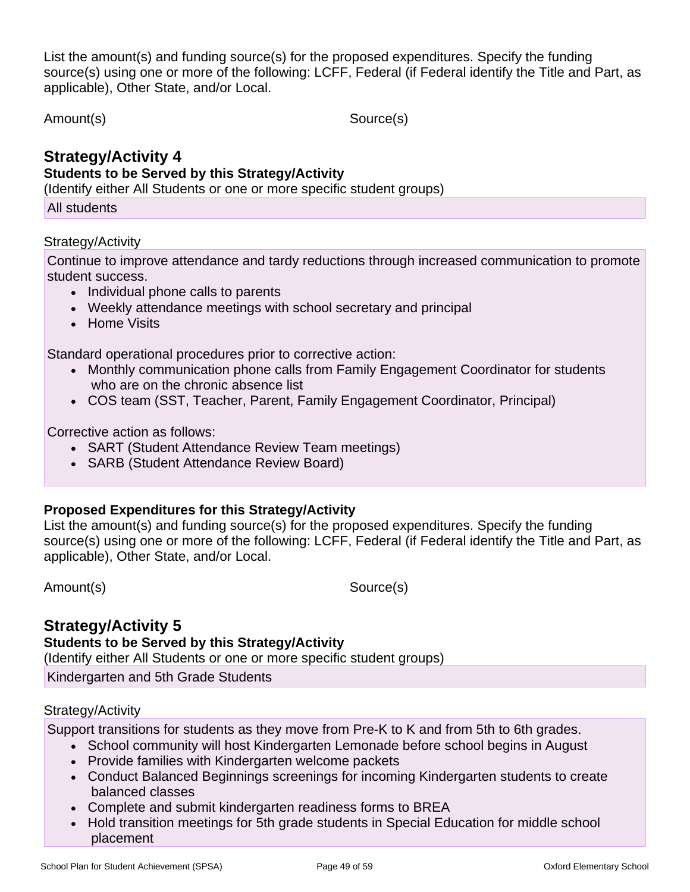List the amount(s) and funding source(s) for the proposed expenditures. Specify the funding source(s) using one or more of the following: LCFF, Federal (if Federal identify the Title and Part, as applicable), Other State, and/or Local.

| Amount(s) | Source(s) |
|---|---|

## Strategy/Activity 4

**Students to be Served by this Strategy/Activity**

(Identify either All Students or one or more specific student groups)

All students

Strategy/Activity

Continue to improve attendance and tardy reductions through increased communication to promote student success.

- Individual phone calls to parents
- Weekly attendance meetings with school secretary and principal
- Home Visits

Standard operational procedures prior to corrective action:

- Monthly communication phone calls from Family Engagement Coordinator for students who are on the chronic absence list
- COS team (SST, Teacher, Parent, Family Engagement Coordinator, Principal)

Corrective action as follows:

- SART (Student Attendance Review Team meetings)
- SARB (Student Attendance Review Board)

**Proposed Expenditures for this Strategy/Activity**

List the amount(s) and funding source(s) for the proposed expenditures. Specify the funding source(s) using one or more of the following: LCFF, Federal (if Federal identify the Title and Part, as applicable), Other State, and/or Local.

| Amount(s) | Source(s) |
|---|---|

## Strategy/Activity 5

**Students to be Served by this Strategy/Activity**

(Identify either All Students or one or more specific student groups)

Kindergarten and 5th Grade Students

Strategy/Activity

Support transitions for students as they move from Pre-K to K and from 5th to 6th grades.

- School community will host Kindergarten Lemonade before school begins in August
- Provide families with Kindergarten welcome packets
- Conduct Balanced Beginnings screenings for incoming Kindergarten students to create balanced classes
- Complete and submit kindergarten readiness forms to BREA
- Hold transition meetings for 5th grade students in Special Education for middle school placement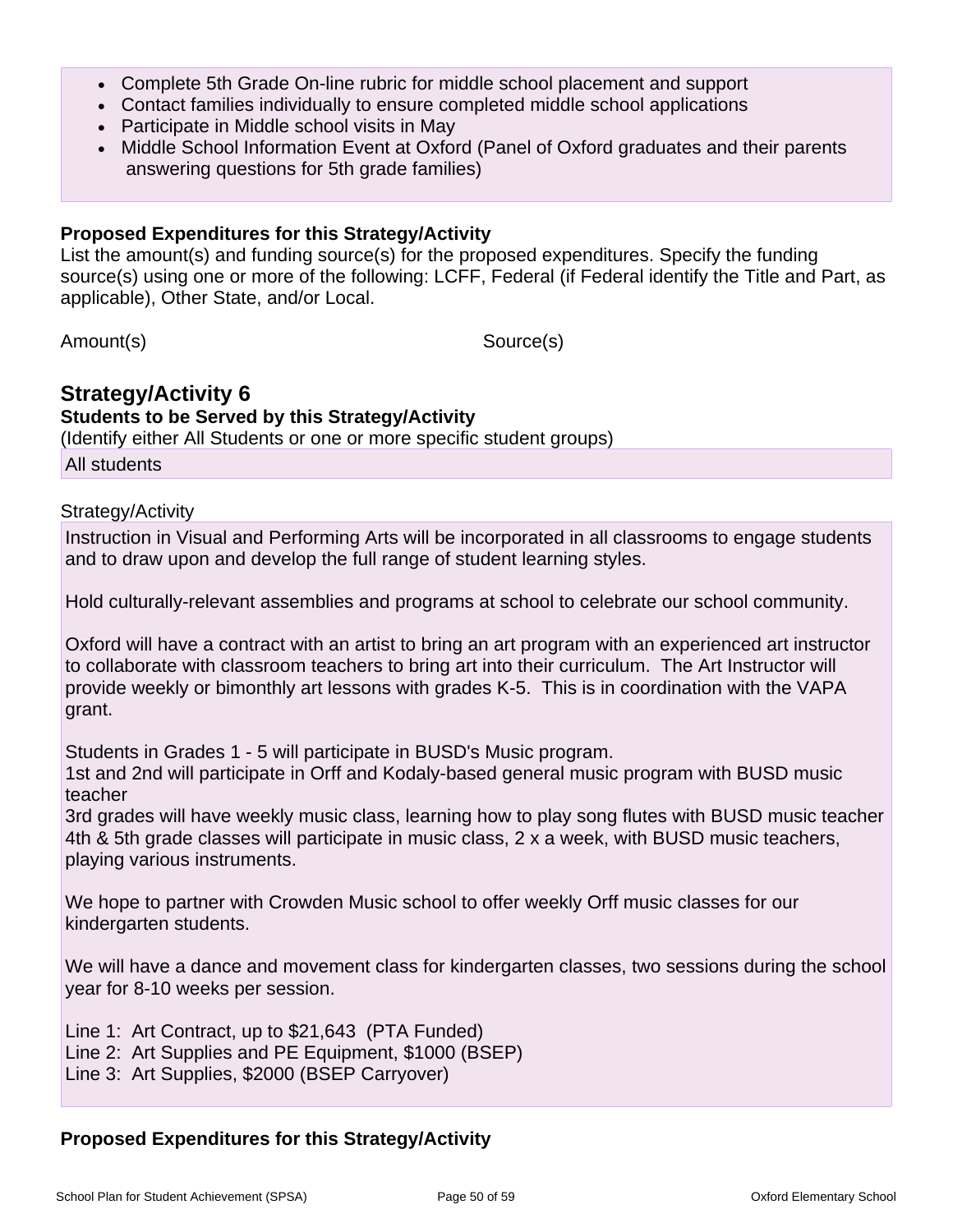- Complete 5th Grade On-line rubric for middle school placement and support
- Contact families individually to ensure completed middle school applications
- Participate in Middle school visits in May
- Middle School Information Event at Oxford (Panel of Oxford graduates and their parents answering questions for 5th grade families)

**Proposed Expenditures for this Strategy/Activity**

List the amount(s) and funding source(s) for the proposed expenditures. Specify the funding source(s) using one or more of the following: LCFF, Federal (if Federal identify the Title and Part, as applicable), Other State, and/or Local.

| Amount(s) | Source(s) |
|---|---|

## Strategy/Activity 6

**Students to be Served by this Strategy/Activity**

(Identify either All Students or one or more specific student groups)

All students

Strategy/Activity

Instruction in Visual and Performing Arts will be incorporated in all classrooms to engage students and to draw upon and develop the full range of student learning styles.

Hold culturally-relevant assemblies and programs at school to celebrate our school community.

Oxford will have a contract with an artist to bring an art program with an experienced art instructor to collaborate with classroom teachers to bring art into their curriculum. The Art Instructor will provide weekly or bimonthly art lessons with grades K-5. This is in coordination with the VAPA grant.

Students in Grades 1 - 5 will participate in BUSD's Music program.
1st and 2nd will participate in Orff and Kodaly-based general music program with BUSD music teacher
3rd grades will have weekly music class, learning how to play song flutes with BUSD music teacher
4th & 5th grade classes will participate in music class, 2 x a week, with BUSD music teachers, playing various instruments.

We hope to partner with Crowden Music school to offer weekly Orff music classes for our kindergarten students.

We will have a dance and movement class for kindergarten classes, two sessions during the school year for 8-10 weeks per session.

Line 1: Art Contract, up to $21,643 (PTA Funded)
Line 2: Art Supplies and PE Equipment, $1000 (BSEP)
Line 3: Art Supplies, $2000 (BSEP Carryover)

**Proposed Expenditures for this Strategy/Activity**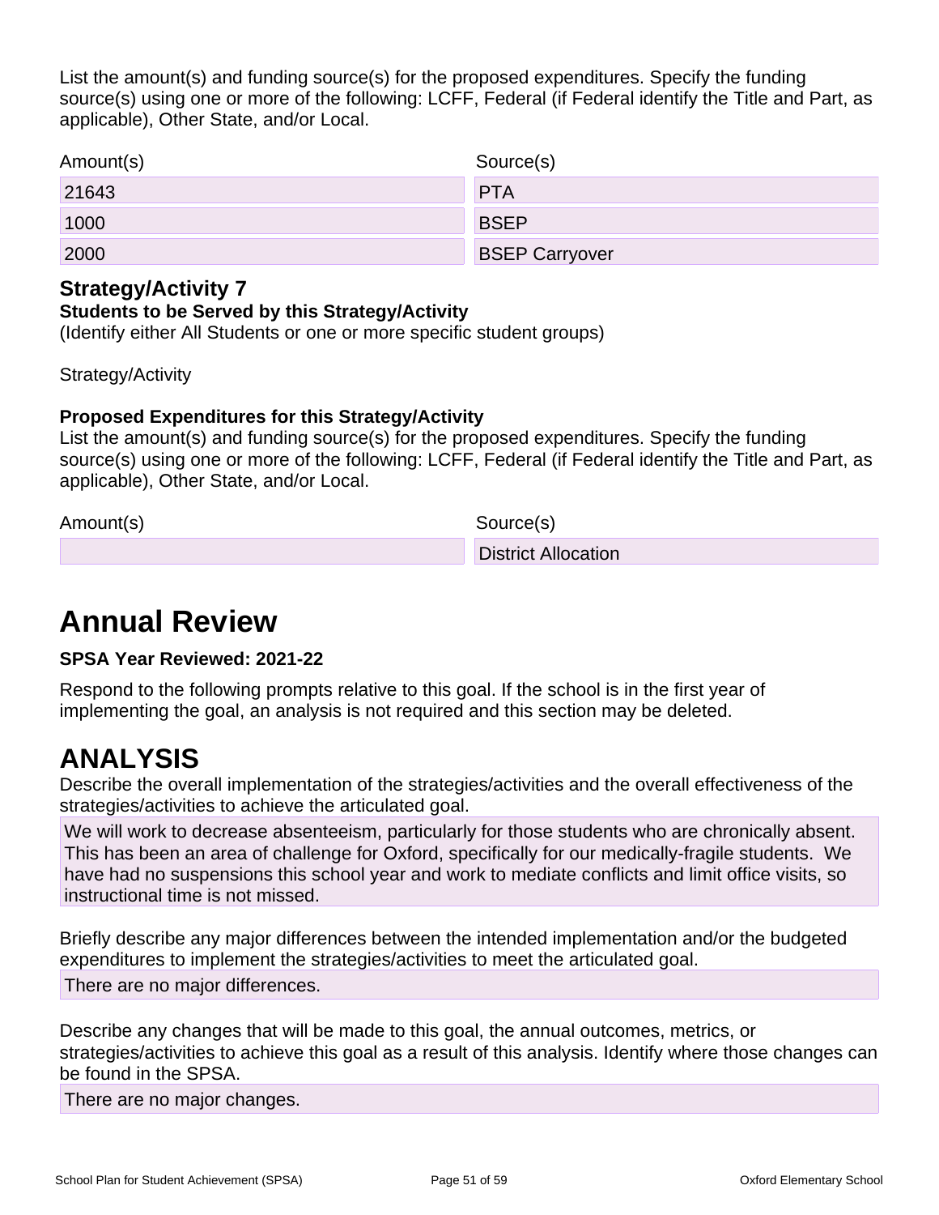List the amount(s) and funding source(s) for the proposed expenditures. Specify the funding source(s) using one or more of the following: LCFF, Federal (if Federal identify the Title and Part, as applicable), Other State, and/or Local.

| Amount(s) | Source(s) |
| --- | --- |
| 21643 | PTA |
| 1000 | BSEP |
| 2000 | BSEP Carryover |

### Strategy/Activity 7

**Students to be Served by this Strategy/Activity**

(Identify either All Students or one or more specific student groups)

Strategy/Activity

**Proposed Expenditures for this Strategy/Activity**

List the amount(s) and funding source(s) for the proposed expenditures. Specify the funding source(s) using one or more of the following: LCFF, Federal (if Federal identify the Title and Part, as applicable), Other State, and/or Local.

| Amount(s) | Source(s) |
| --- | --- |
| | District Allocation |

# Annual Review

**SPSA Year Reviewed: 2021-22**

Respond to the following prompts relative to this goal. If the school is in the first year of implementing the goal, an analysis is not required and this section may be deleted.

# ANALYSIS

Describe the overall implementation of the strategies/activities and the overall effectiveness of the strategies/activities to achieve the articulated goal.

We will work to decrease absenteeism, particularly for those students who are chronically absent. This has been an area of challenge for Oxford, specifically for our medically-fragile students. We have had no suspensions this school year and work to mediate conflicts and limit office visits, so instructional time is not missed.

Briefly describe any major differences between the intended implementation and/or the budgeted expenditures to implement the strategies/activities to meet the articulated goal.

There are no major differences.

Describe any changes that will be made to this goal, the annual outcomes, metrics, or strategies/activities to achieve this goal as a result of this analysis. Identify where those changes can be found in the SPSA.

There are no major changes.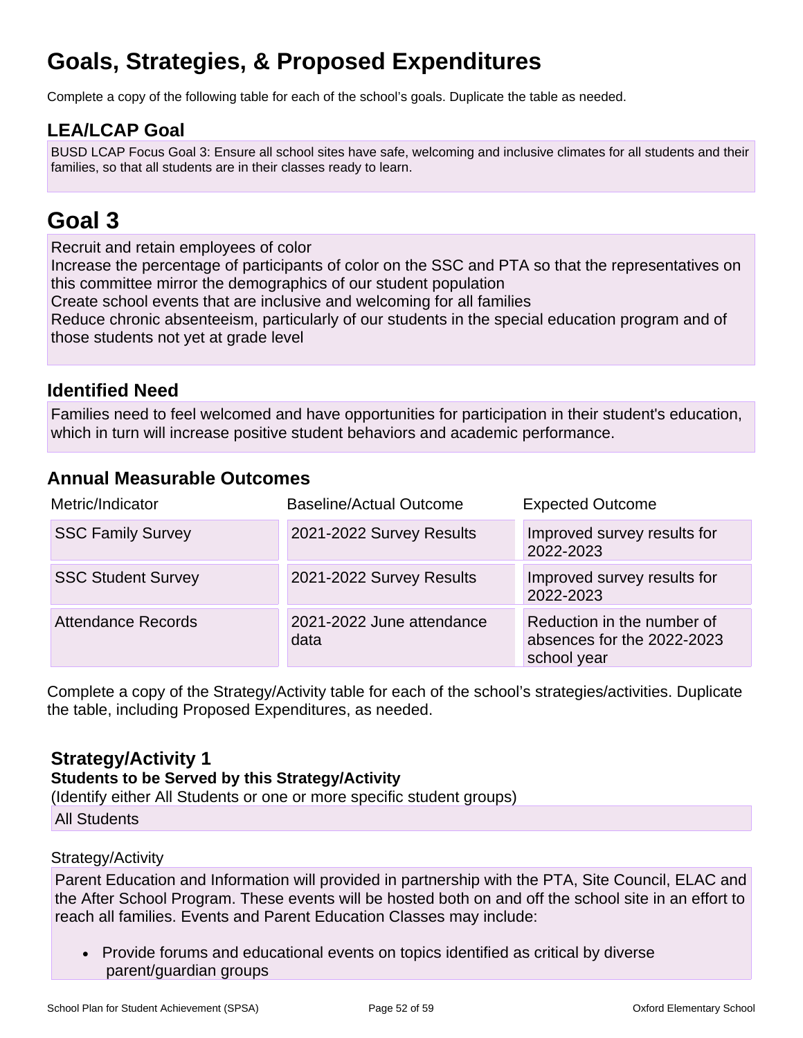# Goals, Strategies, & Proposed Expenditures

Complete a copy of the following table for each of the school's goals. Duplicate the table as needed.

## LEA/LCAP Goal

BUSD LCAP Focus Goal 3: Ensure all school sites have safe, welcoming and inclusive climates for all students and their families, so that all students are in their classes ready to learn.

# Goal 3

Recruit and retain employees of color
Increase the percentage of participants of color on the SSC and PTA so that the representatives on this committee mirror the demographics of our student population
Create school events that are inclusive and welcoming for all families
Reduce chronic absenteeism, particularly of our students in the special education program and of those students not yet at grade level

## Identified Need

Families need to feel welcomed and have opportunities for participation in their student's education, which in turn will increase positive student behaviors and academic performance.

## Annual Measurable Outcomes

| Metric/Indicator | Baseline/Actual Outcome | Expected Outcome |
|---|---|---|
| SSC Family Survey | 2021-2022 Survey Results | Improved survey results for 2022-2023 |
| SSC Student Survey | 2021-2022 Survey Results | Improved survey results for 2022-2023 |
| Attendance Records | 2021-2022 June attendance data | Reduction in the number of absences for the 2022-2023 school year |

Complete a copy of the Strategy/Activity table for each of the school's strategies/activities. Duplicate the table, including Proposed Expenditures, as needed.

### Strategy/Activity 1

**Students to be Served by this Strategy/Activity**

(Identify either All Students or one or more specific student groups)

All Students

Strategy/Activity

Parent Education and Information will provided in partnership with the PTA, Site Council, ELAC and the After School Program. These events will be hosted both on and off the school site in an effort to reach all families. Events and Parent Education Classes may include:

- Provide forums and educational events on topics identified as critical by diverse parent/guardian groups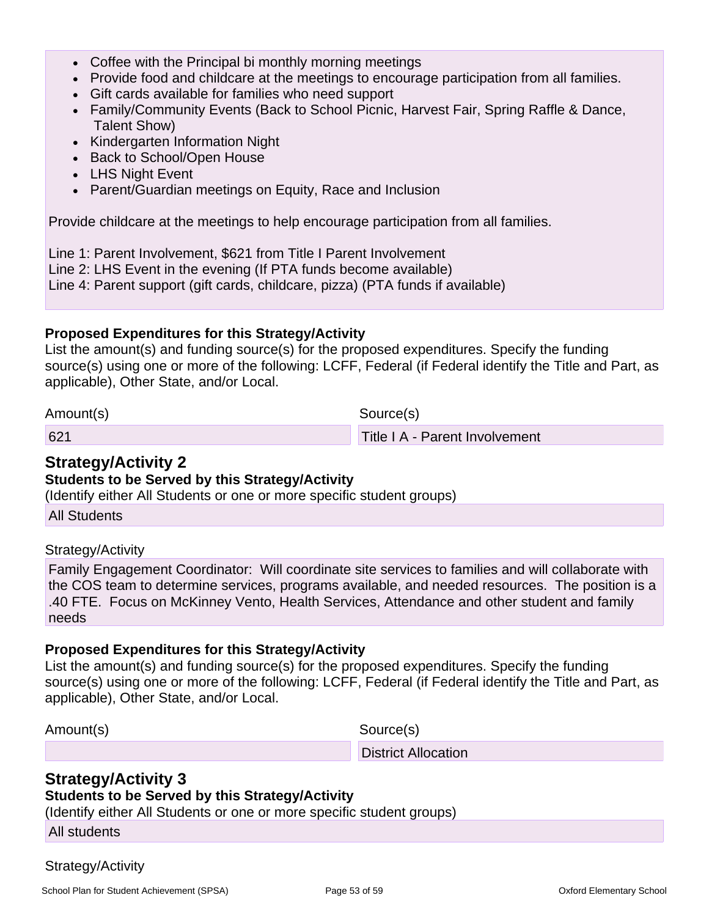- Coffee with the Principal bi monthly morning meetings
- Provide food and childcare at the meetings to encourage participation from all families.
- Gift cards available for families who need support
- Family/Community Events (Back to School Picnic, Harvest Fair, Spring Raffle & Dance, Talent Show)
- Kindergarten Information Night
- Back to School/Open House
- LHS Night Event
- Parent/Guardian meetings on Equity, Race and Inclusion

Provide childcare at the meetings to help encourage participation from all families.

Line 1: Parent Involvement, $621 from Title I Parent Involvement
Line 2: LHS Event in the evening (If PTA funds become available)
Line 4: Parent support (gift cards, childcare, pizza) (PTA funds if available)

**Proposed Expenditures for this Strategy/Activity**
List the amount(s) and funding source(s) for the proposed expenditures. Specify the funding source(s) using one or more of the following: LCFF, Federal (if Federal identify the Title and Part, as applicable), Other State, and/or Local.

| Amount(s) | Source(s) |
| --- | --- |
| 621 | Title I A - Parent Involvement |

## Strategy/Activity 2

**Students to be Served by this Strategy/Activity**
(Identify either All Students or one or more specific student groups)

All Students

Strategy/Activity

Family Engagement Coordinator: Will coordinate site services to families and will collaborate with the COS team to determine services, programs available, and needed resources. The position is a .40 FTE. Focus on McKinney Vento, Health Services, Attendance and other student and family needs

**Proposed Expenditures for this Strategy/Activity**
List the amount(s) and funding source(s) for the proposed expenditures. Specify the funding source(s) using one or more of the following: LCFF, Federal (if Federal identify the Title and Part, as applicable), Other State, and/or Local.

| Amount(s) | Source(s) |
| --- | --- |
| | District Allocation |

## Strategy/Activity 3

**Students to be Served by this Strategy/Activity**
(Identify either All Students or one or more specific student groups)

All students

Strategy/Activity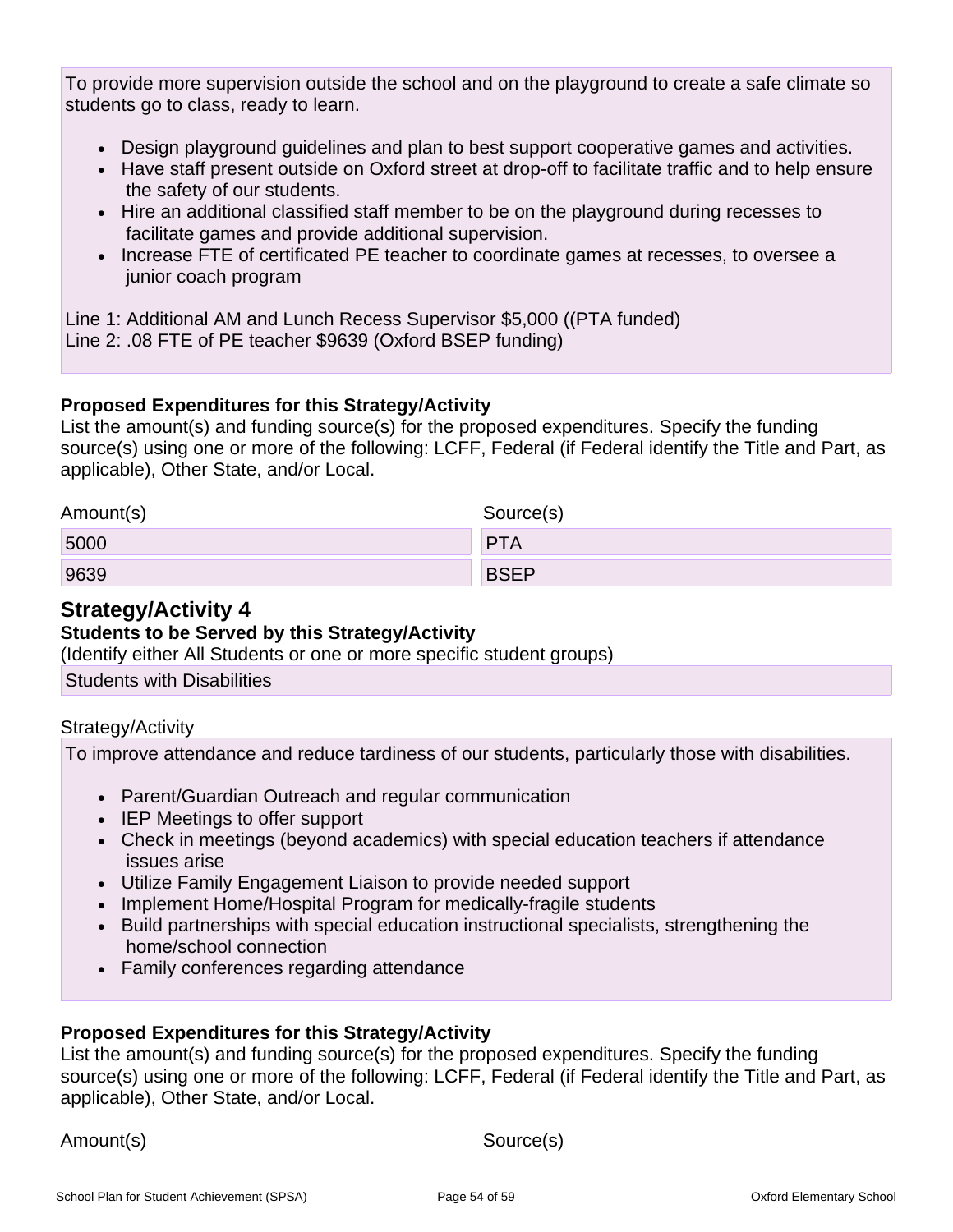To provide more supervision outside the school and on the playground to create a safe climate so students go to class, ready to learn.

- Design playground guidelines and plan to best support cooperative games and activities.
- Have staff present outside on Oxford street at drop-off to facilitate traffic and to help ensure the safety of our students.
- Hire an additional classified staff member to be on the playground during recesses to facilitate games and provide additional supervision.
- Increase FTE of certificated PE teacher to coordinate games at recesses, to oversee a junior coach program

Line 1: Additional AM and Lunch Recess Supervisor $5,000 ((PTA funded)
Line 2: .08 FTE of PE teacher $9639 (Oxford BSEP funding)

**Proposed Expenditures for this Strategy/Activity**

List the amount(s) and funding source(s) for the proposed expenditures. Specify the funding source(s) using one or more of the following: LCFF, Federal (if Federal identify the Title and Part, as applicable), Other State, and/or Local.

| Amount(s) | Source(s) |
|---|---|
| 5000 | PTA |
| 9639 | BSEP |

## Strategy/Activity 4

**Students to be Served by this Strategy/Activity**

(Identify either All Students or one or more specific student groups)

Students with Disabilities

Strategy/Activity

To improve attendance and reduce tardiness of our students, particularly those with disabilities.

- Parent/Guardian Outreach and regular communication
- IEP Meetings to offer support
- Check in meetings (beyond academics) with special education teachers if attendance issues arise
- Utilize Family Engagement Liaison to provide needed support
- Implement Home/Hospital Program for medically-fragile students
- Build partnerships with special education instructional specialists, strengthening the home/school connection
- Family conferences regarding attendance

**Proposed Expenditures for this Strategy/Activity**

List the amount(s) and funding source(s) for the proposed expenditures. Specify the funding source(s) using one or more of the following: LCFF, Federal (if Federal identify the Title and Part, as applicable), Other State, and/or Local.

| Amount(s) | Source(s) |
|---|---|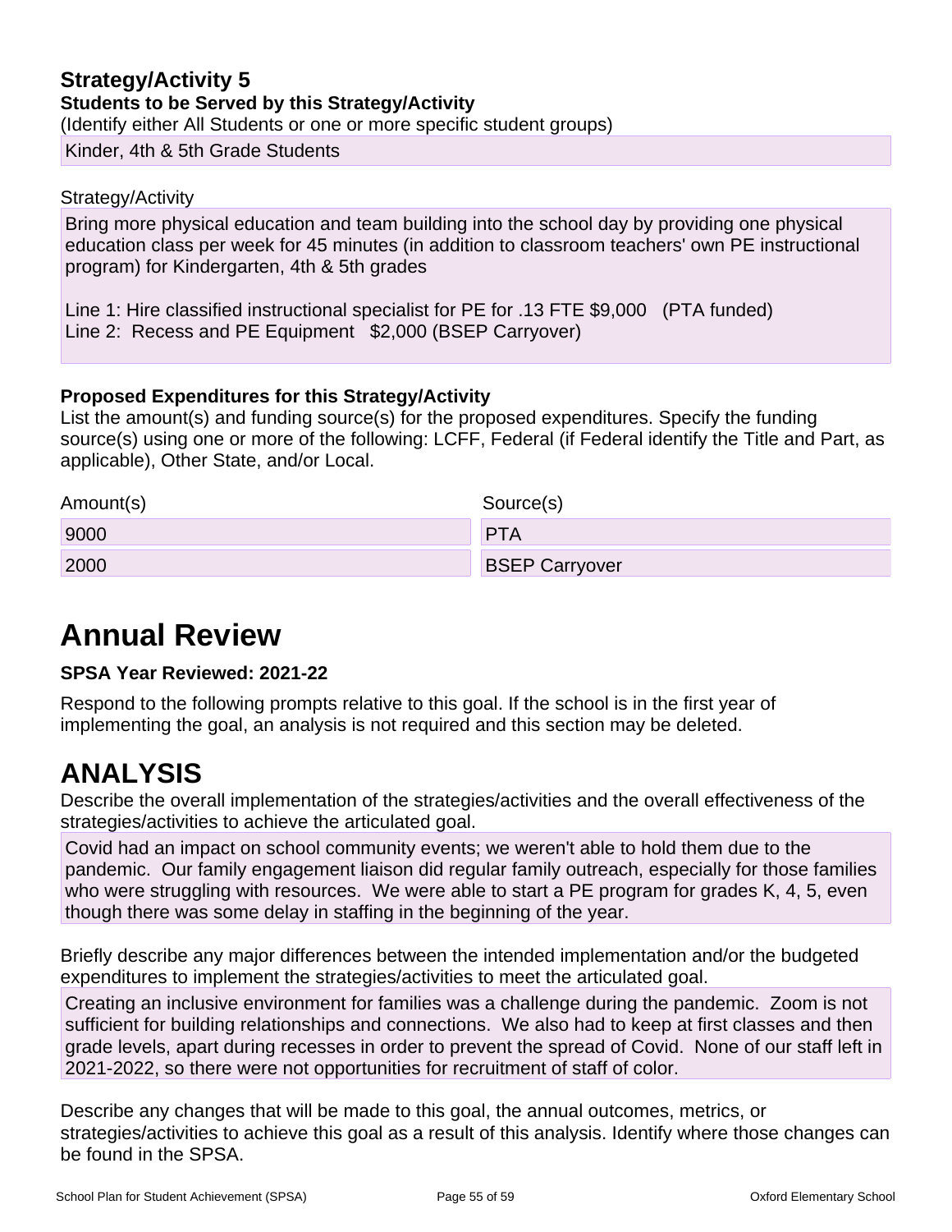### Strategy/Activity 5

**Students to be Served by this Strategy/Activity**

(Identify either All Students or one or more specific student groups)

Kinder, 4th & 5th Grade Students

Strategy/Activity

Bring more physical education and team building into the school day by providing one physical education class per week for 45 minutes (in addition to classroom teachers' own PE instructional program) for Kindergarten, 4th & 5th grades

Line 1: Hire classified instructional specialist for PE for .13 FTE $9,000 (PTA funded)
Line 2: Recess and PE Equipment $2,000 (BSEP Carryover)

**Proposed Expenditures for this Strategy/Activity**

List the amount(s) and funding source(s) for the proposed expenditures. Specify the funding source(s) using one or more of the following: LCFF, Federal (if Federal identify the Title and Part, as applicable), Other State, and/or Local.

| Amount(s) | Source(s) |
|---|---|
| 9000 | PTA |
| 2000 | BSEP Carryover |

# Annual Review

**SPSA Year Reviewed: 2021-22**

Respond to the following prompts relative to this goal. If the school is in the first year of implementing the goal, an analysis is not required and this section may be deleted.

# ANALYSIS

Describe the overall implementation of the strategies/activities and the overall effectiveness of the strategies/activities to achieve the articulated goal.

Covid had an impact on school community events; we weren't able to hold them due to the pandemic. Our family engagement liaison did regular family outreach, especially for those families who were struggling with resources. We were able to start a PE program for grades K, 4, 5, even though there was some delay in staffing in the beginning of the year.

Briefly describe any major differences between the intended implementation and/or the budgeted expenditures to implement the strategies/activities to meet the articulated goal.

Creating an inclusive environment for families was a challenge during the pandemic. Zoom is not sufficient for building relationships and connections. We also had to keep at first classes and then grade levels, apart during recesses in order to prevent the spread of Covid. None of our staff left in 2021-2022, so there were not opportunities for recruitment of staff of color.

Describe any changes that will be made to this goal, the annual outcomes, metrics, or strategies/activities to achieve this goal as a result of this analysis. Identify where those changes can be found in the SPSA.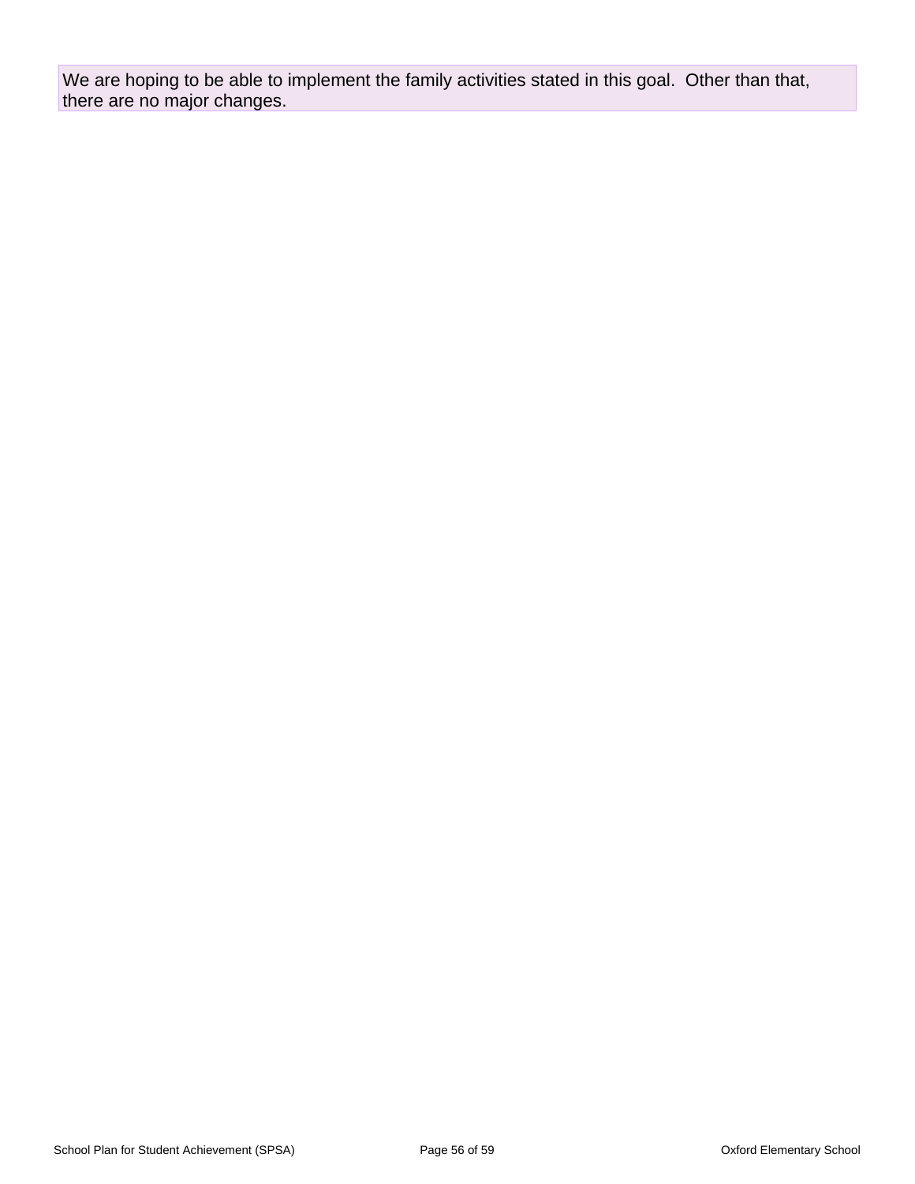We are hoping to be able to implement the family activities stated in this goal.  Other than that, there are no major changes.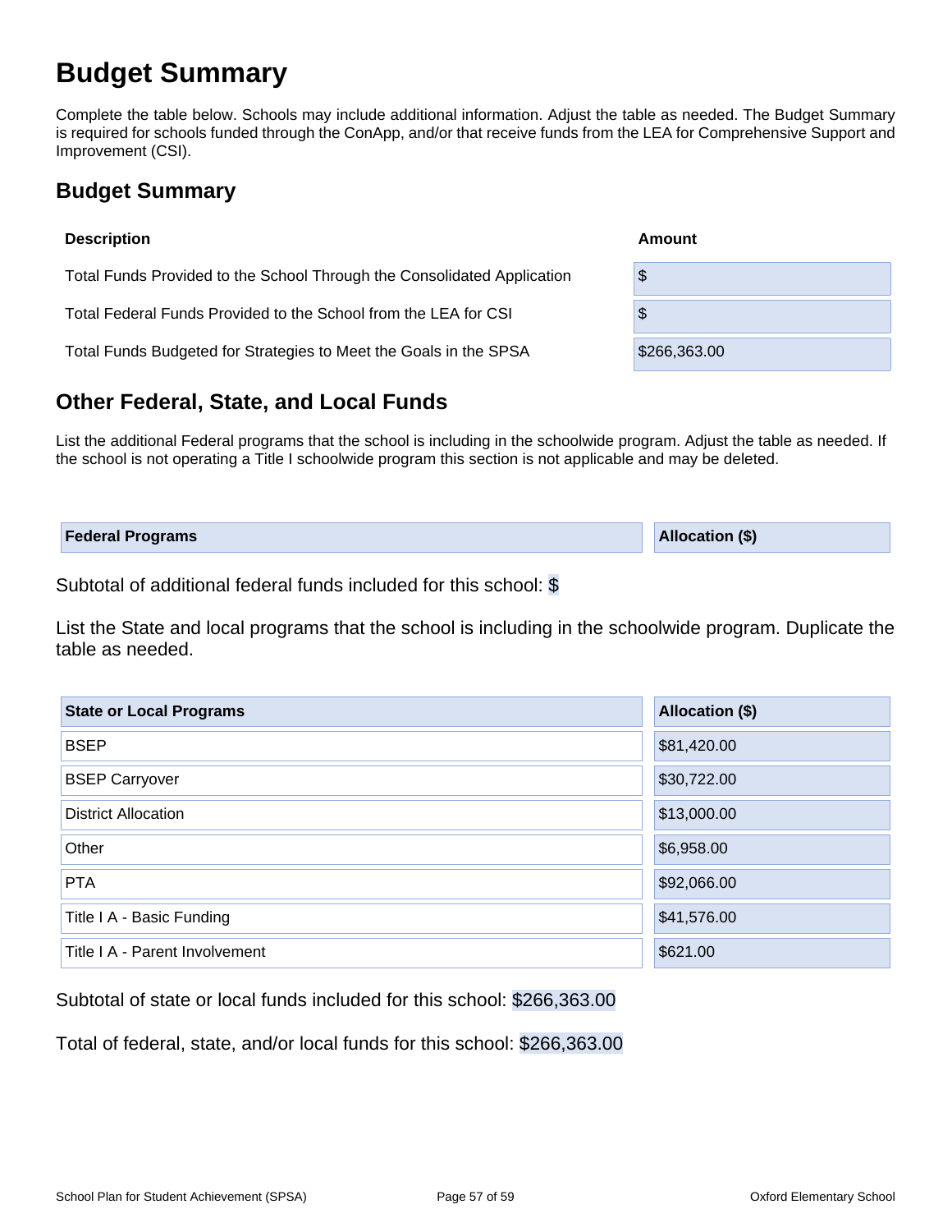# Budget Summary

Complete the table below. Schools may include additional information. Adjust the table as needed. The Budget Summary is required for schools funded through the ConApp, and/or that receive funds from the LEA for Comprehensive Support and Improvement (CSI).

## Budget Summary

| Description | Amount |
|---|---|
| Total Funds Provided to the School Through the Consolidated Application | $ |
| Total Federal Funds Provided to the School from the LEA for CSI | $ |
| Total Funds Budgeted for Strategies to Meet the Goals in the SPSA | $266,363.00 |

## Other Federal, State, and Local Funds

List the additional Federal programs that the school is including in the schoolwide program. Adjust the table as needed. If the school is not operating a Title I schoolwide program this section is not applicable and may be deleted.

| Federal Programs | Allocation ($) |
|---|---|

Subtotal of additional federal funds included for this school: $

List the State and local programs that the school is including in the schoolwide program. Duplicate the table as needed.

| State or Local Programs | Allocation ($) |
|---|---|
| BSEP | $81,420.00 |
| BSEP Carryover | $30,722.00 |
| District Allocation | $13,000.00 |
| Other | $6,958.00 |
| PTA | $92,066.00 |
| Title I A - Basic Funding | $41,576.00 |
| Title I A - Parent Involvement | $621.00 |

Subtotal of state or local funds included for this school: $266,363.00

Total of federal, state, and/or local funds for this school: $266,363.00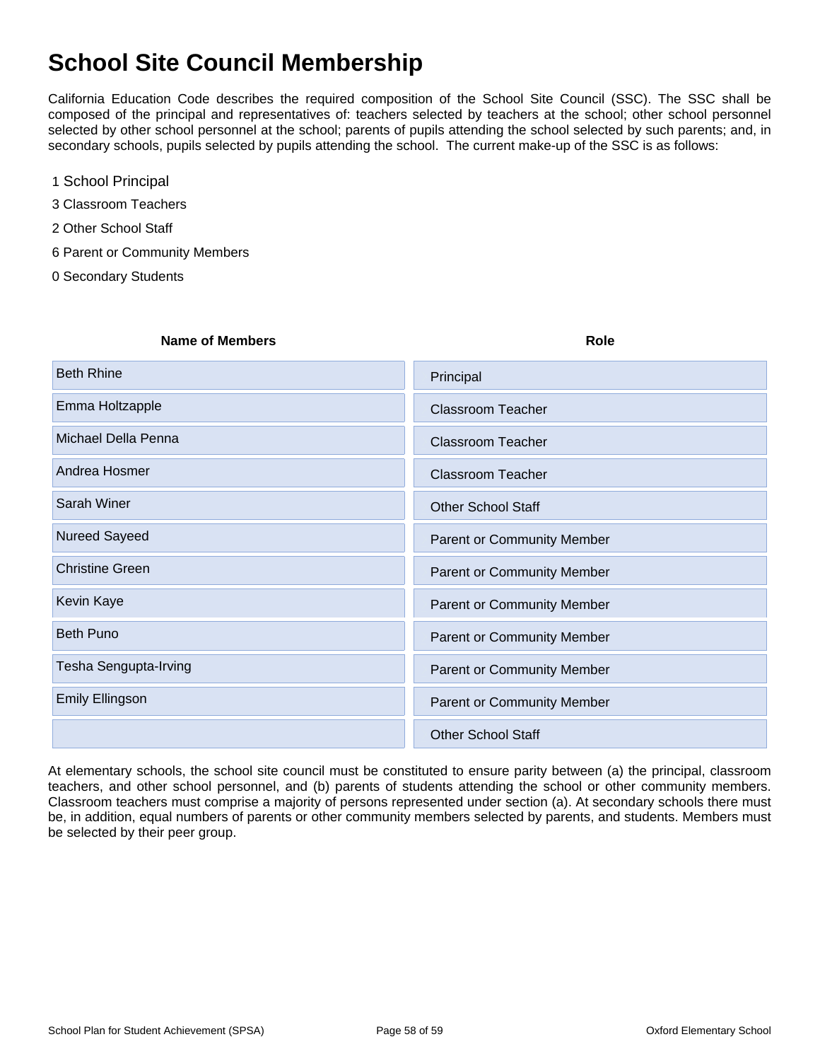# School Site Council Membership

California Education Code describes the required composition of the School Site Council (SSC). The SSC shall be composed of the principal and representatives of: teachers selected by teachers at the school; other school personnel selected by other school personnel at the school; parents of pupils attending the school selected by such parents; and, in secondary schools, pupils selected by pupils attending the school. The current make-up of the SSC is as follows:

1 School Principal

3 Classroom Teachers

2 Other School Staff

6 Parent or Community Members

0 Secondary Students

| Name of Members | Role |
|---|---|
| Beth Rhine | Principal |
| Emma Holtzapple | Classroom Teacher |
| Michael Della Penna | Classroom Teacher |
| Andrea Hosmer | Classroom Teacher |
| Sarah Winer | Other School Staff |
| Nureed Sayeed | Parent or Community Member |
| Christine Green | Parent or Community Member |
| Kevin Kaye | Parent or Community Member |
| Beth Puno | Parent or Community Member |
| Tesha Sengupta-Irving | Parent or Community Member |
| Emily Ellingson | Parent or Community Member |
| | Other School Staff |

At elementary schools, the school site council must be constituted to ensure parity between (a) the principal, classroom teachers, and other school personnel, and (b) parents of students attending the school or other community members. Classroom teachers must comprise a majority of persons represented under section (a). At secondary schools there must be, in addition, equal numbers of parents or other community members selected by parents, and students. Members must be selected by their peer group.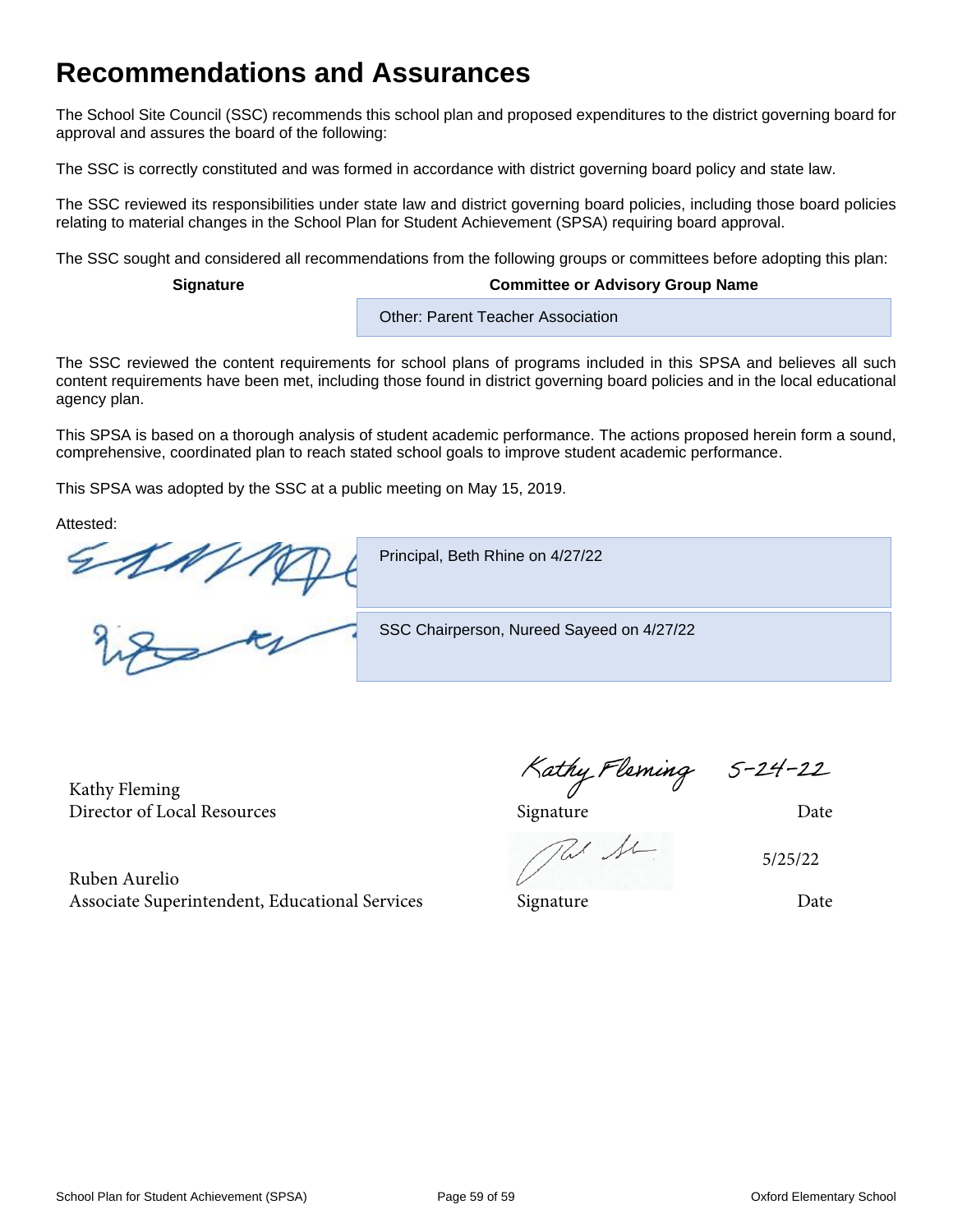# Recommendations and Assurances

The School Site Council (SSC) recommends this school plan and proposed expenditures to the district governing board for approval and assures the board of the following:

The SSC is correctly constituted and was formed in accordance with district governing board policy and state law.

The SSC reviewed its responsibilities under state law and district governing board policies, including those board policies relating to material changes in the School Plan for Student Achievement (SPSA) requiring board approval.

The SSC sought and considered all recommendations from the following groups or committees before adopting this plan:

| Signature | Committee or Advisory Group Name |
|---|---|
| | Other: Parent Teacher Association |

The SSC reviewed the content requirements for school plans of programs included in this SPSA and believes all such content requirements have been met, including those found in district governing board policies and in the local educational agency plan.

This SPSA is based on a thorough analysis of student academic performance. The actions proposed herein form a sound, comprehensive, coordinated plan to reach stated school goals to improve student academic performance.

This SPSA was adopted by the SSC at a public meeting on May 15, 2019.

Attested:

| Signature | |
|---|---|
| [signature] | Principal, Beth Rhine on 4/27/22 |
| [signature] | SSC Chairperson, Nureed Sayeed on 4/27/22 |

| Name | Signature | Date |
|---|---|---|
| Kathy Fleming<br>Director of Local Resources | Kathy Fleming<br>Signature | 5-24-22<br>Date |
| Ruben Aurelio<br>Associate Superintendent, Educational Services | [signature]<br>Signature | 5/25/22<br>Date |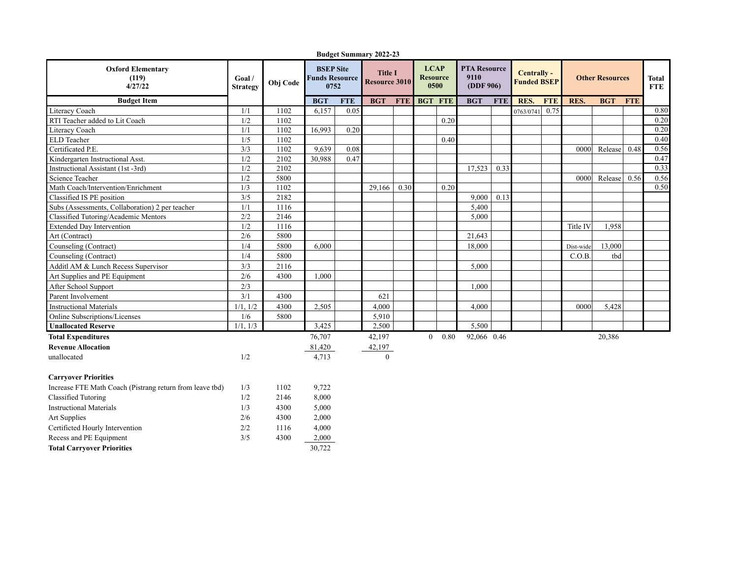**Budget Summary 2022-23**

| Oxford Elementary (119) 4/27/22 | Goal / Strategy | Obj Code | BSEP Site Funds Resource 0752 | | Title I Resource 3010 | | LCAP Resource 0500 | | PTA Resource 9110 (DDF 906) | | Centrally - Funded BSEP | | Other Resources | | | Total FTE |
|---|---|---|---|---|---|---|---|---|---|---|---|---|---|---|---|---|
| **Budget Item** | | | **BGT** | **FTE** | **BGT** | **FTE** | **BGT** | **FTE** | **BGT** | **FTE** | **RES.** | **FTE** | **RES.** | **BGT** | **FTE** | |
| Literacy Coach | 1/1 | 1102 | 6,157 | 0.05 | | | | | | | 0763/0741 | 0.75 | | | | 0.80 |
| RTI Teacher added to Lit Coach | 1/2 | 1102 | | | | | | 0.20 | | | | | | | | 0.20 |
| Literacy Coach | 1/1 | 1102 | 16,993 | 0.20 | | | | | | | | | | | | 0.20 |
| ELD Teacher | 1/5 | 1102 | | | | | | 0.40 | | | | | | | | 0.40 |
| Certificated P.E. | 3/3 | 1102 | 9,639 | 0.08 | | | | | | | | | 0000 | Release | 0.48 | 0.56 |
| Kindergarten Instructional Asst. | 1/2 | 2102 | 30,988 | 0.47 | | | | | | | | | | | | 0.47 |
| Instructional Assistant (1st -3rd) | 1/2 | 2102 | | | | | | | 17,523 | 0.33 | | | | | | 0.33 |
| Science Teacher | 1/2 | 5800 | | | | | | | | | | | 0000 | Release | 0.56 | 0.56 |
| Math Coach/Intervention/Enrichment | 1/3 | 1102 | | | 29,166 | 0.30 | | 0.20 | | | | | | | | 0.50 |
| Classified IS PE position | 3/5 | 2182 | | | | | | | 9,000 | 0.13 | | | | | | |
| Subs (Assessments, Collaboration) 2 per teacher | 1/1 | 1116 | | | | | | | 5,400 | | | | | | | |
| Classified Tutoring/Academic Mentors | 2/2 | 2146 | | | | | | | 5,000 | | | | | | | |
| Extended Day Intervention | 1/2 | 1116 | | | | | | | | | | | Title IV | 1,958 | | |
| Art (Contract) | 2/6 | 5800 | | | | | | | 21,643 | | | | | | | |
| Counseling (Contract) | 1/4 | 5800 | 6,000 | | | | | | 18,000 | | | | Dist-wide | 13,000 | | |
| Counseling (Contract) | 1/4 | 5800 | | | | | | | | | | | C.O.B. | tbd | | |
| Additl AM & Lunch Recess Supervisor | 3/3 | 2116 | | | | | | | 5,000 | | | | | | | |
| Art Supplies and PE Equipment | 2/6 | 4300 | 1,000 | | | | | | | | | | | | | |
| After School Support | 2/3 | | | | | | | | 1,000 | | | | | | | |
| Parent Involvement | 3/1 | 4300 | | | 621 | | | | | | | | | | | |
| Instructional Materials | 1/1, 1/2 | 4300 | 2,505 | | 4,000 | | | | 4,000 | | | | 0000 | 5,428 | | |
| Online Subscriptions/Licenses | 1/6 | 5800 | | | 5,910 | | | | | | | | | | | |
| **Unallocated Reserve** | 1/1, 1/3 | | 3,425 | | 2,500 | | | | 5,500 | | | | | | | |
| **Total Expenditures** | | | 76,707 | | 42,197 | | 0 | 0.80 | 92,066 | 0.46 | | | | 20,386 | | |
| **Revenue Allocation** | | | 81,420 | | 42,197 | | | | | | | | | | | |
| unallocated | 1/2 | | 4,713 | | 0 | | | | | | | | | | | |

| **Carryover Priorities** | | | |
|---|---|---|---|
| Increase FTE Math Coach (Pistrang return from leave tbd) | 1/3 | 1102 | 9,722 |
| Classified Tutoring | 1/2 | 2146 | 8,000 |
| Instructional Materials | 1/3 | 4300 | 5,000 |
| Art Supplies | 2/6 | 4300 | 2,000 |
| Certificted Hourly Intervention | 2/2 | 1116 | 4,000 |
| Recess and PE Equipment | 3/5 | 4300 | 2,000 |
| **Total Carryover Priorities** | | | 30,722 |